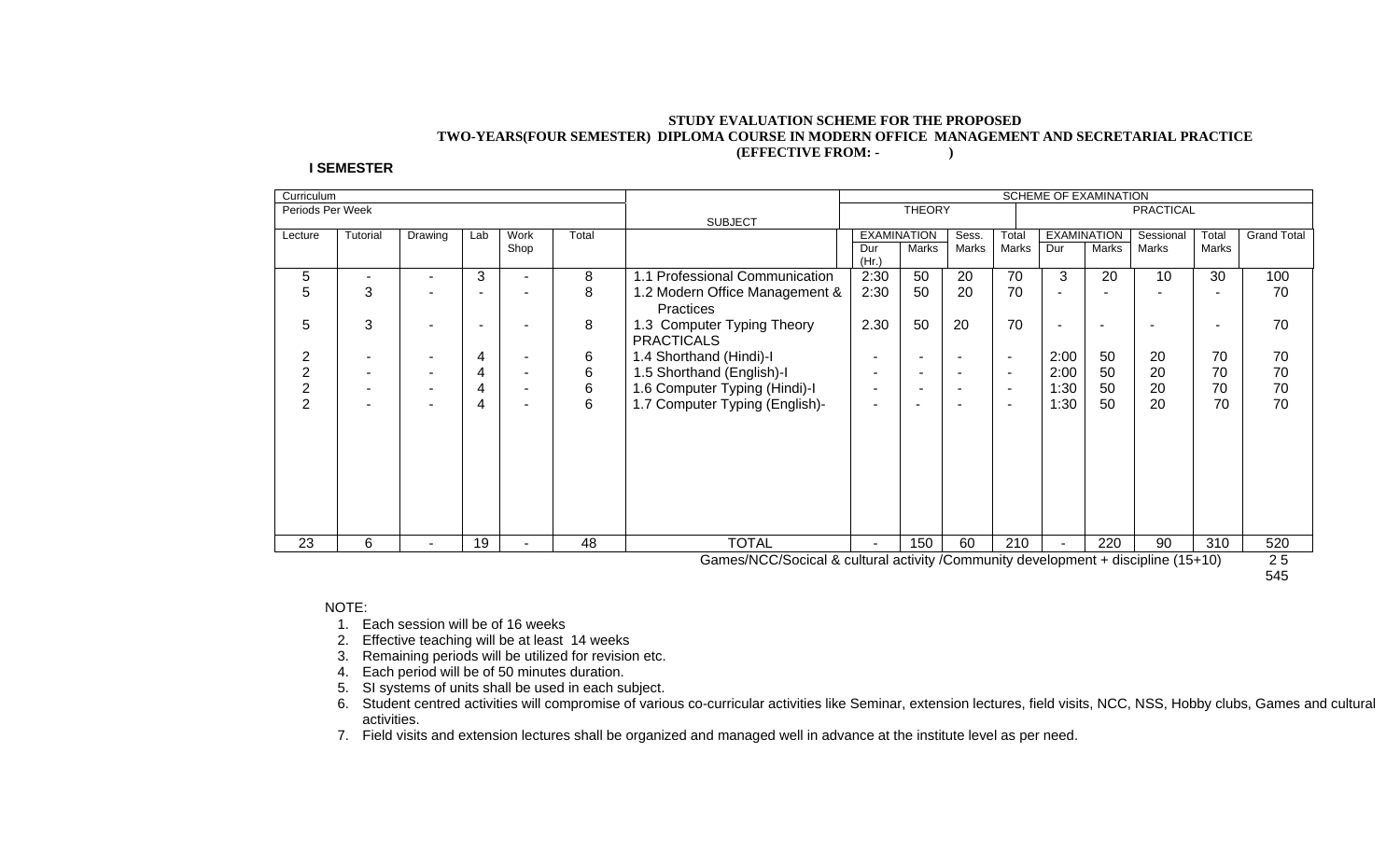**STUDY EVALUATION SCHEME FOR THE PROPOSED**
**TWO-YEARS(FOUR SEMESTER) DIPLOMA COURSE IN MODERN OFFICE MANAGEMENT AND SECRETARIAL PRACTICE**
**(EFFECTIVE FROM: - )**

**I SEMESTER**

| Curriculum | | | | | | | SCHEME OF EXAMINATION | | | | | | | | | |
|---|---|---|---|---|---|---|---|---|---|---|---|---|---|---|---|---|
| Periods Per Week | | | | | | SUBJECT | THEORY | | | | PRACTICAL | | | | | |
| Lecture | Tutorial | Drawing | Lab | Work Shop | Total | | EXAMINATION Dur (Hr.) | EXAMINATION Marks | Sess. Marks | Total Marks | EXAMINATION Dur | EXAMINATION Marks | Sessional Marks | Total Marks | Grand Total |
| 5 | - | - | 3 | - | 8 | 1.1 Professional Communication | 2:30 | 50 | 20 | 70 | 3 | 20 | 10 | 30 | 100 |
| 5 | 3 | - | - | - | 8 | 1.2 Modern Office Management & Practices | 2:30 | 50 | 20 | 70 | - | - | - | - | 70 |
| 5 | 3 | - | - | - | 8 | 1.3 Computer Typing Theory | 2.30 | 50 | 20 | 70 | - | - | - | - | 70 |
| | | | | | | PRACTICALS | | | | | | | | | |
| 2 | - | - | 4 | - | 6 | 1.4 Shorthand (Hindi)-I | - | - | - | - | 2:00 | 50 | 20 | 70 | 70 |
| 2 | - | - | 4 | - | 6 | 1.5 Shorthand (English)-I | - | - | - | - | 2:00 | 50 | 20 | 70 | 70 |
| 2 | - | - | 4 | - | 6 | 1.6 Computer Typing (Hindi)-I | - | - | - | - | 1:30 | 50 | 20 | 70 | 70 |
| 2 | - | - | 4 | - | 6 | 1.7 Computer Typing (English)- | - | - | - | - | 1:30 | 50 | 20 | 70 | 70 |
| 23 | 6 | - | 19 | - | 48 | TOTAL | - | 150 | 60 | 210 | - | 220 | 90 | 310 | 520 |

Games/NCC/Socical & cultural activity /Community development + discipline (15+10) 25

545

NOTE:

1. Each session will be of 16 weeks
2. Effective teaching will be at least 14 weeks
3. Remaining periods will be utilized for revision etc.
4. Each period will be of 50 minutes duration.
5. SI systems of units shall be used in each subject.
6. Student centred activities will compromise of various co-curricular activities like Seminar, extension lectures, field visits, NCC, NSS, Hobby clubs, Games and cultural activities.
7. Field visits and extension lectures shall be organized and managed well in advance at the institute level as per need.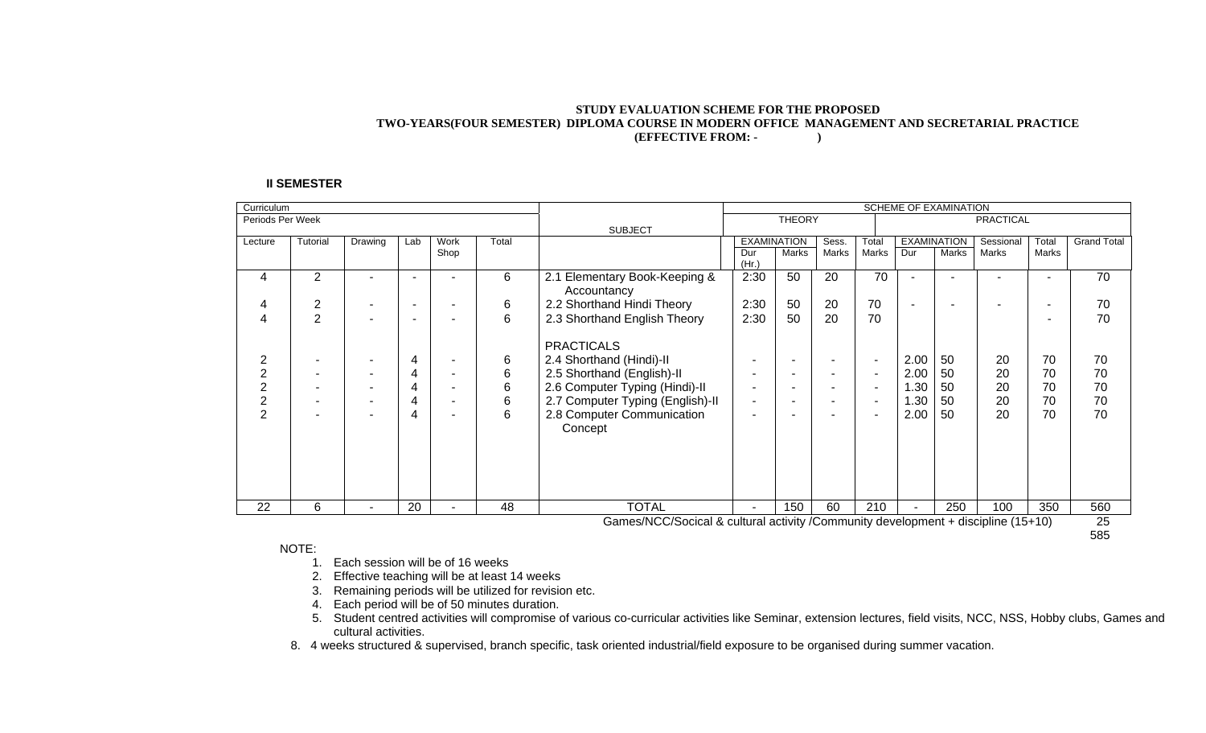**STUDY EVALUATION SCHEME FOR THE PROPOSED**
**TWO-YEARS(FOUR SEMESTER) DIPLOMA COURSE IN MODERN OFFICE MANAGEMENT AND SECRETARIAL PRACTICE**
**(EFFECTIVE FROM: - )**

**II SEMESTER**

| Curriculum | | | | | | SUBJECT | SCHEME OF EXAMINATION | | | | | | | | | |
|---|---|---|---|---|---|---|---|---|---|---|---|---|---|---|---|---|
| Periods Per Week | | | | | | | THEORY | | | | PRACTICAL | | | | | |
| Lecture | Tutorial | Drawing | Lab | Work Shop | Total | | EXAMINATION Dur (Hr.) | EXAMINATION Marks | Sess. Marks | Total Marks | EXAMINATION Dur | EXAMINATION Marks | Sessional Marks | Total Marks | Grand Total |
| 4 | 2 | - | - | - | 6 | 2.1 Elementary Book-Keeping & Accountancy | 2:30 | 50 | 20 | 70 | - | - | - | - | 70 |
| 4 | 2 | - | - | - | 6 | 2.2 Shorthand Hindi Theory | 2:30 | 50 | 20 | 70 | - | - | - | - | 70 |
| 4 | 2 | - | - | - | 6 | 2.3 Shorthand English Theory | 2:30 | 50 | 20 | 70 | | | | - | 70 |
| | | | | | | PRACTICALS | | | | | | | | | |
| 2 | - | - | 4 | - | 6 | 2.4 Shorthand (Hindi)-II | - | - | - | - | 2.00 | 50 | 20 | 70 | 70 |
| 2 | - | - | 4 | - | 6 | 2.5 Shorthand (English)-II | - | - | - | - | 2.00 | 50 | 20 | 70 | 70 |
| 2 | - | - | 4 | - | 6 | 2.6 Computer Typing (Hindi)-II | - | - | - | - | 1.30 | 50 | 20 | 70 | 70 |
| 2 | - | - | 4 | - | 6 | 2.7 Computer Typing (English)-II | - | - | - | - | 1.30 | 50 | 20 | 70 | 70 |
| 2 | - | - | 4 | - | 6 | 2.8 Computer Communication Concept | - | - | - | - | 2.00 | 50 | 20 | 70 | 70 |
| 22 | 6 | - | 20 | - | 48 | TOTAL | - | 150 | 60 | 210 | - | 250 | 100 | 350 | 560 |
| | | | | | | Games/NCC/Socical & cultural activity /Community development + discipline (15+10) | | | | | | | | | 25 |
| | | | | | | | | | | | | | | | 585 |

NOTE:

1. Each session will be of 16 weeks
2. Effective teaching will be at least 14 weeks
3. Remaining periods will be utilized for revision etc.
4. Each period will be of 50 minutes duration.
5. Student centred activities will compromise of various co-curricular activities like Seminar, extension lectures, field visits, NCC, NSS, Hobby clubs, Games and cultural activities.

8. 4 weeks structured & supervised, branch specific, task oriented industrial/field exposure to be organised during summer vacation.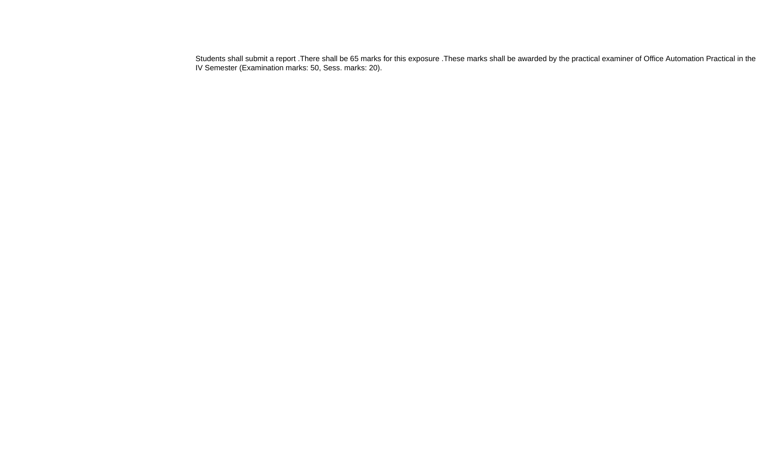Students shall submit a report .There shall be 65 marks for this exposure .These marks shall be awarded by the practical examiner of Office Automation Practical in the IV Semester (Examination marks: 50, Sess. marks: 20).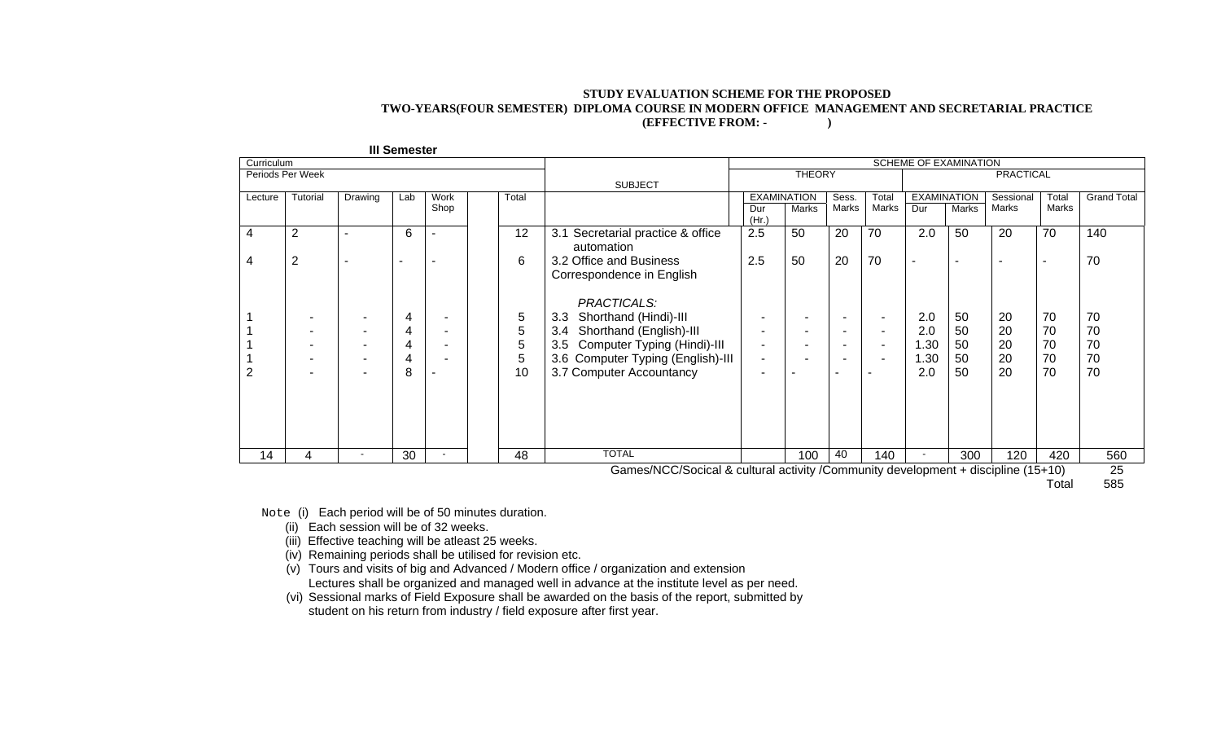**STUDY EVALUATION SCHEME FOR THE PROPOSED**
**TWO-YEARS(FOUR SEMESTER) DIPLOMA COURSE IN MODERN OFFICE MANAGEMENT AND SECRETARIAL PRACTICE**
**(EFFECTIVE FROM: - )**

**III Semester**

| Curriculum | | | | | | | SCHEME OF EXAMINATION | | | | | | | | | | |
|---|---|---|---|---|---|---|---|---|---|---|---|---|---|---|---|---|---|
| Periods Per Week | | | | | | SUBJECT | THEORY | | | | PRACTICAL | | | | | |
| Lecture | Tutorial | Drawing | Lab | Work Shop | Total | | EXAMINATION Dur (Hr.) | EXAMINATION Marks | Sess. Marks | Total Marks | EXAMINATION Dur | EXAMINATION Marks | Sessional Marks | Total Marks | Grand Total |
| 4 | 2 | - | 6 | - | 12 | 3.1 Secretarial practice & office automation | 2.5 | 50 | 20 | 70 | 2.0 | 50 | 20 | 70 | 140 |
| 4 | 2 | - | - | - | 6 | 3.2 Office and Business Correspondence in English | 2.5 | 50 | 20 | 70 | - | - | - | - | 70 |
| | | | | | | *PRACTICALS:* | | | | | | | | | |
| 1 | - | - | 4 | - | 5 | 3.3 Shorthand (Hindi)-III | - | - | - | - | 2.0 | 50 | 20 | 70 | 70 |
| 1 | - | - | 4 | - | 5 | 3.4 Shorthand (English)-III | - | - | - | - | 2.0 | 50 | 20 | 70 | 70 |
| 1 | - | - | 4 | - | 5 | 3.5 Computer Typing (Hindi)-III | - | - | - | - | 1.30 | 50 | 20 | 70 | 70 |
| 1 | - | - | 4 | - | 5 | 3.6 Computer Typing (English)-III | - | - | - | - | 1.30 | 50 | 20 | 70 | 70 |
| 2 | - | - | 8 | - | 10 | 3.7 Computer Accountancy | - | - | - | - | 2.0 | 50 | 20 | 70 | 70 |
| 14 | 4 | - | 30 | - | 48 | TOTAL | | 100 | 40 | 140 | - | 300 | 120 | 420 | 560 |

Games/NCC/Socical & cultural activity /Community development + discipline (15+10) 25

Total 585

Note (i) Each period will be of 50 minutes duration.

(ii) Each session will be of 32 weeks.

(iii) Effective teaching will be atleast 25 weeks.

(iv) Remaining periods shall be utilised for revision etc.

(v) Tours and visits of big and Advanced / Modern office / organization and extension Lectures shall be organized and managed well in advance at the institute level as per need.

(vi) Sessional marks of Field Exposure shall be awarded on the basis of the report, submitted by student on his return from industry / field exposure after first year.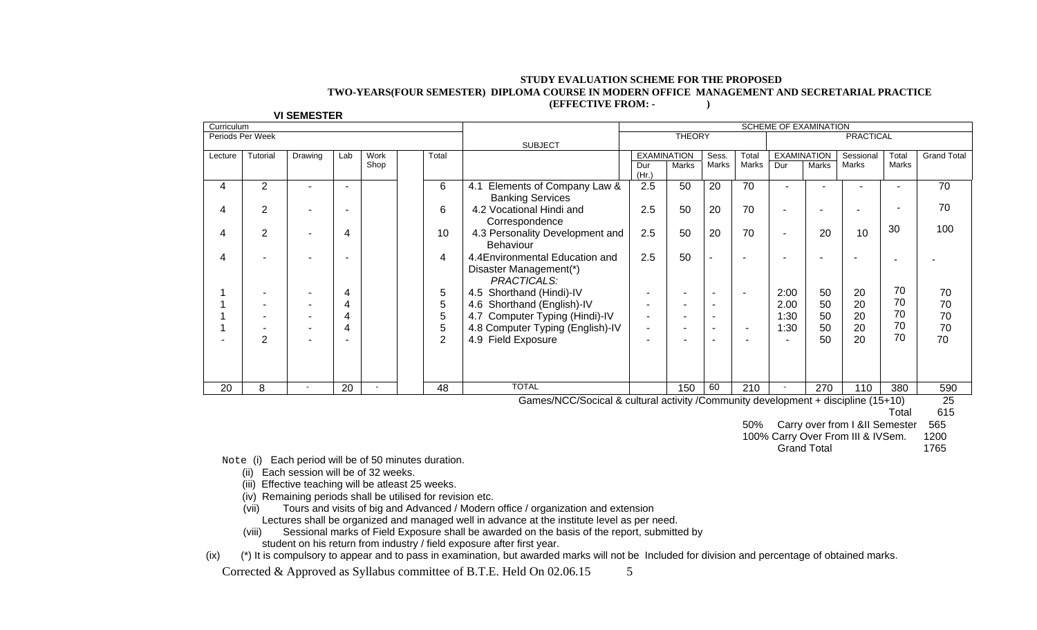**STUDY EVALUATION SCHEME FOR THE PROPOSED**
**TWO-YEARS(FOUR SEMESTER) DIPLOMA COURSE IN MODERN OFFICE MANAGEMENT AND SECRETARIAL PRACTICE**
**(EFFECTIVE FROM: - )**

**VI SEMESTER**

| Curriculum | | | | | | | SCHEME OF EXAMINATION | | | | | | | | | |
|---|---|---|---|---|---|---|---|---|---|---|---|---|---|---|---|---|
| Periods Per Week | | | | | | SUBJECT | THEORY | | | | PRACTICAL | | | | | |
| Lecture | Tutorial | Drawing | Lab | Work Shop | Total | | EXAMINATION Dur (Hr.) | EXAMINATION Marks | Sess. Marks | Total Marks | EXAMINATION Dur | EXAMINATION Marks | Sessional Marks | Total Marks | Grand Total |
| 4 | 2 | - | - | | 6 | 4.1 Elements of Company Law & Banking Services | 2.5 | 50 | 20 | 70 | - | - | - | - | 70 |
| 4 | 2 | - | - | | 6 | 4.2 Vocational Hindi and Correspondence | 2.5 | 50 | 20 | 70 | - | - | - | - | 70 |
| 4 | 2 | - | 4 | | 10 | 4.3 Personality Development and Behaviour | 2.5 | 50 | 20 | 70 | - | 20 | 10 | 30 | 100 |
| 4 | - | - | - | | 4 | 4.4Environmental Education and Disaster Management(*) | 2.5 | 50 | - | - | - | - | - | - | - |
| | | | | | | *PRACTICALS:* | | | | | | | | | |
| 1 | - | - | 4 | | 5 | 4.5 Shorthand (Hindi)-IV | - | - | - | - | 2:00 | 50 | 20 | 70 | 70 |
| 1 | - | - | 4 | | 5 | 4.6 Shorthand (English)-IV | - | - | - | | 2.00 | 50 | 20 | 70 | 70 |
| 1 | - | - | 4 | | 5 | 4.7 Computer Typing (Hindi)-IV | - | - | - | | 1:30 | 50 | 20 | 70 | 70 |
| 1 | - | - | 4 | | 5 | 4.8 Computer Typing (English)-IV | - | - | - | - | 1:30 | 50 | 20 | 70 | 70 |
| - | 2 | - | - | | 2 | 4.9 Field Exposure | - | - | - | - | - | 50 | 20 | 70 | 70 |
| 20 | 8 | - | 20 | - | 48 | TOTAL | | 150 | 60 | 210 | - | 270 | 110 | 380 | 590 |

Games/NCC/Socical & cultural activity /Community development + discipline (15+10) 25

Total 615

50% Carry over from I &II Semester 565

100% Carry Over From III & IVSem. 1200

Grand Total 1765

Note (i) Each period will be of 50 minutes duration.

(ii) Each session will be of 32 weeks.

(iii) Effective teaching will be atleast 25 weeks.

(iv) Remaining periods shall be utilised for revision etc.

(vii) Tours and visits of big and Advanced / Modern office / organization and extension Lectures shall be organized and managed well in advance at the institute level as per need.

(viii) Sessional marks of Field Exposure shall be awarded on the basis of the report, submitted by student on his return from industry / field exposure after first year.

(ix) (*) It is compulsory to appear and to pass in examination, but awarded marks will not be Included for division and percentage of obtained marks.

Corrected & Approved as Syllabus committee of B.T.E. Held On 02.06.15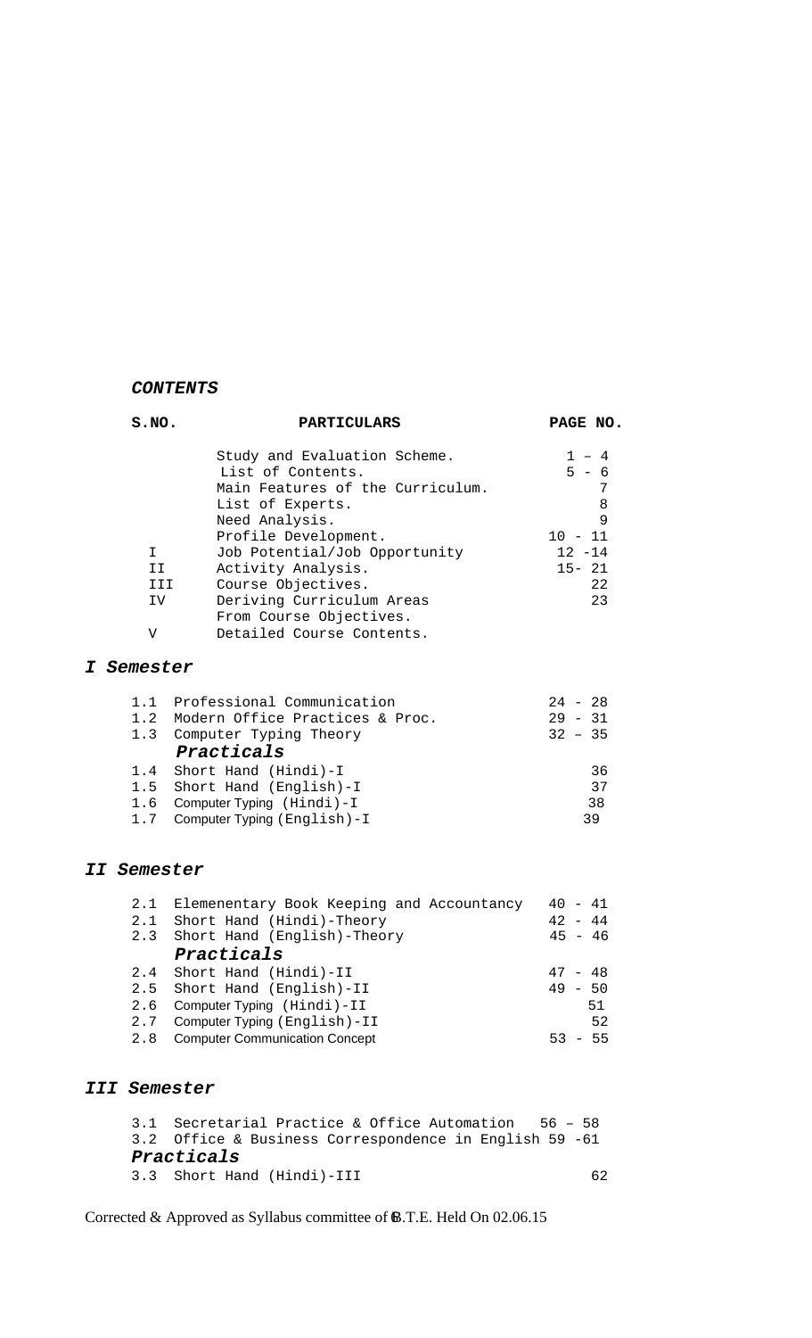***CONTENTS***

| S.NO. | PARTICULARS | PAGE NO. |
|---|---|---|
| | Study and Evaluation Scheme. | 1 – 4 |
| | List of Contents. | 5 - 6 |
| | Main Features of the Curriculum. | 7 |
| | List of Experts. | 8 |
| | Need Analysis. | 9 |
| | Profile Development. | 10 - 11 |
| I | Job Potential/Job Opportunity | 12 -14 |
| II | Activity Analysis. | 15- 21 |
| III | Course Objectives. | 22 |
| IV | Deriving Curriculum Areas From Course Objectives. | 23 |
| V | Detailed Course Contents. | |

## ***I Semester***

| | | |
|---|---|---|
| 1.1 | Professional Communication | 24 - 28 |
| 1.2 | Modern Office Practices & Proc. | 29 - 31 |
| 1.3 | Computer Typing Theory | 32 – 35 |
| | ***Practicals*** | |
| 1.4 | Short Hand (Hindi)-I | 36 |
| 1.5 | Short Hand (English)-I | 37 |
| 1.6 | Computer Typing (Hindi)-I | 38 |
| 1.7 | Computer Typing (English)-I | 39 |

## ***II Semester***

| | | |
|---|---|---|
| 2.1 | Elemenentary Book Keeping and Accountancy | 40 - 41 |
| 2.1 | Short Hand (Hindi)-Theory | 42 - 44 |
| 2.3 | Short Hand (English)-Theory | 45 - 46 |
| | ***Practicals*** | |
| 2.4 | Short Hand (Hindi)-II | 47 - 48 |
| 2.5 | Short Hand (English)-II | 49 - 50 |
| 2.6 | Computer Typing (Hindi)-II | 51 |
| 2.7 | Computer Typing (English)-II | 52 |
| 2.8 | Computer Communication Concept | 53 - 55 |

## ***III Semester***

| | | |
|---|---|---|
| 3.1 | Secretarial Practice & Office Automation | 56 – 58 |
| 3.2 | Office & Business Correspondence in English | 59 -61 |
| | ***Practicals*** | |
| 3.3 | Short Hand (Hindi)-III | 62 |

Corrected & Approved as Syllabus committee of B.T.E. Held On 02.06.15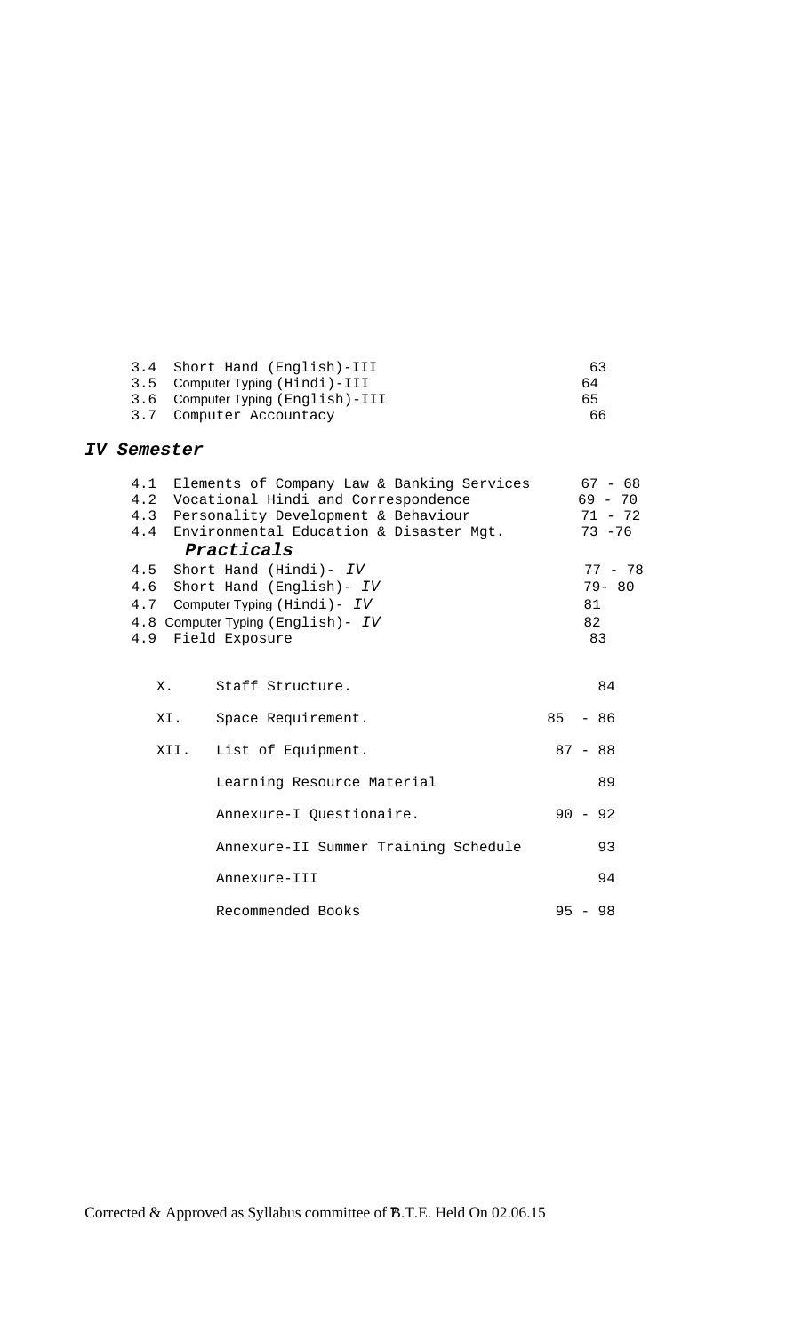| | | |
|---|---|---|
| 3.4 | Short Hand (English)-III | 63 |
| 3.5 | Computer Typing (Hindi)-III | 64 |
| 3.6 | Computer Typing (English)-III | 65 |
| 3.7 | Computer Accountacy | 66 |

## *IV Semester*

| | | |
|---|---|---|
| 4.1 | Elements of Company Law & Banking Services | 67 - 68 |
| 4.2 | Vocational Hindi and Correspondence | 69 - 70 |
| 4.3 | Personality Development & Behaviour | 71 - 72 |
| 4.4 | Environmental Education & Disaster Mgt. | 73 -76 |
| | ***Practicals*** | |
| 4.5 | Short Hand (Hindi)- *IV* | 77 - 78 |
| 4.6 | Short Hand (English)- *IV* | 79- 80 |
| 4.7 | Computer Typing (Hindi)- *IV* | 81 |
| 4.8 | Computer Typing (English)- *IV* | 82 |
| 4.9 | Field Exposure | 83 |

| | | |
|---|---|---|
| X. | Staff Structure. | 84 |
| XI. | Space Requirement. | 85 - 86 |
| XII. | List of Equipment. | 87 - 88 |
| | Learning Resource Material | 89 |
| | Annexure-I Questionaire. | 90 - 92 |
| | Annexure-II Summer Training Schedule | 93 |
| | Annexure-III | 94 |
| | Recommended Books | 95 - 98 |

Corrected & Approved as Syllabus committee of B.T.E. Held On 02.06.15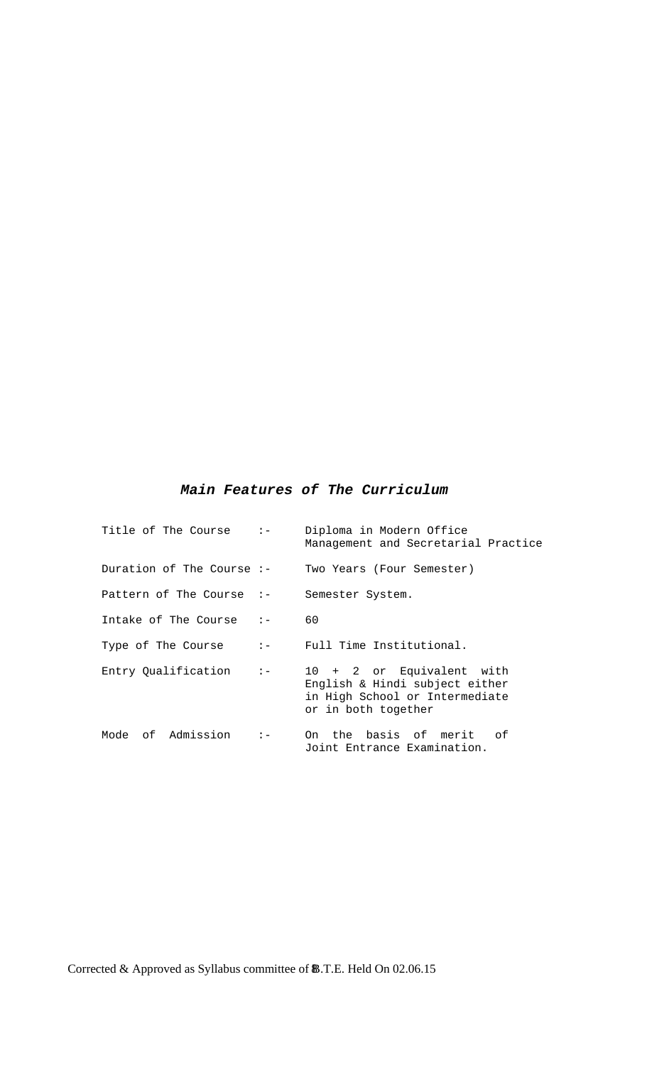## *Main Features of The Curriculum*

| | | |
|---|---|---|
| Title of The Course | :- | Diploma in Modern Office Management and Secretarial Practice |
| Duration of The Course | :- | Two Years (Four Semester) |
| Pattern of The Course | :- | Semester System. |
| Intake of The Course | :- | 60 |
| Type of The Course | :- | Full Time Institutional. |
| Entry Qualification | :- | 10 + 2 or Equivalent with English & Hindi subject either in High School or Intermediate or in both together |
| Mode of Admission | :- | On the basis of merit of Joint Entrance Examination. |

Corrected & Approved as Syllabus committee of B.T.E. Held On 02.06.15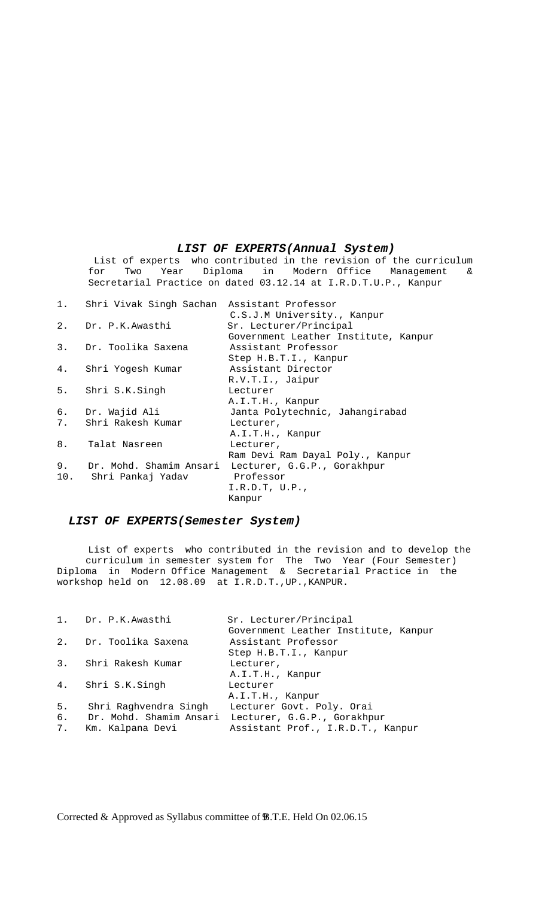## *LIST OF EXPERTS(Annual System)*

List of experts who contributed in the revision of the curriculum for Two Year Diploma in Modern Office Management & Secretarial Practice on dated 03.12.14 at I.R.D.T.U.P., Kanpur

| | | |
|---|---|---|
| 1. | Shri Vivak Singh Sachan | Assistant Professor C.S.J.M University., Kanpur |
| 2. | Dr. P.K.Awasthi | Sr. Lecturer/Principal Government Leather Institute, Kanpur |
| 3. | Dr. Toolika Saxena | Assistant Professor Step H.B.T.I., Kanpur |
| 4. | Shri Yogesh Kumar | Assistant Director R.V.T.I., Jaipur |
| 5. | Shri S.K.Singh | Lecturer A.I.T.H., Kanpur |
| 6. | Dr. Wajid Ali | Janta Polytechnic, Jahangirabad |
| 7. | Shri Rakesh Kumar | Lecturer, A.I.T.H., Kanpur |
| 8. | Talat Nasreen | Lecturer, Ram Devi Ram Dayal Poly., Kanpur |
| 9. | Dr. Mohd. Shamim Ansari | Lecturer, G.G.P., Gorakhpur |
| 10. | Shri Pankaj Yadav | Professor I.R.D.T, U.P., Kanpur |

## *LIST OF EXPERTS(Semester System)*

List of experts who contributed in the revision and to develop the curriculum in semester system for The Two Year (Four Semester) Diploma in Modern Office Management & Secretarial Practice in the workshop held on 12.08.09 at I.R.D.T.,UP.,KANPUR.

| | | |
|---|---|---|
| 1. | Dr. P.K.Awasthi | Sr. Lecturer/Principal Government Leather Institute, Kanpur |
| 2. | Dr. Toolika Saxena | Assistant Professor Step H.B.T.I., Kanpur |
| 3. | Shri Rakesh Kumar | Lecturer, A.I.T.H., Kanpur |
| 4. | Shri S.K.Singh | Lecturer A.I.T.H., Kanpur |
| 5. | Shri Raghvendra Singh | Lecturer Govt. Poly. Orai |
| 6. | Dr. Mohd. Shamim Ansari | Lecturer, G.G.P., Gorakhpur |
| 7. | Km. Kalpana Devi | Assistant Prof., I.R.D.T., Kanpur |

Corrected & Approved as Syllabus committee of B.T.E. Held On 02.06.15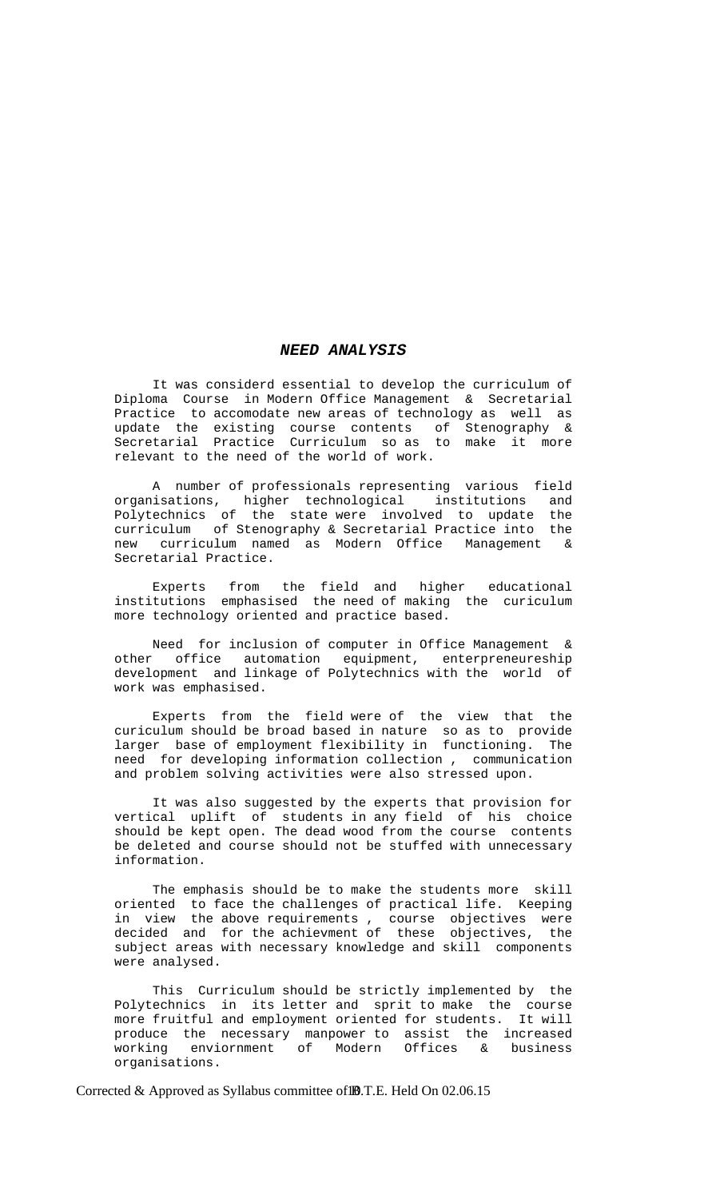## *NEED ANALYSIS*

It was considerd essential to develop the curriculum of Diploma Course in Modern Office Management & Secretarial Practice to accomodate new areas of technology as well as update the existing course contents of Stenography & Secretarial Practice Curriculum so as to make it more relevant to the need of the world of work.

A number of professionals representing various field organisations, higher technological institutions and Polytechnics of the state were involved to update the curriculum of Stenography & Secretarial Practice into the new curriculum named as Modern Office Management & Secretarial Practice.

Experts from the field and higher educational institutions emphasised the need of making the curiculum more technology oriented and practice based.

Need for inclusion of computer in Office Management & other office automation equipment, enterpreneureship development and linkage of Polytechnics with the world of work was emphasised.

Experts from the field were of the view that the curiculum should be broad based in nature so as to provide larger base of employment flexibility in functioning. The need for developing information collection , communication and problem solving activities were also stressed upon.

It was also suggested by the experts that provision for vertical uplift of students in any field of his choice should be kept open. The dead wood from the course contents be deleted and course should not be stuffed with unnecessary information.

The emphasis should be to make the students more skill oriented to face the challenges of practical life. Keeping in view the above requirements , course objectives were decided and for the achievment of these objectives, the subject areas with necessary knowledge and skill components were analysed.

This Curriculum should be strictly implemented by the Polytechnics in its letter and sprit to make the course more fruitful and employment oriented for students. It will produce the necessary manpower to assist the increased working enviornment of Modern Offices & business organisations.

Corrected & Approved as Syllabus committee of B.T.E. Held On 02.06.15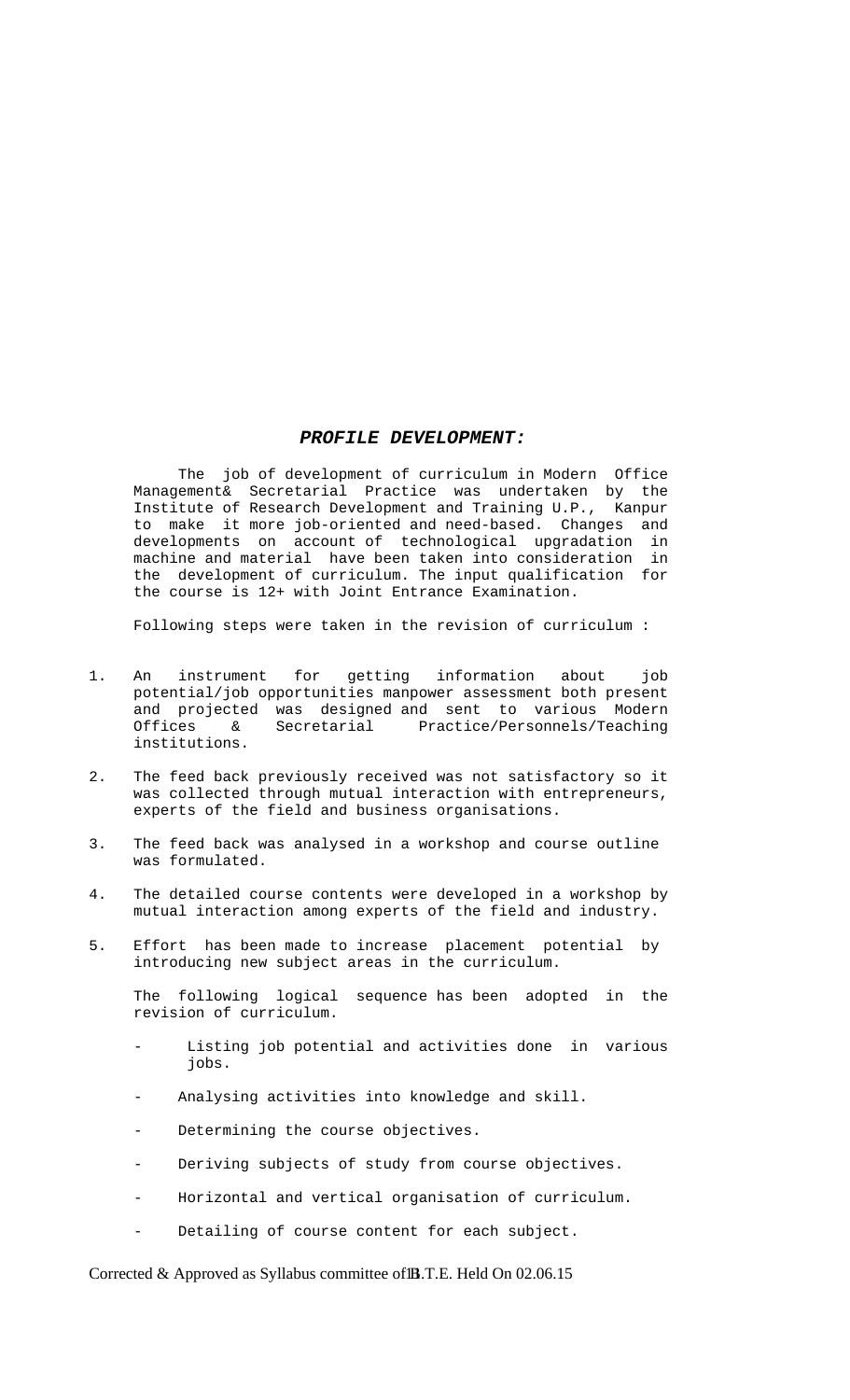## ***PROFILE DEVELOPMENT:***

The job of development of curriculum in Modern Office Management& Secretarial Practice was undertaken by the Institute of Research Development and Training U.P., Kanpur to make it more job-oriented and need-based. Changes and developments on account of technological upgradation in machine and material have been taken into consideration in the development of curriculum. The input qualification for the course is 12+ with Joint Entrance Examination.

Following steps were taken in the revision of curriculum :

1. An instrument for getting information about job potential/job opportunities manpower assessment both present and projected was designed and sent to various Modern Offices & Secretarial Practice/Personnels/Teaching institutions.

2. The feed back previously received was not satisfactory so it was collected through mutual interaction with entrepreneurs, experts of the field and business organisations.

3. The feed back was analysed in a workshop and course outline was formulated.

4. The detailed course contents were developed in a workshop by mutual interaction among experts of the field and industry.

5. Effort has been made to increase placement potential by introducing new subject areas in the curriculum.

   The following logical sequence has been adopted in the revision of curriculum.

   - Listing job potential and activities done in various jobs.
   - Analysing activities into knowledge and skill.
   - Determining the course objectives.
   - Deriving subjects of study from course objectives.
   - Horizontal and vertical organisation of curriculum.
   - Detailing of course content for each subject.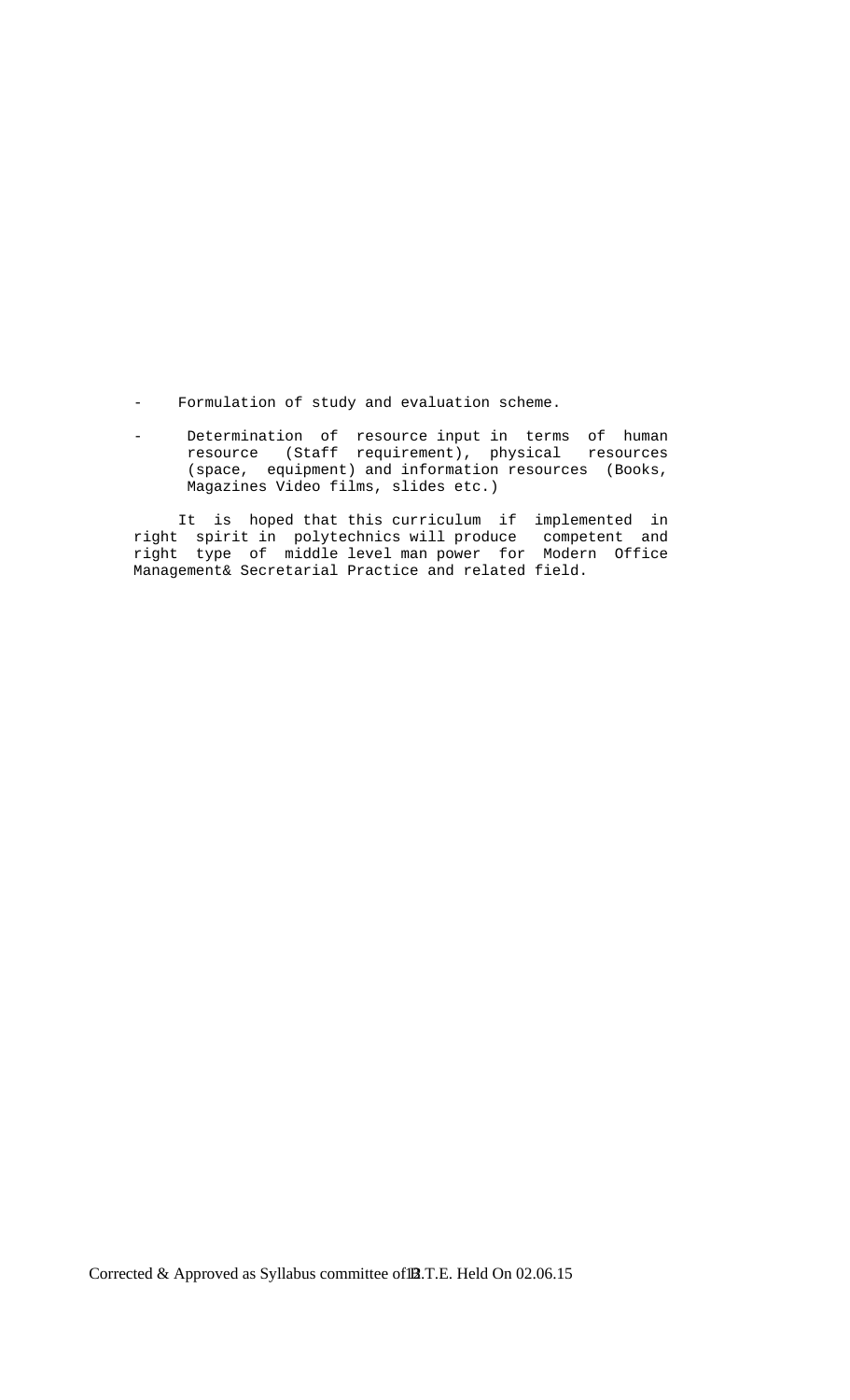- Formulation of study and evaluation scheme.

- Determination of resource input in terms of human resource (Staff requirement), physical resources (space, equipment) and information resources (Books, Magazines Video films, slides etc.)

It is hoped that this curriculum if implemented in right spirit in polytechnics will produce competent and right type of middle level man power for Modern Office Management& Secretarial Practice and related field.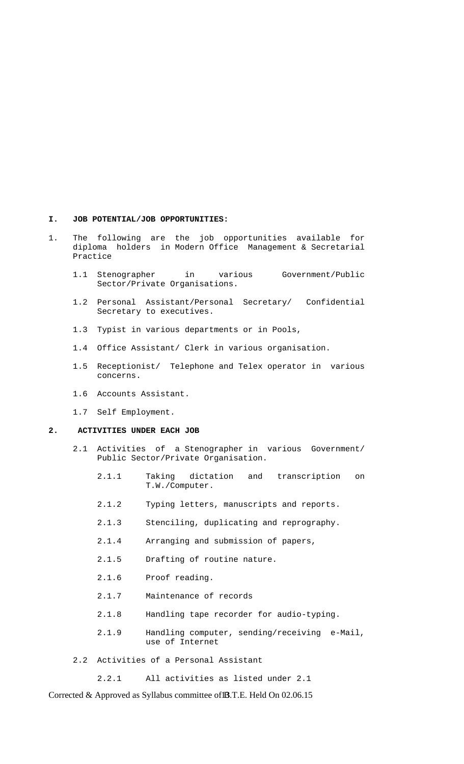## I. JOB POTENTIAL/JOB OPPORTUNITIES:

1. The following are the job opportunities available for diploma holders in Modern Office Management & Secretarial Practice

   1.1 Stenographer in various Government/Public Sector/Private Organisations.

   1.2 Personal Assistant/Personal Secretary/ Confidential Secretary to executives.

   1.3 Typist in various departments or in Pools,

   1.4 Office Assistant/ Clerk in various organisation.

   1.5 Receptionist/ Telephone and Telex operator in various concerns.

   1.6 Accounts Assistant.

   1.7 Self Employment.

## 2. ACTIVITIES UNDER EACH JOB

2.1 Activities of a Stenographer in various Government/ Public Sector/Private Organisation.

- 2.1.1 Taking dictation and transcription on T.W./Computer.
- 2.1.2 Typing letters, manuscripts and reports.
- 2.1.3 Stenciling, duplicating and reprography.
- 2.1.4 Arranging and submission of papers,
- 2.1.5 Drafting of routine nature.
- 2.1.6 Proof reading.
- 2.1.7 Maintenance of records
- 2.1.8 Handling tape recorder for audio-typing.
- 2.1.9 Handling computer, sending/receiving e-Mail, use of Internet

2.2 Activities of a Personal Assistant

- 2.2.1 All activities as listed under 2.1

Corrected & Approved as Syllabus committee of B.T.E. Held On 02.06.15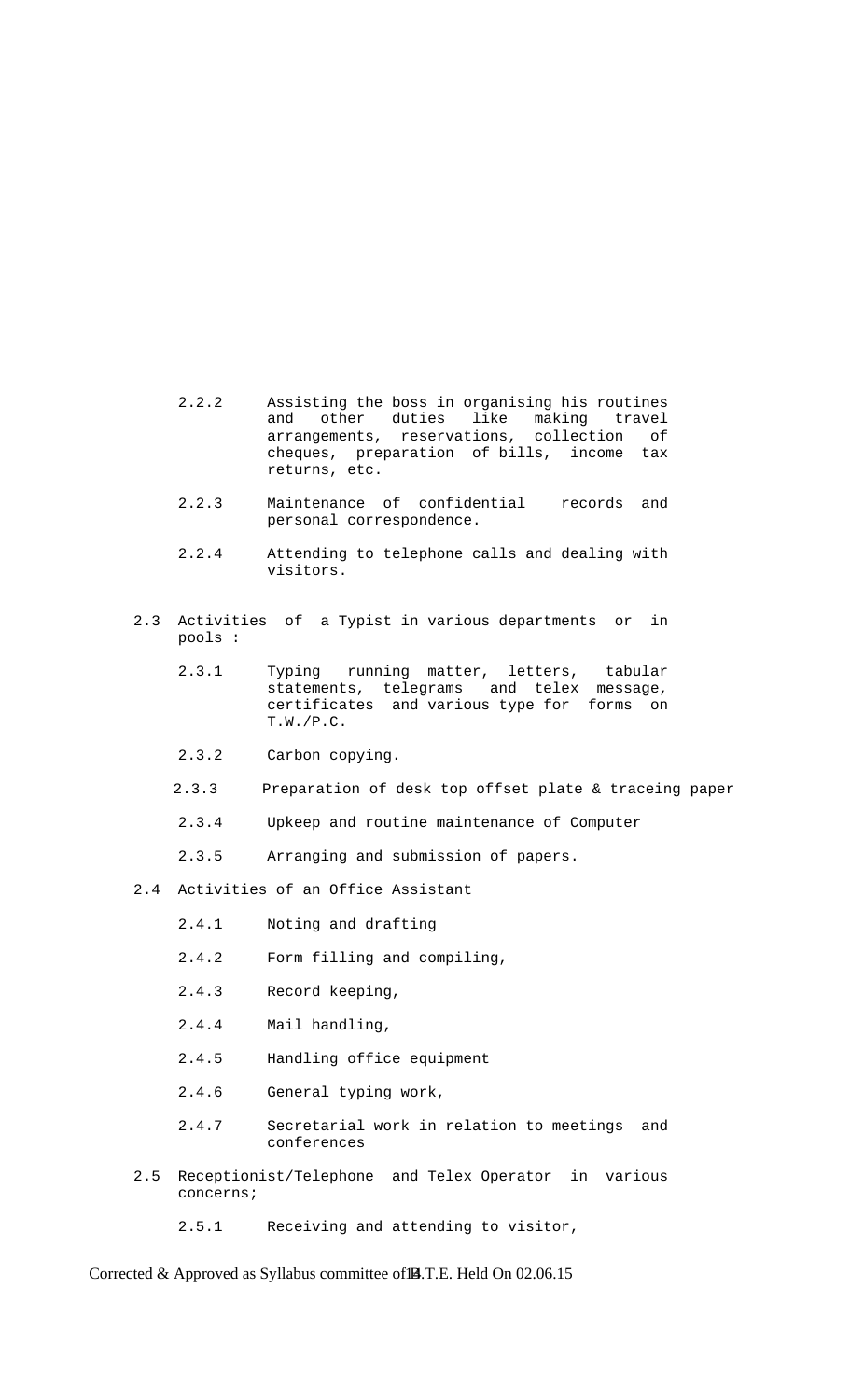- 2.2.2 Assisting the boss in organising his routines and other duties like making travel arrangements, reservations, collection of cheques, preparation of bills, income tax returns, etc.

- 2.2.3 Maintenance of confidential records and personal correspondence.

- 2.2.4 Attending to telephone calls and dealing with visitors.

2.3 Activities of a Typist in various departments or in pools :

- 2.3.1 Typing running matter, letters, tabular statements, telegrams and telex message, certificates and various type for forms on T.W./P.C.

- 2.3.2 Carbon copying.

- 2.3.3 Preparation of desk top offset plate & traceing paper

- 2.3.4 Upkeep and routine maintenance of Computer

- 2.3.5 Arranging and submission of papers.

2.4 Activities of an Office Assistant

- 2.4.1 Noting and drafting

- 2.4.2 Form filling and compiling,

- 2.4.3 Record keeping,

- 2.4.4 Mail handling,

- 2.4.5 Handling office equipment

- 2.4.6 General typing work,

- 2.4.7 Secretarial work in relation to meetings and conferences

2.5 Receptionist/Telephone and Telex Operator in various concerns;

- 2.5.1 Receiving and attending to visitor,

Corrected & Approved as Syllabus committee of B.T.E. Held On 02.06.15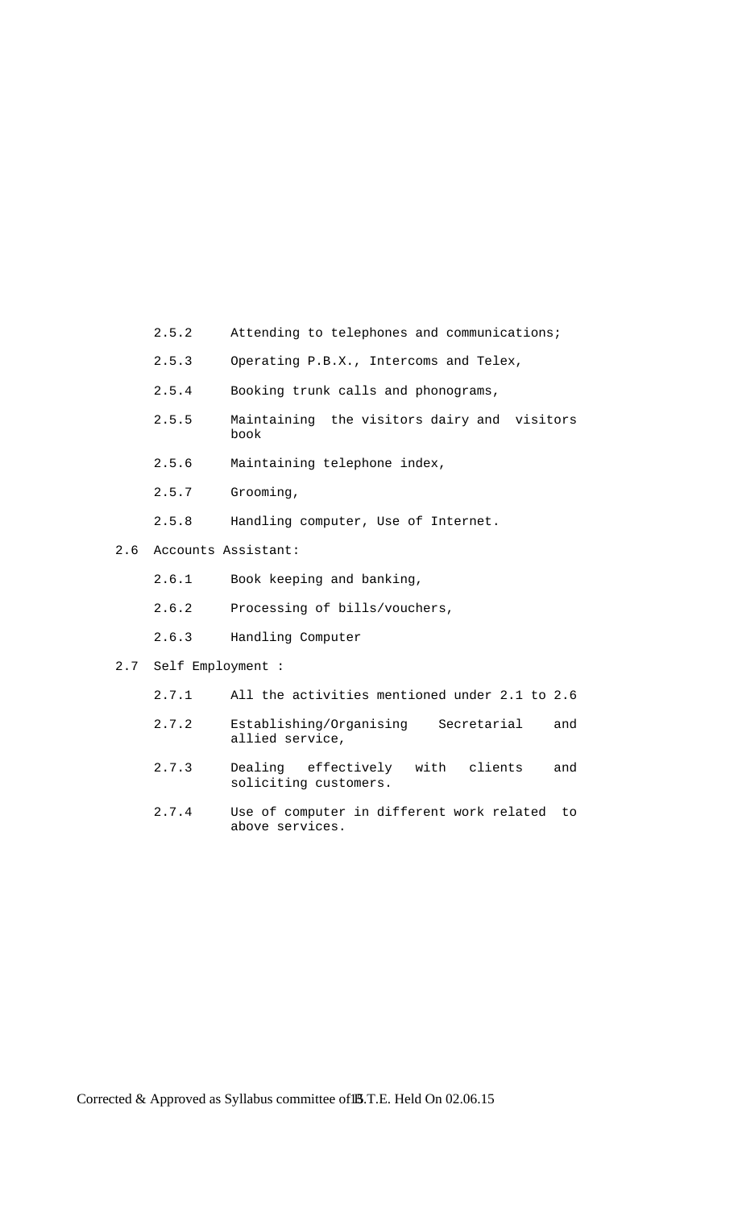- 2.5.2 Attending to telephones and communications;
- 2.5.3 Operating P.B.X., Intercoms and Telex,
- 2.5.4 Booking trunk calls and phonograms,
- 2.5.5 Maintaining the visitors dairy and visitors book
- 2.5.6 Maintaining telephone index,
- 2.5.7 Grooming,
- 2.5.8 Handling computer, Use of Internet.

2.6 Accounts Assistant:

- 2.6.1 Book keeping and banking,
- 2.6.2 Processing of bills/vouchers,
- 2.6.3 Handling Computer

2.7 Self Employment :

- 2.7.1 All the activities mentioned under 2.1 to 2.6
- 2.7.2 Establishing/Organising Secretarial and allied service,
- 2.7.3 Dealing effectively with clients and soliciting customers.
- 2.7.4 Use of computer in different work related to above services.

Corrected & Approved as Syllabus committee of B.T.E. Held On 02.06.15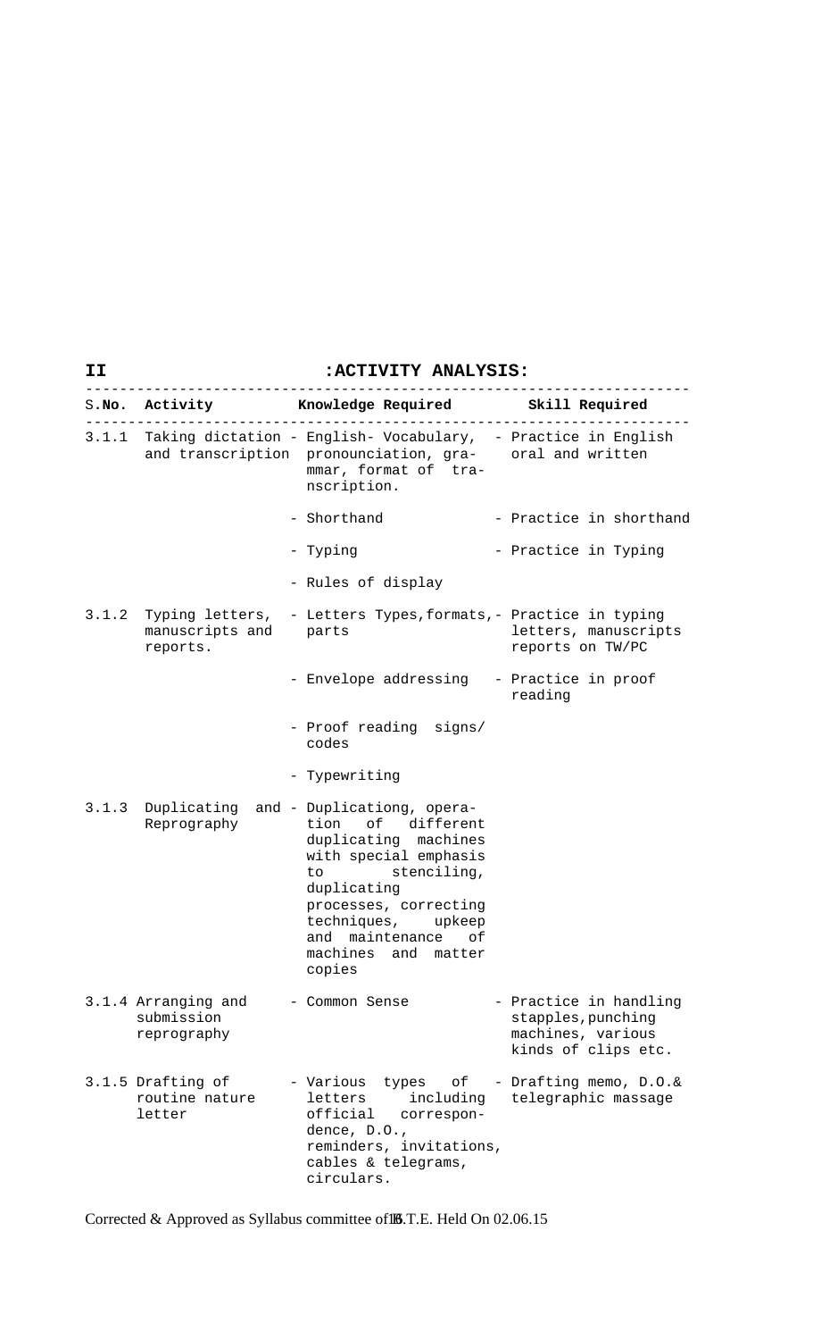## II :ACTIVITY ANALYSIS:

| S.No. | Activity | Knowledge Required | Skill Required |
|---|---|---|---|
| 3.1.1 | Taking dictation and transcription | - English- Vocabulary, pronounciation, grammar, format of transcription.<br>- Shorthand<br>- Typing<br>- Rules of display | - Practice in English oral and written<br>- Practice in shorthand<br>- Practice in Typing |
| 3.1.2 | Typing letters, manuscripts and reports. | - Letters Types,formats, parts<br>- Envelope addressing<br>- Proof reading signs/ codes<br>- Typewriting | - Practice in typing letters, manuscripts reports on TW/PC<br>- Practice in proof reading |
| 3.1.3 | Duplicating and Reprography | - Duplicationg, operation of different duplicating machines with special emphasis to stenciling, duplicating processes, correcting techniques, upkeep and maintenance of machines and matter copies | |
| 3.1.4 | Arranging and submission reprography | - Common Sense | - Practice in handling stapples,punching machines, various kinds of clips etc. |
| 3.1.5 | Drafting of routine nature letter | - Various types of letters including official correspondence, D.O., reminders, invitations, cables & telegrams, circulars. | - Drafting memo, D.O.& telegraphic massage |

Corrected & Approved as Syllabus committee of B.T.E. Held On 02.06.15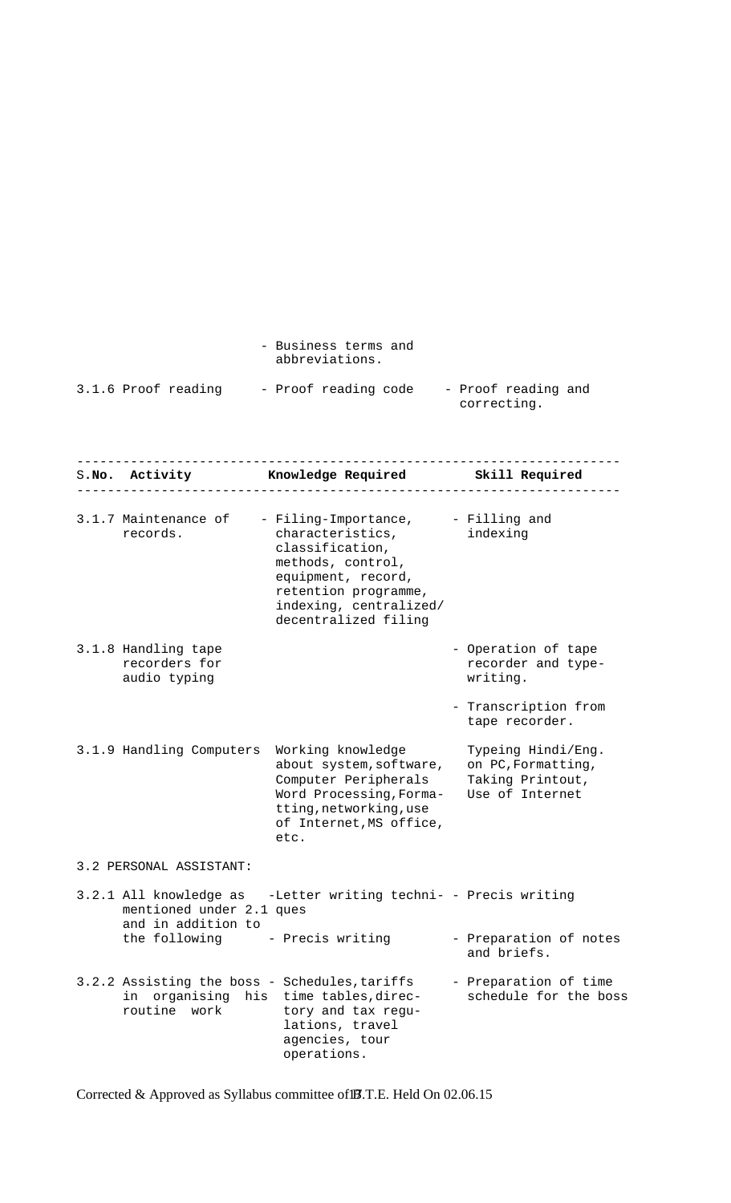| S.No. | Activity | Knowledge Required | Skill Required |
|---|---|---|---|
| | | - Business terms and abbreviations. | |
| 3.1.6 | Proof reading | - Proof reading code | - Proof reading and correcting. |

| S.No. | Activity | Knowledge Required | Skill Required |
|---|---|---|---|
| 3.1.7 | Maintenance of records. | - Filing-Importance, characteristics, classification, methods, control, equipment, record, retention programme, indexing, centralized/ decentralized filing | - Filling and indexing |
| 3.1.8 | Handling tape recorders for audio typing | | - Operation of tape recorder and type-writing.<br>- Transcription from tape recorder. |
| 3.1.9 | Handling Computers | Working knowledge about system, software, Computer Peripherals Word Processing, Forma-tting, networking, use of Internet, MS office, etc. | Typeing Hindi/Eng. on PC, Formatting, Taking Printout, Use of Internet |
| 3.2 | PERSONAL ASSISTANT: | | |
| 3.2.1 | All knowledge as mentioned under 2.1 and in addition to the following | -Letter writing techni-ques<br>- Precis writing | - Precis writing<br>- Preparation of notes and briefs. |
| 3.2.2 | Assisting the boss in organising his routine work | - Schedules, tariffs time tables, direc-tory and tax regu-lations, travel agencies, tour operations. | - Preparation of time schedule for the boss |

Corrected & Approved as Syllabus committee of B.T.E. Held On 02.06.15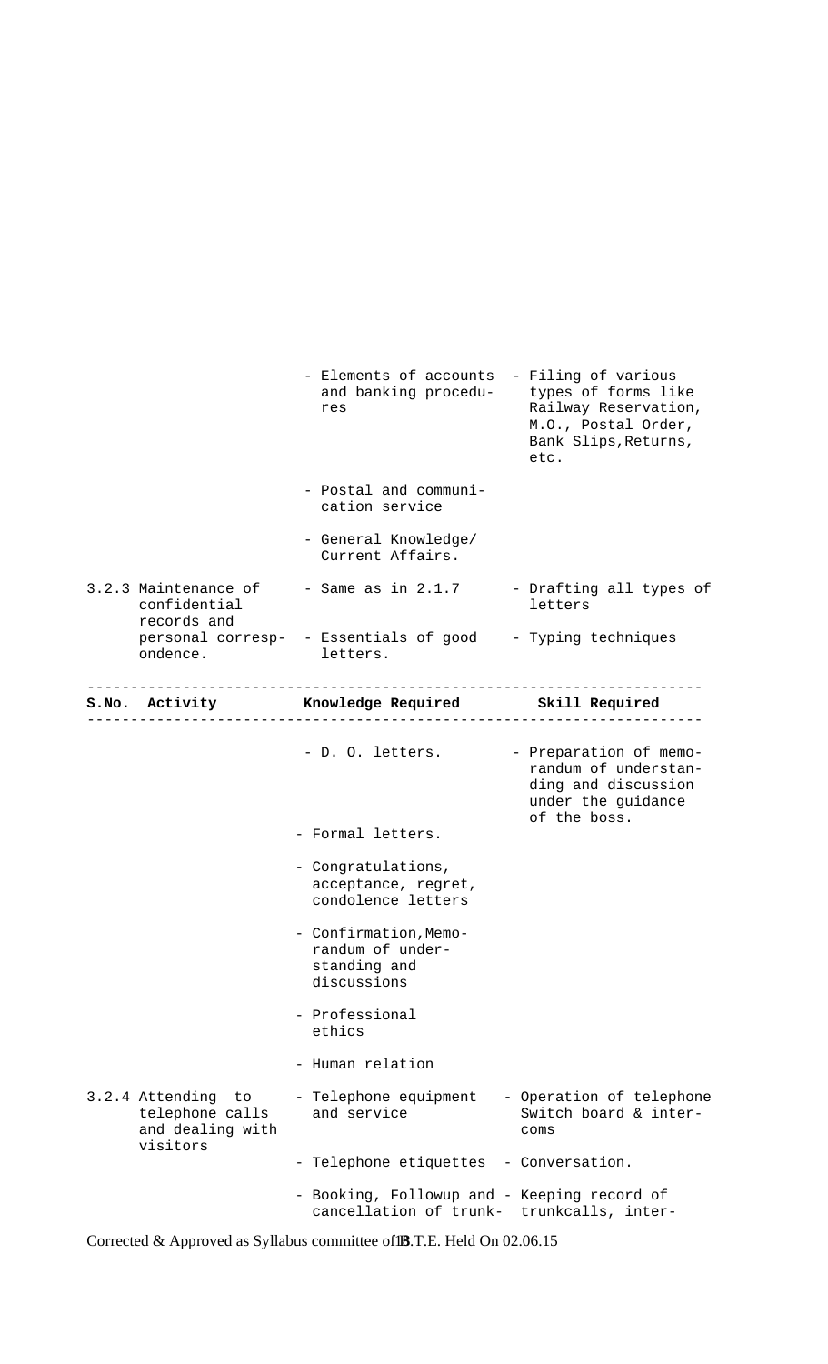| S.No. | Activity | Knowledge Required | Skill Required |
|---|---|---|---|
| | | - Elements of accounts and banking procedures | - Filing of various types of forms like Railway Reservation, M.O., Postal Order, Bank Slips, Returns, etc. |
| | | - Postal and communication service | |
| | | - General Knowledge/ Current Affairs. | |
| 3.2.3 | Maintenance of confidential records and personal correspondence. | - Same as in 2.1.7 | - Drafting all types of letters |
| | | - Essentials of good letters. | - Typing techniques |

| S.No. | Activity | Knowledge Required | Skill Required |
|---|---|---|---|
| | | - D. O. letters. | - Preparation of memorandum of understanding and discussion under the guidance of the boss. |
| | | - Formal letters. | |
| | | - Congratulations, acceptance, regret, condolence letters | |
| | | - Confirmation, Memorandum of understanding and discussions | |
| | | - Professional ethics | |
| | | - Human relation | |
| 3.2.4 | Attending to telephone calls and dealing with visitors | - Telephone equipment and service | - Operation of telephone Switch board & intercoms |
| | | - Telephone etiquettes | - Conversation. |
| | | - Booking, Followup and cancellation of trunk- | - Keeping record of trunkcalls, inter- |

Corrected & Approved as Syllabus committee of B.T.E. Held On 02.06.15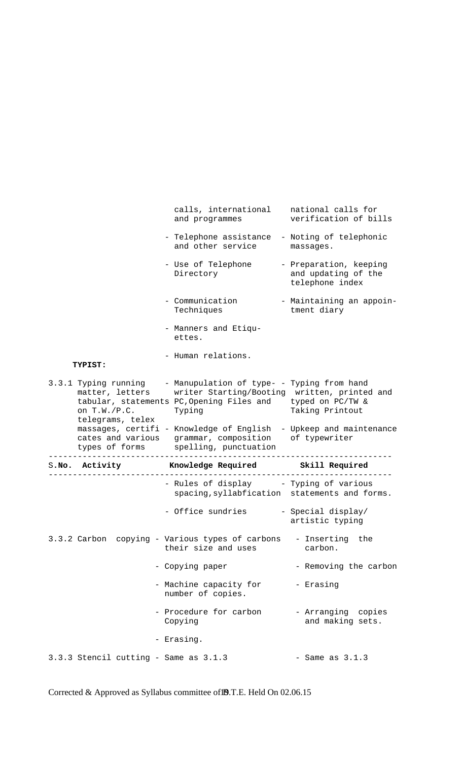| S.No. | Activity | Knowledge Required | Skill Required |
|---|---|---|---|
| | | calls, international and programmes | national calls for verification of bills |
| | | - Telephone assistance and other service | - Noting of telephonic massages. |
| | | - Use of Telephone Directory | - Preparation, keeping and updating of the telephone index |
| | | - Communication Techniques | - Maintaining an appointment diary |
| | | - Manners and Etiquettes. | |
| | | - Human relations. | |
| | **TYPIST:** | | |
| 3.3.1 | Typing running matter, letters tabular, statements on T.W./P.C. telegrams, telex massages, certificates and various types of forms | - Manupulation of typewriter Starting/Booting PC, Opening Files and Typing | - Typing from hand written, printed and typed on PC/TW & Taking Printout |
| | | - Knowledge of English grammar, composition spelling, punctuation | - Upkeep and maintenance of typewriter |
| | | - Rules of display spacing, syllabfication | - Typing of various statements and forms. |
| | | - Office sundries | - Special display/ artistic typing |
| 3.3.2 | Carbon copying | - Various types of carbons their size and uses | - Inserting the carbon. |
| | | - Copying paper | - Removing the carbon |
| | | - Machine capacity for number of copies. | - Erasing |
| | | - Procedure for carbon Copying | - Arranging copies and making sets. |
| | | - Erasing. | |
| 3.3.3 | Stencil cutting | - Same as 3.1.3 | - Same as 3.1.3 |

Corrected & Approved as Syllabus committee of B.T.E. Held On 02.06.15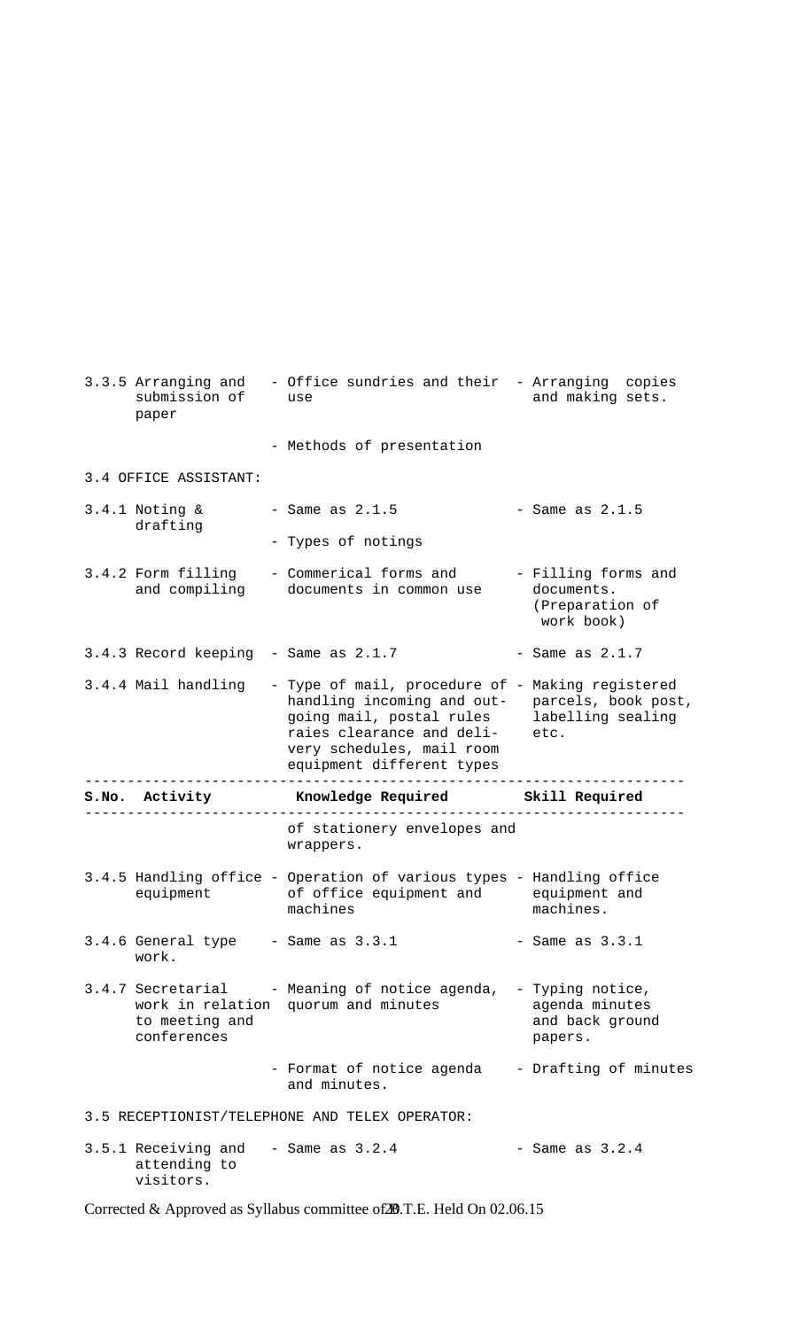| S.No. | Activity | Knowledge Required | Skill Required |
|---|---|---|---|
| 3.3.5 | Arranging and submission of paper | - Office sundries and their use<br>- Methods of presentation | - Arranging copies and making sets. |
| 3.4 | OFFICE ASSISTANT: | | |
| 3.4.1 | Noting & drafting | - Same as 2.1.5<br>- Types of notings | - Same as 2.1.5 |
| 3.4.2 | Form filling and compiling | - Commerical forms and documents in common use | - Filling forms and documents. (Preparation of work book) |
| 3.4.3 | Record keeping | - Same as 2.1.7 | - Same as 2.1.7 |
| 3.4.4 | Mail handling | - Type of mail, procedure of handling incoming and out-going mail, postal rules raies clearance and deli-very schedules, mail room equipment different types of stationery envelopes and wrappers. | - Making registered parcels, book post, labelling sealing etc. |
| 3.4.5 | Handling office equipment | - Operation of various types of office equipment and machines | - Handling office equipment and machines. |
| 3.4.6 | General type work. | - Same as 3.3.1 | - Same as 3.3.1 |
| 3.4.7 | Secretarial work in relation to meeting and conferences | - Meaning of notice agenda, quorum and minutes<br>- Format of notice agenda and minutes. | - Typing notice, agenda minutes and back ground papers.<br>- Drafting of minutes |
| 3.5 | RECEPTIONIST/TELEPHONE AND TELEX OPERATOR: | | |
| 3.5.1 | Receiving and attending to visitors. | - Same as 3.2.4 | - Same as 3.2.4 |

Corrected & Approved as Syllabus committee of B.T.E. Held On 02.06.15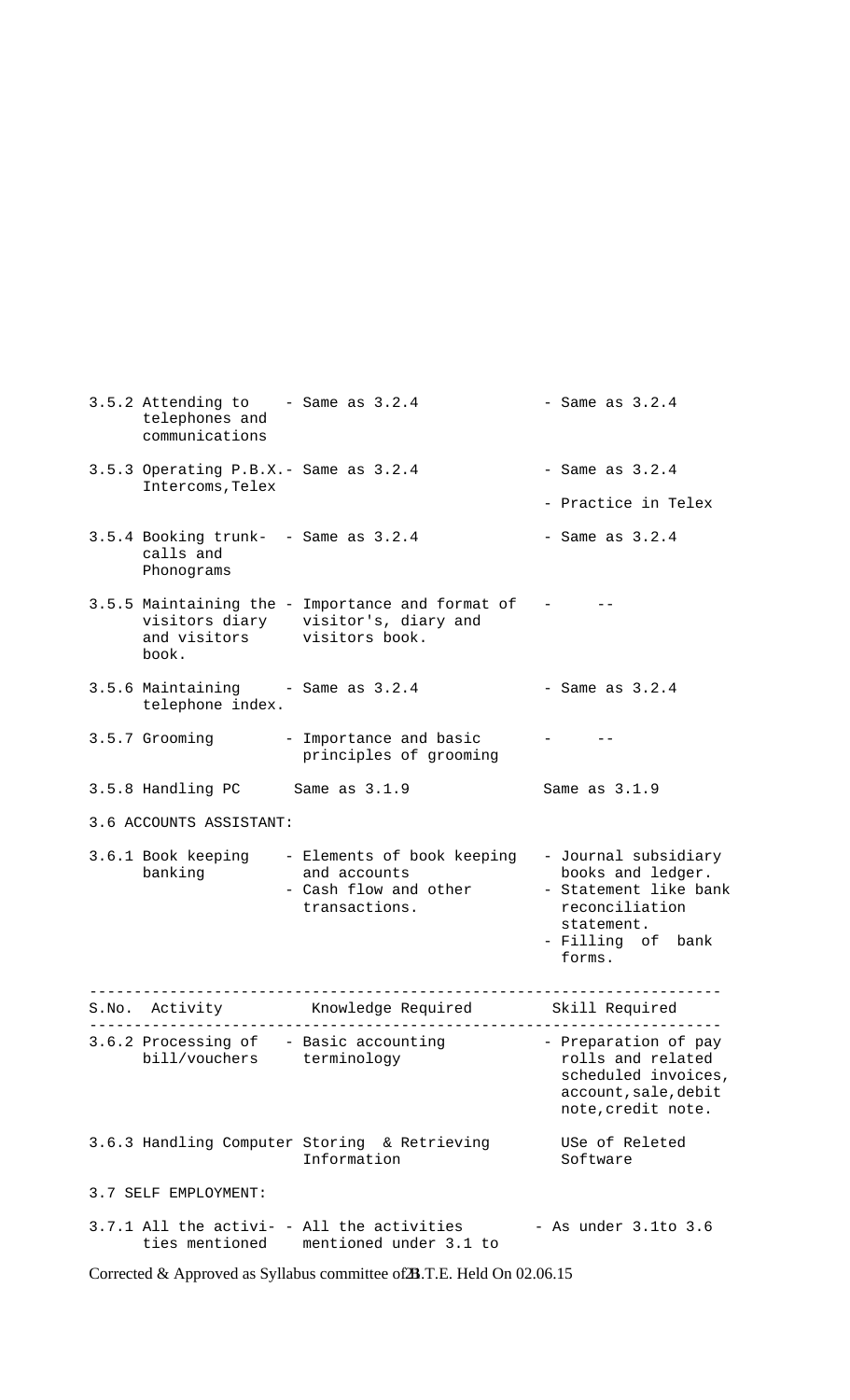| S.No. | Activity | Knowledge Required | Skill Required |
|---|---|---|---|
| 3.5.2 | Attending to telephones and communications | - Same as 3.2.4 | - Same as 3.2.4 |
| 3.5.3 | Operating P.B.X. Intercoms,Telex | - Same as 3.2.4 | - Same as 3.2.4<br>- Practice in Telex |
| 3.5.4 | Booking trunk-calls and Phonograms | - Same as 3.2.4 | - Same as 3.2.4 |
| 3.5.5 | Maintaining the visitors diary and visitors book. | - Importance and format of visitor's, diary and visitors book. | - -- |
| 3.5.6 | Maintaining telephone index. | - Same as 3.2.4 | - Same as 3.2.4 |
| 3.5.7 | Grooming | - Importance and basic principles of grooming | - -- |
| 3.5.8 | Handling PC | Same as 3.1.9 | Same as 3.1.9 |
| 3.6 | ACCOUNTS ASSISTANT: | | |
| 3.6.1 | Book keeping banking | - Elements of book keeping and accounts<br>- Cash flow and other transactions. | - Journal subsidiary books and ledger.<br>- Statement like bank reconciliation statement.<br>- Filling of bank forms. |

| S.No. | Activity | Knowledge Required | Skill Required |
|---|---|---|---|
| 3.6.2 | Processing of bill/vouchers | - Basic accounting terminology | - Preparation of pay rolls and related scheduled invoices, account,sale,debit note,credit note. |
| 3.6.3 | Handling Computer | Storing & Retrieving Information | USe of Releted Software |
| 3.7 | SELF EMPLOYMENT: | | |
| 3.7.1 | All the activities mentioned | - All the activities mentioned under 3.1 to | - As under 3.1to 3.6 |

Corrected & Approved as Syllabus committee of B.T.E. Held On 02.06.15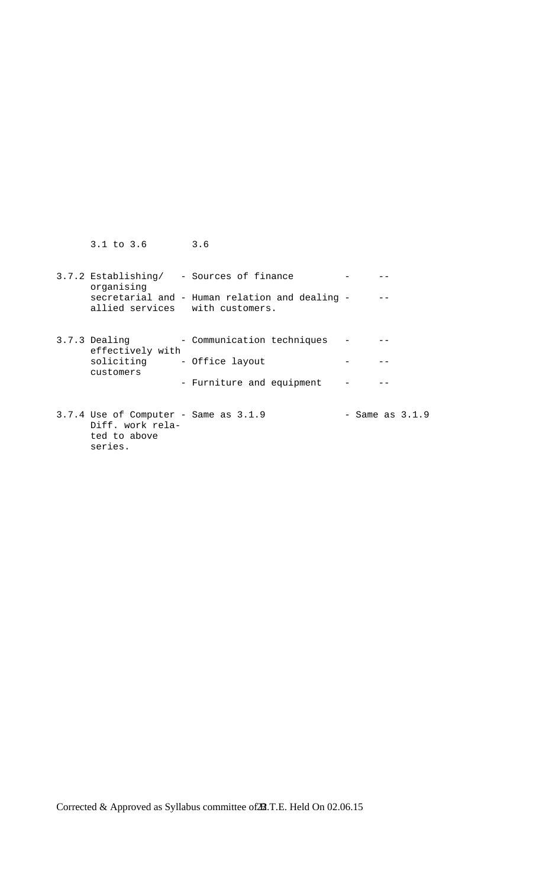| | | | |
|---|---|---|---|
| 3.1 to 3.6 | 3.6 | | |
| 3.7.2 Establishing/ organising secretarial and allied services | - Sources of finance | - | -- |
| | - Human relation and dealing with customers. | - | -- |
| 3.7.3 Dealing effectively with soliciting customers | - Communication techniques | - | -- |
| | - Office layout | - | -- |
| | - Furniture and equipment | - | -- |
| 3.7.4 Use of Computer Diff. work related to above series. | - Same as 3.1.9 | - Same as 3.1.9 | |

Corrected & Approved as Syllabus committee of B.T.E. Held On 02.06.15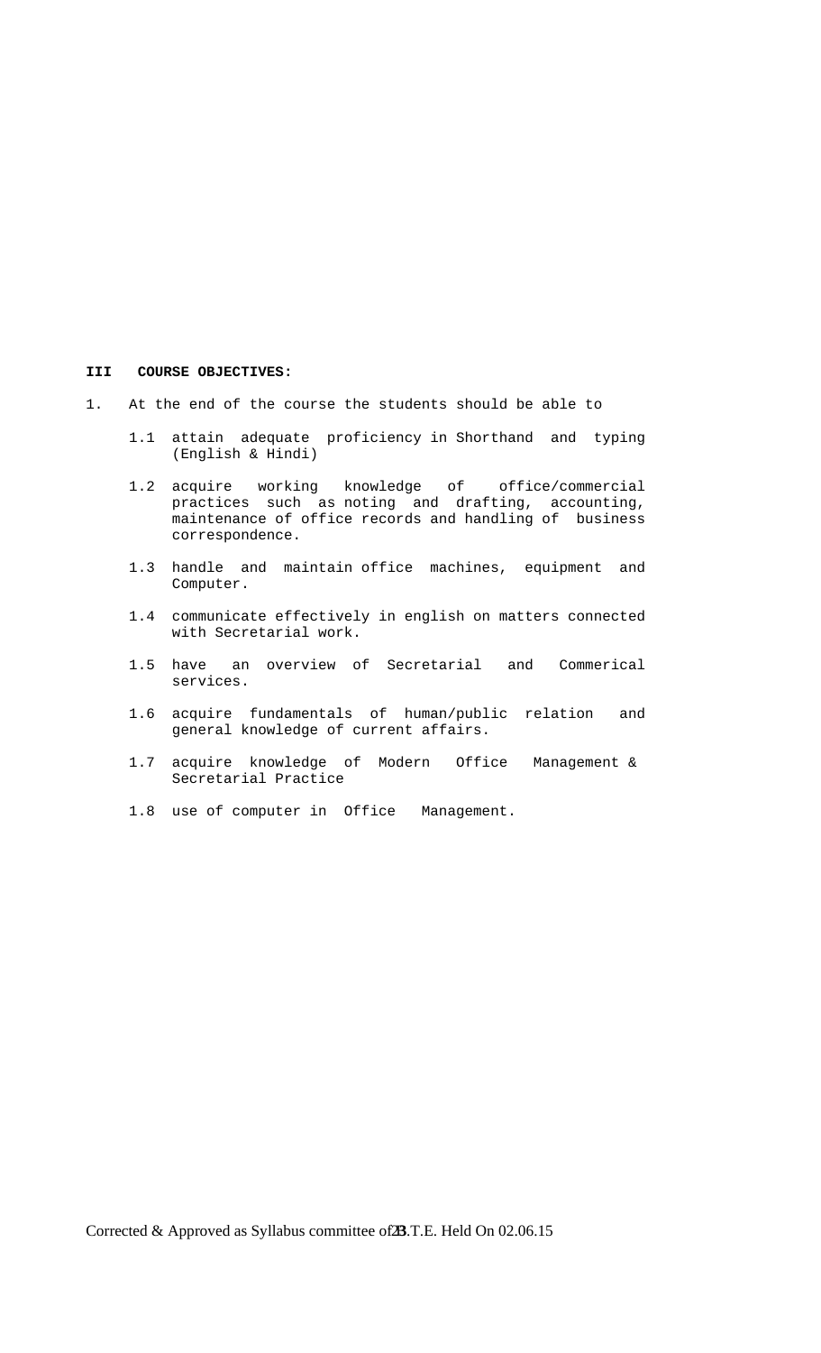**III COURSE OBJECTIVES:**

1. At the end of the course the students should be able to

   1.1 attain adequate proficiency in Shorthand and typing (English & Hindi)

   1.2 acquire working knowledge of office/commercial practices such as noting and drafting, accounting, maintenance of office records and handling of business correspondence.

   1.3 handle and maintain office machines, equipment and Computer.

   1.4 communicate effectively in english on matters connected with Secretarial work.

   1.5 have an overview of Secretarial and Commerical services.

   1.6 acquire fundamentals of human/public relation and general knowledge of current affairs.

   1.7 acquire knowledge of Modern Office Management & Secretarial Practice

   1.8 use of computer in Office Management.

Corrected & Approved as Syllabus committee of B.T.E. Held On 02.06.15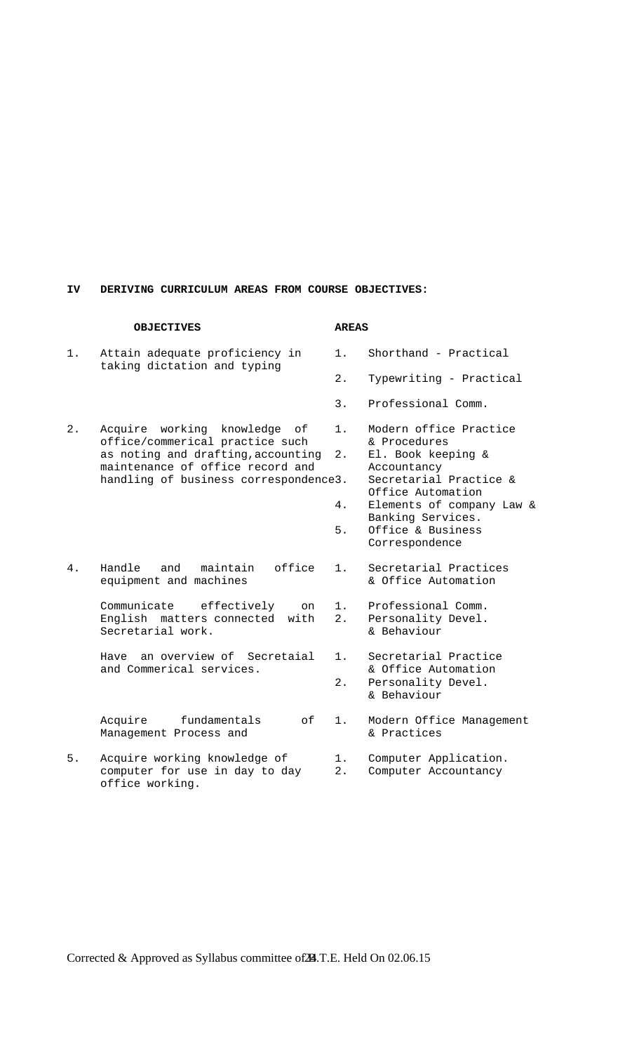**IV DERIVING CURRICULUM AREAS FROM COURSE OBJECTIVES:**

| | **OBJECTIVES** | | **AREAS** |
|---|---|---|---|
| 1. | Attain adequate proficiency in taking dictation and typing | 1. | Shorthand - Practical |
| | | 2. | Typewriting - Practical |
| | | 3. | Professional Comm. |
| 2. | Acquire working knowledge of office/commerical practice such as noting and drafting, accounting maintenance of office record and handling of business correspondence | 1. | Modern office Practice & Procedures |
| | | 2. | El. Book keeping & Accountancy |
| | | 3. | Secretarial Practice & Office Automation |
| | | 4. | Elements of company Law & Banking Services. |
| | | 5. | Office & Business Correspondence |
| 4. | Handle and maintain office equipment and machines | 1. | Secretarial Practices & Office Automation |
| | Communicate effectively on English matters connected with Secretarial work. | 1. | Professional Comm. |
| | | 2. | Personality Devel. & Behaviour |
| | Have an overview of Secretaial and Commerical services. | 1. | Secretarial Practice & Office Automation |
| | | 2. | Personality Devel. & Behaviour |
| | Acquire fundamentals of Management Process and | 1. | Modern Office Management & Practices |
| 5. | Acquire working knowledge of computer for use in day to day office working. | 1. | Computer Application. |
| | | 2. | Computer Accountancy |

Corrected & Approved as Syllabus committee of B.T.E. Held On 02.06.15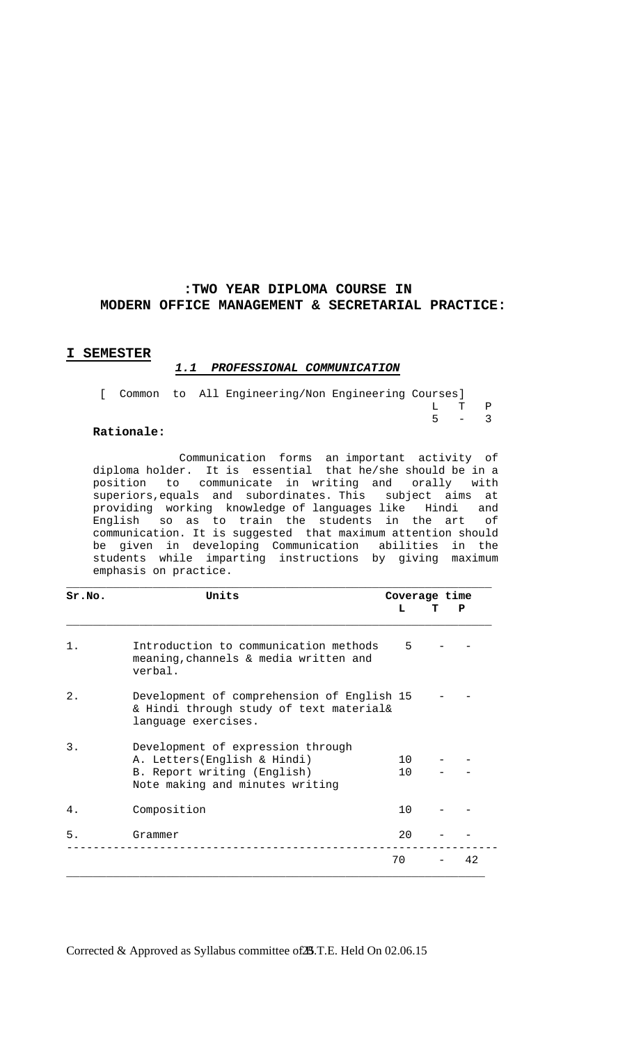## :TWO YEAR DIPLOMA COURSE IN MODERN OFFICE MANAGEMENT & SECRETARIAL PRACTICE:

**I SEMESTER**

### *1.1 PROFESSIONAL COMMUNICATION*

[ Common to All Engineering/Non Engineering Courses]

| L | T | P |
|---|---|---|
| 5 | - | 3 |

**Rationale:**

Communication forms an important activity of diploma holder. It is essential that he/she should be in a position to communicate in writing and orally with superiors,equals and subordinates. This subject aims at providing working knowledge of languages like Hindi and English so as to train the students in the art of communication. It is suggested that maximum attention should be given in developing Communication abilities in the students while imparting instructions by giving maximum emphasis on practice.

| Sr.No. | Units | Coverage time L | T | P |
|---|---|---|---|---|
| 1. | Introduction to communication methods meaning,channels & media written and verbal. | 5 | - | - |
| 2. | Development of comprehension of English & Hindi through study of text material& language exercises. | 15 | - | - |
| 3. | Development of expression through<br>A. Letters(English & Hindi)<br>B. Report writing (English)<br>Note making and minutes writing | <br>10<br>10 | <br>-<br>- | <br>-<br>- |
| 4. | Composition | 10 | - | - |
| 5. | Grammer | 20 | - | - |
| | | 70 | - | 42 |

Corrected & Approved as Syllabus committee of B.T.E. Held On 02.06.15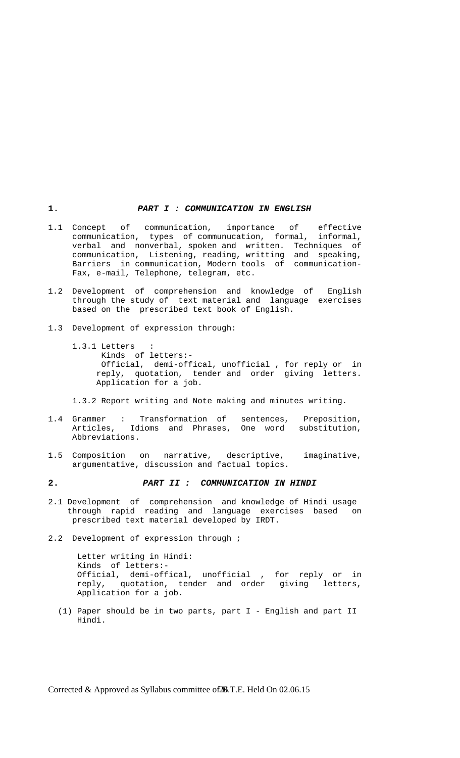## 1. *PART I : COMMUNICATION IN ENGLISH*

1.1 Concept of communication, importance of effective communication, types of communucation, formal, informal, verbal and nonverbal, spoken and written. Techniques of communication, Listening, reading, writting and speaking, Barriers in communication, Modern tools of communication- Fax, e-mail, Telephone, telegram, etc.

1.2 Development of comprehension and knowledge of English through the study of text material and language exercises based on the prescribed text book of English.

1.3 Development of expression through:

1.3.1 Letters :
Kinds of letters:-
Official, demi-offical, unofficial , for reply or in reply, quotation, tender and order giving letters. Application for a job.

1.3.2 Report writing and Note making and minutes writing.

1.4 Grammer : Transformation of sentences, Preposition, Articles, Idioms and Phrases, One word substitution, Abbreviations.

1.5 Composition on narrative, descriptive, imaginative, argumentative, discussion and factual topics.

## 2. *PART II : COMMUNICATION IN HINDI*

2.1 Development of comprehension and knowledge of Hindi usage through rapid reading and language exercises based on prescribed text material developed by IRDT.

2.2 Development of expression through ;

Letter writing in Hindi:
Kinds of letters:-
Official, demi-offical, unofficial , for reply or in reply, quotation, tender and order giving letters, Application for a job.

(1) Paper should be in two parts, part I - English and part II Hindi.

Corrected & Approved as Syllabus committee of B.T.E. Held On 02.06.15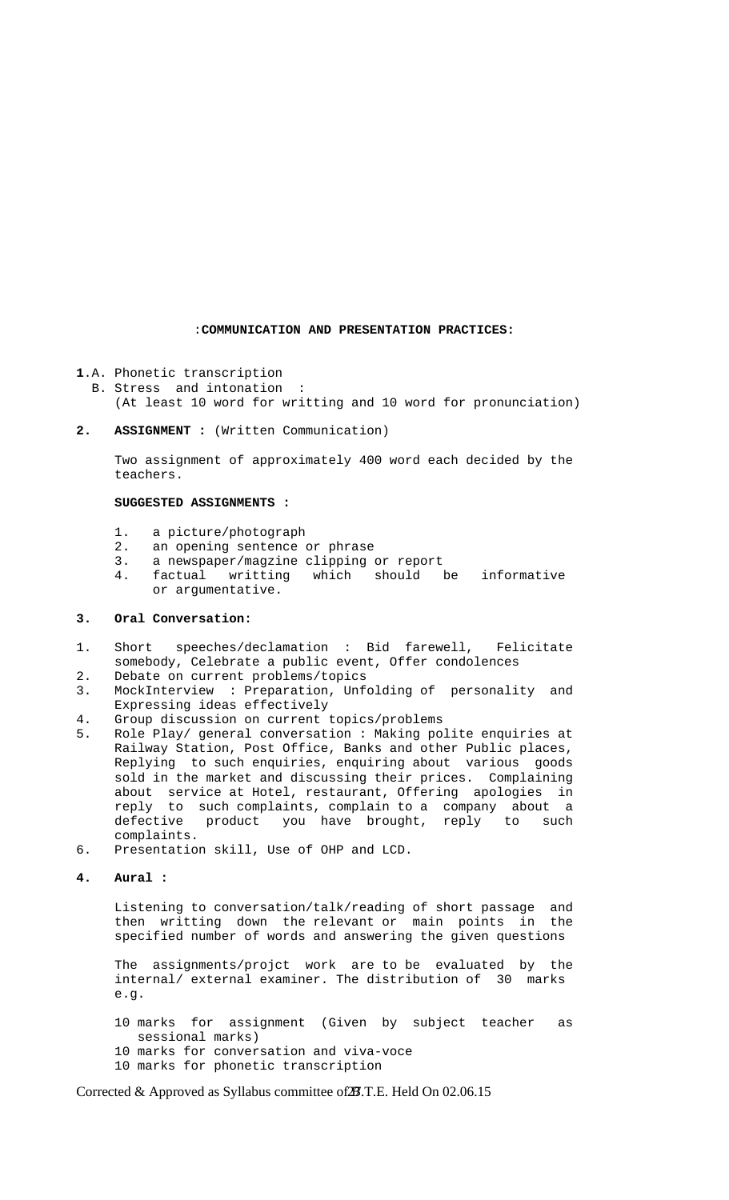## :COMMUNICATION AND PRESENTATION PRACTICES:

**1**.A. Phonetic transcription
   B. Stress and intonation :
      (At least 10 word for writting and 10 word for pronunciation)

**2. ASSIGNMENT :** (Written Communication)

Two assignment of approximately 400 word each decided by the teachers.

**SUGGESTED ASSIGNMENTS :**

1. a picture/photograph
2. an opening sentence or phrase
3. a newspaper/magzine clipping or report
4. factual writting which should be informative or argumentative.

**3. Oral Conversation:**

1. Short speeches/declamation : Bid farewell, Felicitate somebody, Celebrate a public event, Offer condolences
2. Debate on current problems/topics
3. MockInterview : Preparation, Unfolding of personality and Expressing ideas effectively
4. Group discussion on current topics/problems
5. Role Play/ general conversation : Making polite enquiries at Railway Station, Post Office, Banks and other Public places, Replying to such enquiries, enquiring about various goods sold in the market and discussing their prices. Complaining about service at Hotel, restaurant, Offering apologies in reply to such complaints, complain to a company about a defective product you have brought, reply to such complaints.
6. Presentation skill, Use of OHP and LCD.

**4. Aural :**

Listening to conversation/talk/reading of short passage and then writting down the relevant or main points in the specified number of words and answering the given questions

The assignments/projct work are to be evaluated by the internal/ external examiner. The distribution of 30 marks e.g.

10 marks for assignment (Given by subject teacher as sessional marks)
10 marks for conversation and viva-voce
10 marks for phonetic transcription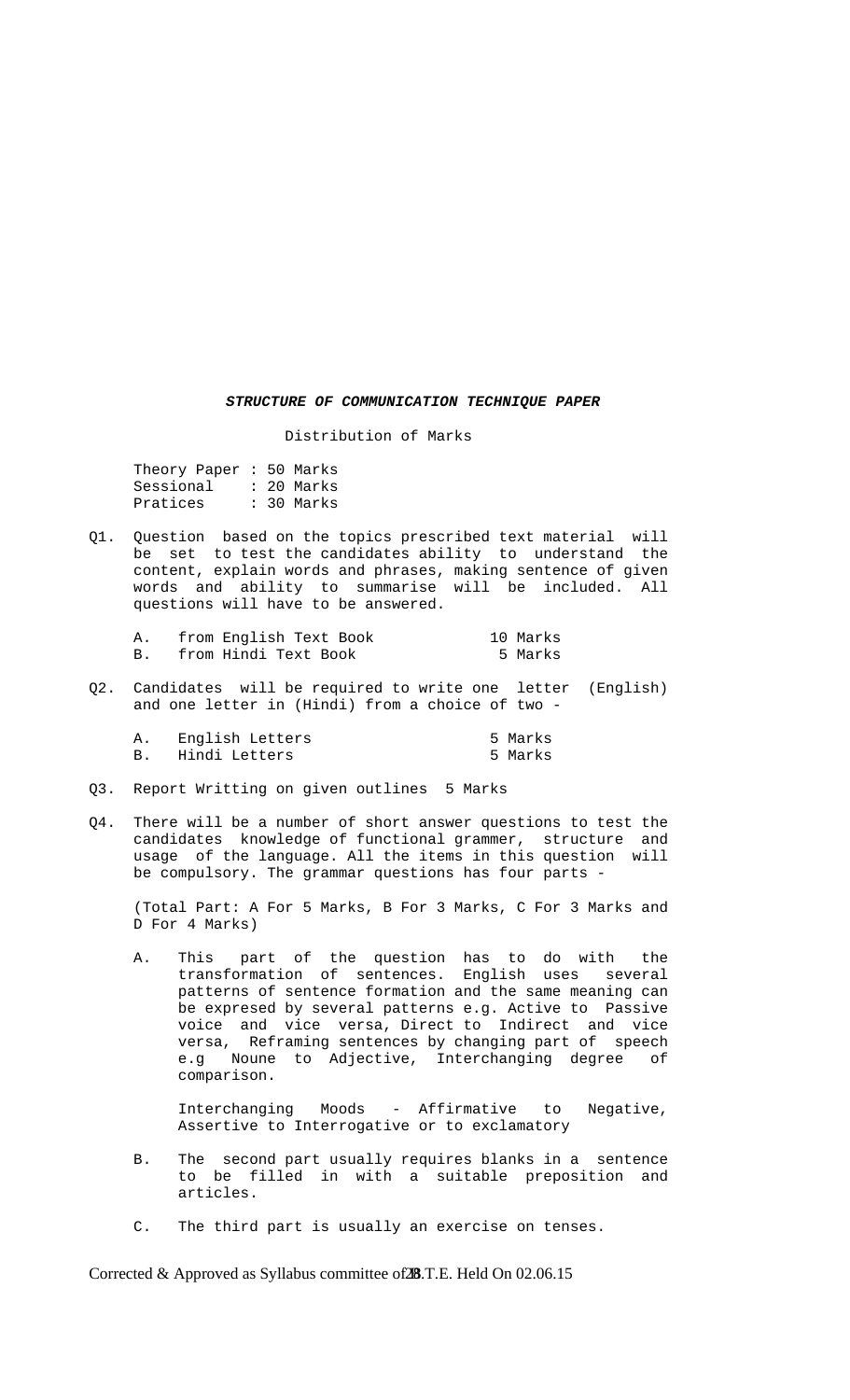## ***STRUCTURE OF COMMUNICATION TECHNIQUE PAPER***

Distribution of Marks

Theory Paper : 50 Marks
Sessional : 20 Marks
Pratices : 30 Marks

Q1. Question based on the topics prescribed text material will be set to test the candidates ability to understand the content, explain words and phrases, making sentence of given words and ability to summarise will be included. All questions will have to be answered.

A. from English Text Book 10 Marks
B. from Hindi Text Book 5 Marks

Q2. Candidates will be required to write one letter (English) and one letter in (Hindi) from a choice of two -

A. English Letters 5 Marks
B. Hindi Letters 5 Marks

Q3. Report Writting on given outlines 5 Marks

Q4. There will be a number of short answer questions to test the candidates knowledge of functional grammer, structure and usage of the language. All the items in this question will be compulsory. The grammar questions has four parts -

(Total Part: A For 5 Marks, B For 3 Marks, C For 3 Marks and D For 4 Marks)

A. This part of the question has to do with the transformation of sentences. English uses several patterns of sentence formation and the same meaning can be expresed by several patterns e.g. Active to Passive voice and vice versa, Direct to Indirect and vice versa, Reframing sentences by changing part of speech e.g Noune to Adjective, Interchanging degree of comparison.

Interchanging Moods - Affirmative to Negative, Assertive to Interrogative or to exclamatory

B. The second part usually requires blanks in a sentence to be filled in with a suitable preposition and articles.

C. The third part is usually an exercise on tenses.

Corrected & Approved as Syllabus committee of B.T.E. Held On 02.06.15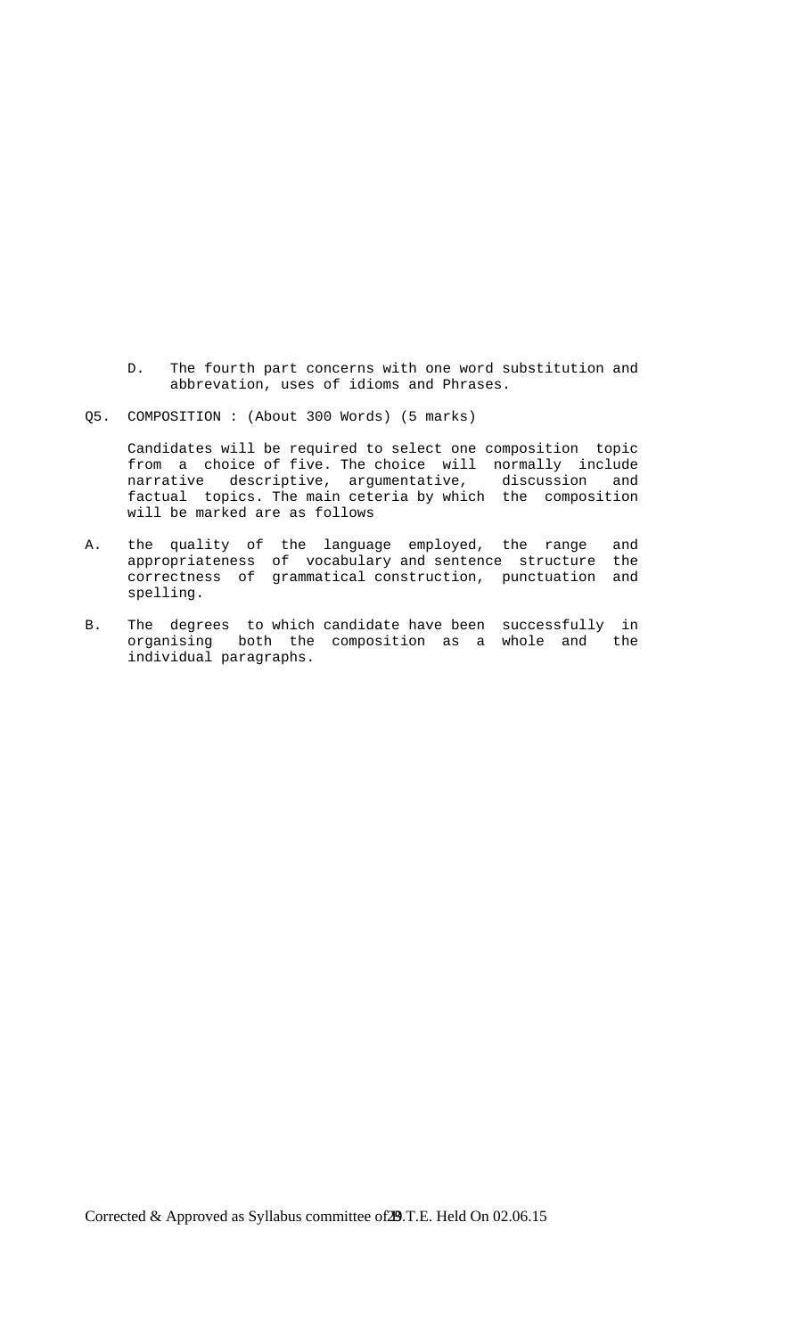D. The fourth part concerns with one word substitution and abbrevation, uses of idioms and Phrases.

Q5. COMPOSITION : (About 300 Words) (5 marks)

Candidates will be required to select one composition topic from a choice of five. The choice will normally include narrative descriptive, argumentative, discussion and factual topics. The main ceteria by which the composition will be marked are as follows

A. the quality of the language employed, the range and appropriateness of vocabulary and sentence structure the correctness of grammatical construction, punctuation and spelling.

B. The degrees to which candidate have been successfully in organising both the composition as a whole and the individual paragraphs.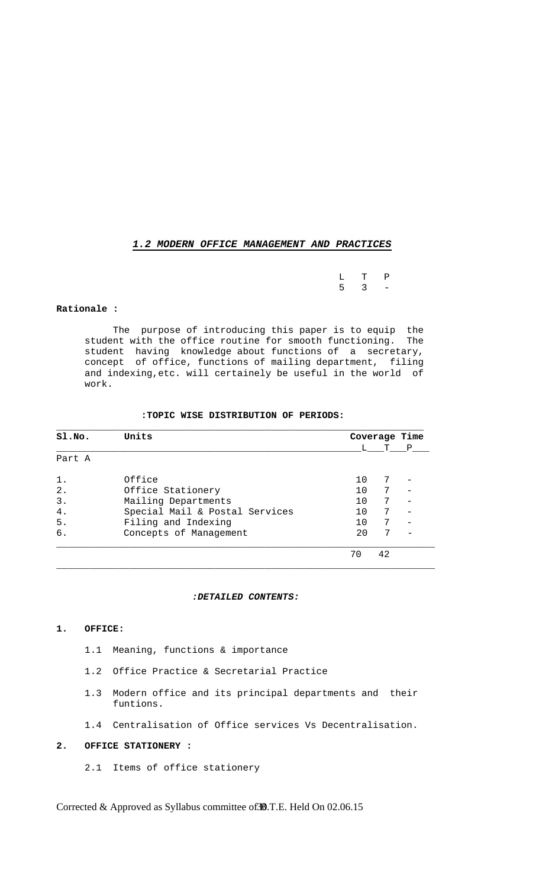## *1.2 MODERN OFFICE MANAGEMENT AND PRACTICES*

| L | T | P |
|---|---|---|
| 5 | 3 | - |

**Rationale :**

The purpose of introducing this paper is to equip the student with the office routine for smooth functioning. The student having knowledge about functions of a secretary, concept of office, functions of mailing department, filing and indexing,etc. will certainely be useful in the world of work.

**:TOPIC WISE DISTRIBUTION OF PERIODS:**

| Sl.No. | Units | Coverage Time L | T | P |
|---|---|---|---|---|
| Part A | | | | |
| 1. | Office | 10 | 7 | - |
| 2. | Office Stationery | 10 | 7 | - |
| 3. | Mailing Departments | 10 | 7 | - |
| 4. | Special Mail & Postal Services | 10 | 7 | - |
| 5. | Filing and Indexing | 10 | 7 | - |
| 6. | Concepts of Management | 20 | 7 | - |
| | | 70 | 42 | |

***:DETAILED CONTENTS:***

**1. OFFICE:**

1.1 Meaning, functions & importance

1.2 Office Practice & Secretarial Practice

1.3 Modern office and its principal departments and their funtions.

1.4 Centralisation of Office services Vs Decentralisation.

**2. OFFICE STATIONERY :**

2.1 Items of office stationery

Corrected & Approved as Syllabus committee of B.T.E. Held On 02.06.15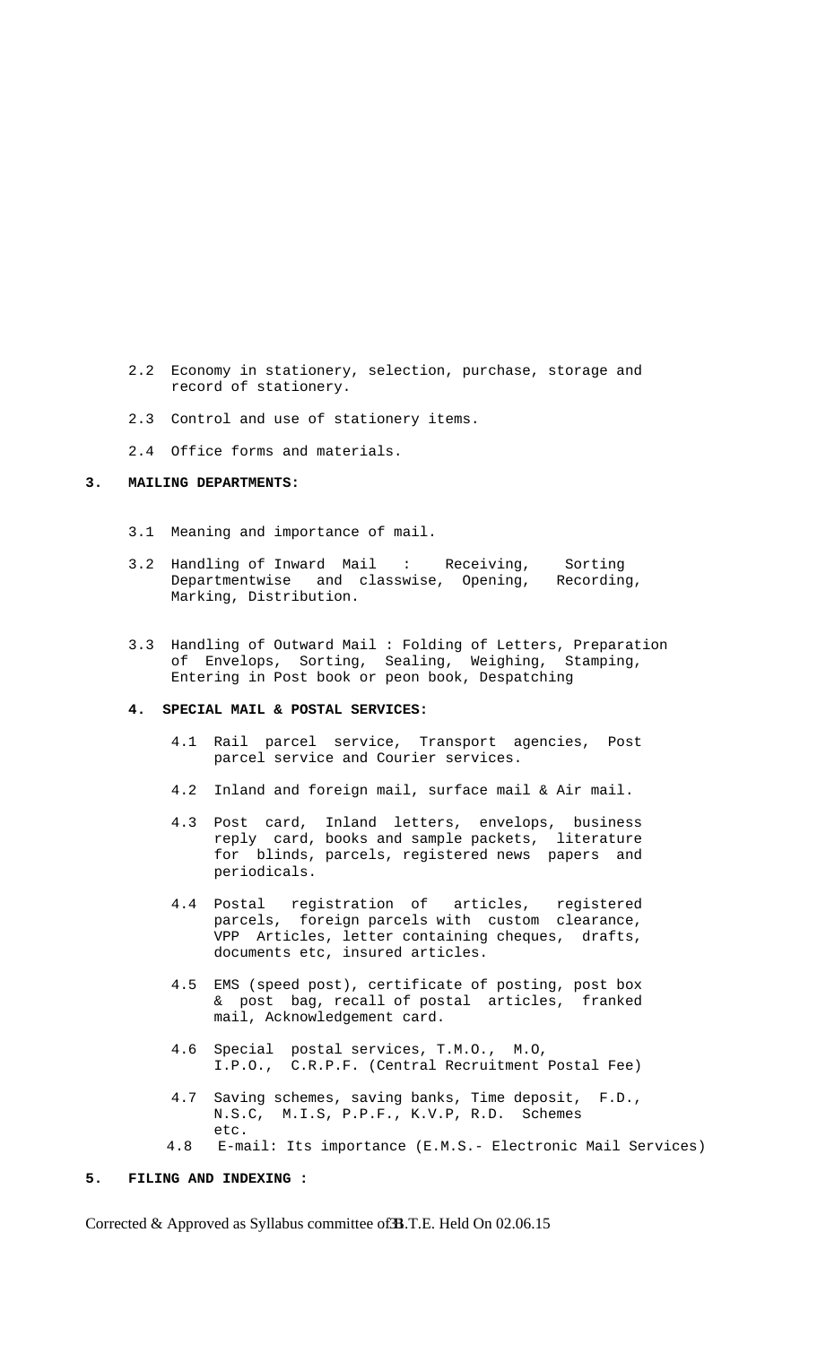2.2 Economy in stationery, selection, purchase, storage and record of stationery.

2.3 Control and use of stationery items.

2.4 Office forms and materials.

**3. MAILING DEPARTMENTS:**

3.1 Meaning and importance of mail.

3.2 Handling of Inward Mail : Receiving, Sorting Departmentwise and classwise, Opening, Recording, Marking, Distribution.

3.3 Handling of Outward Mail : Folding of Letters, Preparation of Envelops, Sorting, Sealing, Weighing, Stamping, Entering in Post book or peon book, Despatching

**4. SPECIAL MAIL & POSTAL SERVICES:**

4.1 Rail parcel service, Transport agencies, Post parcel service and Courier services.

4.2 Inland and foreign mail, surface mail & Air mail.

4.3 Post card, Inland letters, envelops, business reply card, books and sample packets, literature for blinds, parcels, registered news papers and periodicals.

4.4 Postal registration of articles, registered parcels, foreign parcels with custom clearance, VPP Articles, letter containing cheques, drafts, documents etc, insured articles.

4.5 EMS (speed post), certificate of posting, post box & post bag, recall of postal articles, franked mail, Acknowledgement card.

4.6 Special postal services, T.M.O., M.O, I.P.O., C.R.P.F. (Central Recruitment Postal Fee)

4.7 Saving schemes, saving banks, Time deposit, F.D., N.S.C, M.I.S, P.P.F., K.V.P, R.D. Schemes etc.

4.8 E-mail: Its importance (E.M.S.- Electronic Mail Services)

**5. FILING AND INDEXING :**

Corrected & Approved as Syllabus committee of B.T.E. Held On 02.06.15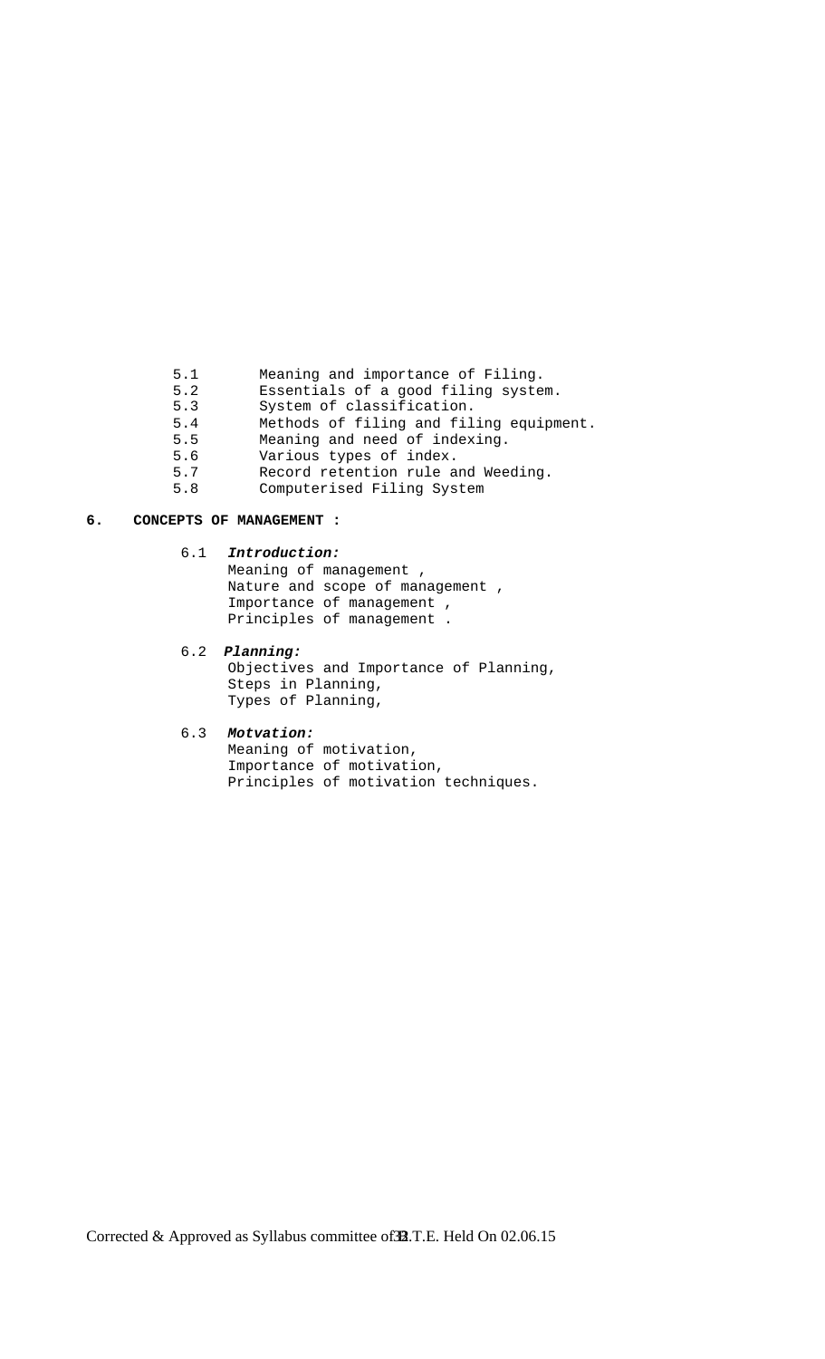5.1 Meaning and importance of Filing.
5.2 Essentials of a good filing system.
5.3 System of classification.
5.4 Methods of filing and filing equipment.
5.5 Meaning and need of indexing.
5.6 Various types of index.
5.7 Record retention rule and Weeding.
5.8 Computerised Filing System

**6. CONCEPTS OF MANAGEMENT :**

6.1 ***Introduction:***
Meaning of management ,
Nature and scope of management ,
Importance of management ,
Principles of management .

6.2 ***Planning:***
Objectives and Importance of Planning,
Steps in Planning,
Types of Planning,

6.3 ***Motvation:***
Meaning of motivation,
Importance of motivation,
Principles of motivation techniques.

Corrected & Approved as Syllabus committee of S.T.E. Held On 02.06.15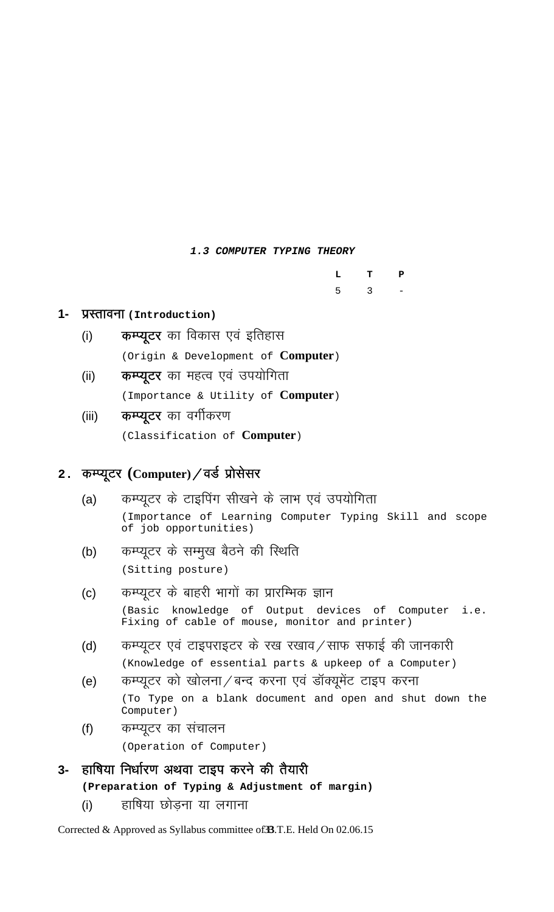### 1.3 COMPUTER TYPING THEORY

| L | T | P |
|---|---|---|
| 5 | 3 | - |

**1- प्रस्तावना (Introduction)**

(i) **कम्प्यूटर** का विकास एवं इतिहास

(Origin & Development of **Computer**)

(ii) **कम्प्यूटर** का महत्व एवं उपयोगिता

(Importance & Utility of **Computer**)

(iii) **कम्प्यूटर** का वर्गीकरण

(Classification of **Computer**)

**2. कम्प्यूटर (Computer)/वर्ड प्रोसेसर**

(a) कम्प्यूटर के टाइपिंग सीखने के लाभ एवं उपयोगिता

(Importance of Learning Computer Typing Skill and scope of job opportunities)

(b) कम्प्यूटर के सम्मुख बैठने की स्थिति

(Sitting posture)

(c) कम्प्यूटर के बाहरी भागों का प्रारम्भिक ज्ञान

(Basic knowledge of Output devices of Computer i.e. Fixing of cable of mouse, monitor and printer)

(d) कम्प्यूटर एवं टाइपराइटर के रख रखाव/साफ सफाई की जानकारी

(Knowledge of essential parts & upkeep of a Computer)

(e) कम्प्यूटर को खोलना/बन्द करना एवं डॉक्यूमेंट टाइप करना

(To Type on a blank document and open and shut down the Computer)

(f) कम्प्यूटर का संचालन

(Operation of Computer)

**3- हाषिया निर्धारण अथवा टाइप करने की तैयारी**

**(Preparation of Typing & Adjustment of margin)**

(i) हाषिया छोड़ना या लगाना

Corrected & Approved as Syllabus committee of B.T.E. Held On 02.06.15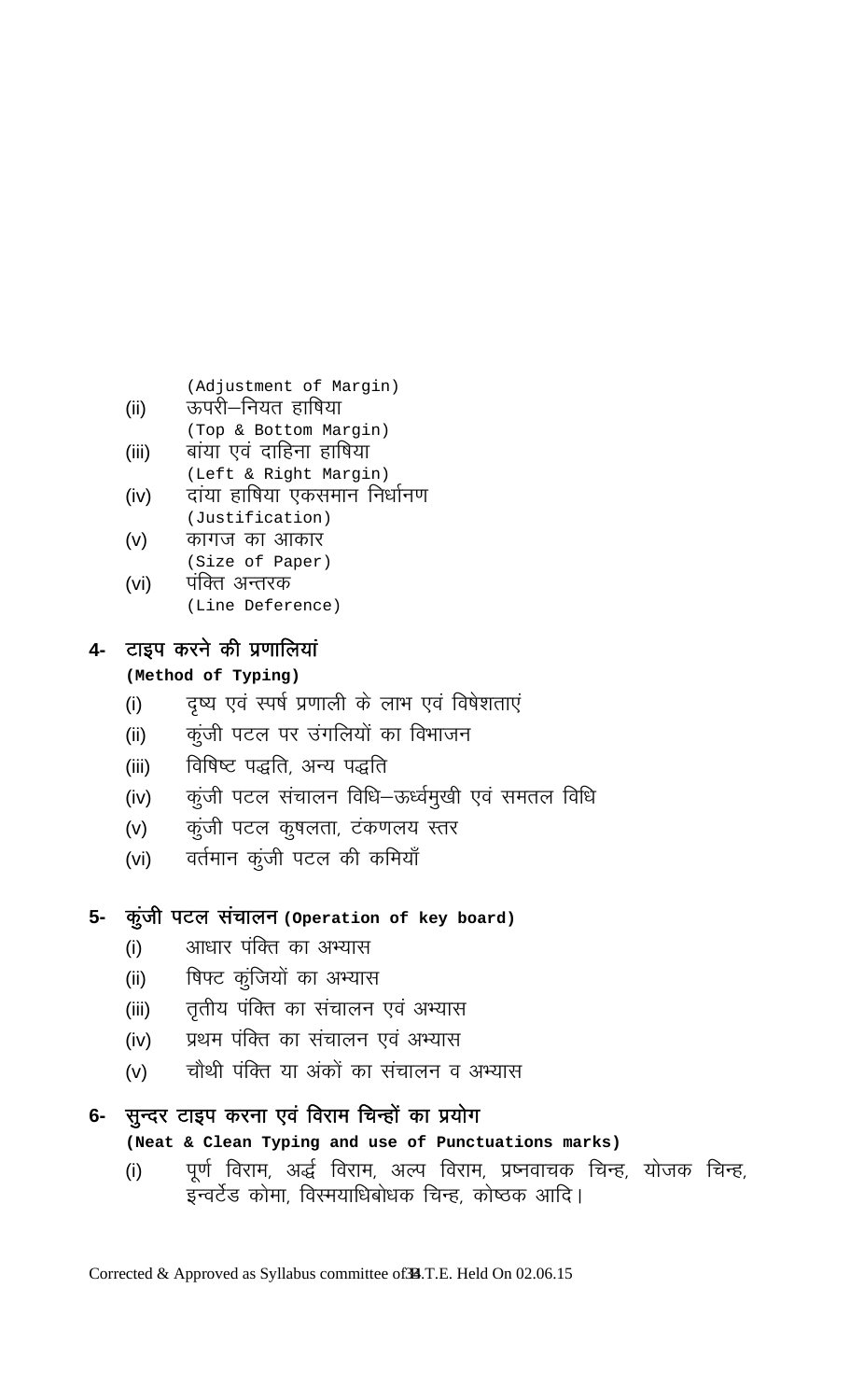(Adjustment of Margin)

(ii) ऊपरी–नियत हाषिया
(Top & Bottom Margin)

(iii) बांया एवं दाहिना हाषिया
(Left & Right Margin)

(iv) दांया हाषिया एकसमान निर्धानण
(Justification)

(v) कागज का आकार
(Size of Paper)

(vi) पंक्ति अन्तरक
(Line Deference)

**4- टाइप करने की प्रणालियां**
**(Method of Typing)**

(i) दृष्य एवं स्पर्ष प्रणाली के लाभ एवं विषेशताएं

(ii) कुंजी पटल पर उंगलियों का विभाजन

(iii) विषिष्ट पद्धति, अन्य पद्धति

(iv) कुंजी पटल संचालन विधि–ऊर्ध्वमुखी एवं समतल विधि

(v) कुंजी पटल कुषलता, टंकणलय स्तर

(vi) वर्तमान कुंजी पटल की कमियाँ

**5- कुंजी पटल संचालन (Operation of key board)**

(i) आधार पंक्ति का अभ्यास

(ii) षिफ्ट कुंजियों का अभ्यास

(iii) तृतीय पंक्ति का संचालन एवं अभ्यास

(iv) प्रथम पंक्ति का संचालन एवं अभ्यास

(v) चौथी पंक्ति या अंकों का संचालन व अभ्यास

**6- सुन्दर टाइप करना एवं विराम चिन्हों का प्रयोग**
**(Neat & Clean Typing and use of Punctuations marks)**

(i) पूर्ण विराम, अर्द्ध विराम, अल्प विराम, प्रष्नवाचक चिन्ह, योजक चिन्ह, इन्वर्टेड कोमा, विस्मयाधिबोधक चिन्ह, कोष्ठक आदि।

Corrected & Approved as Syllabus committee of B.T.E. Held On 02.06.15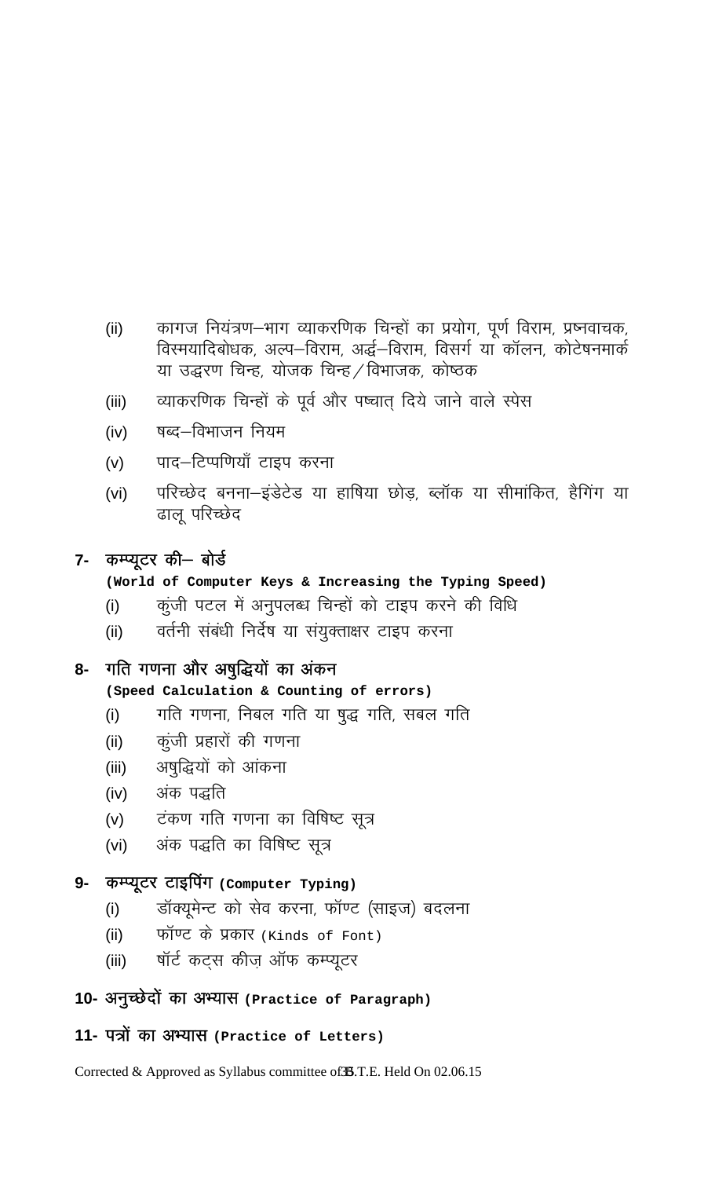(ii) कागज नियंत्रण–भाग व्याकरणिक चिन्हों का प्रयोग, पूर्ण विराम, प्रष्नवाचक, विस्मयादिबोधक, अल्प–विराम, अर्द्ध–विराम, विसर्ग या कॉलन, कोटेषनमार्क या उद्धरण चिन्ह, योजक चिन्ह/विभाजक, कोष्ठक

(iii) व्याकरणिक चिन्हों के पूर्व और पष्चात् दिये जाने वाले स्पेस

(iv) षब्द–विभाजन नियम

(v) पाद–टिप्पणियाँ टाइप करना

(vi) परिच्छेद बनना–इंडेटेड या हाषिया छोड़, ब्लॉक या सीमांकित, हैगिंग या ढालू परिच्छेद

## 7- कम्प्यूटर की– बोर्ड

**(World of Computer Keys & Increasing the Typing Speed)**

(i) कुंजी पटल में अनुपलब्ध चिन्हों को टाइप करने की विधि

(ii) वर्तनी संबंधी निर्देष या संयुक्ताक्षर टाइप करना

## 8- गति गणना और अषुद्धियों का अंकन

**(Speed Calculation & Counting of errors)**

(i) गति गणना, निबल गति या षुद्ध गति, सबल गति

(ii) कुंजी प्रहारों की गणना

(iii) अषुद्धियों को आंकना

(iv) अंक पद्धति

(v) टंकण गति गणना का विषिष्ट सूत्र

(vi) अंक पद्धति का विषिष्ट सूत्र

## 9- कम्प्यूटर टाइपिंग (Computer Typing)

(i) डॉक्यूमेन्ट को सेव करना, फॉण्ट (साइज) बदलना

(ii) फॉण्ट के प्रकार (Kinds of Font)

(iii) षॉर्ट कट्स कीज़ ऑफ कम्प्यूटर

## 10- अनुच्छेदों का अभ्यास (Practice of Paragraph)

## 11- पत्रों का अभ्यास (Practice of Letters)

Corrected & Approved as Syllabus committee of B.T.E. Held On 02.06.15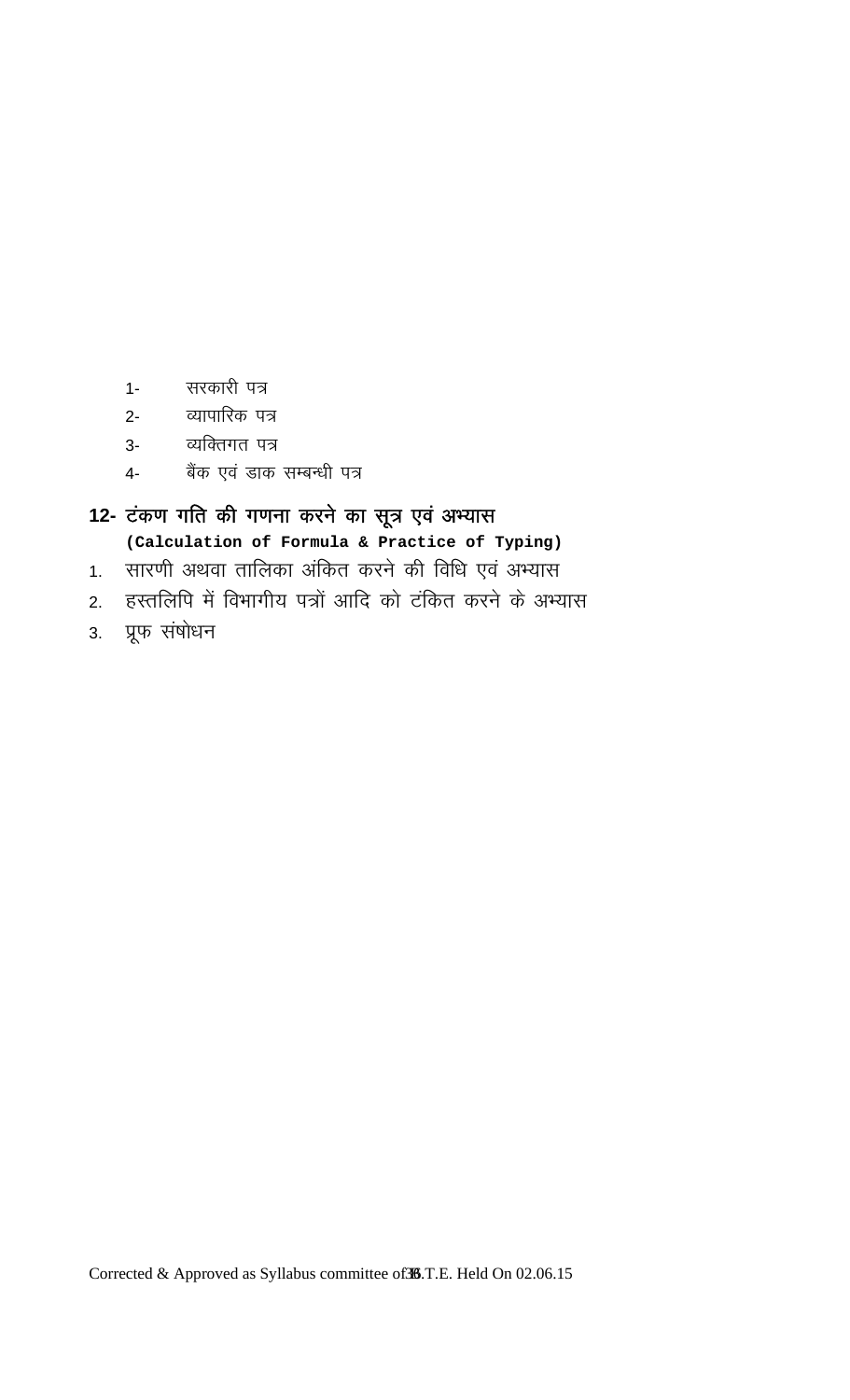1- सरकारी पत्र
2- व्यापारिक पत्र
3- व्यक्तिगत पत्र
4- बैंक एवं डाक सम्बन्धी पत्र

**12- टंकण गति की गणना करने का सूत्र एवं अभ्यास**
**(Calculation of Formula & Practice of Typing)**

1. सारणी अथवा तालिका अंकित करने की विधि एवं अभ्यास
2. हस्तलिपि में विभागीय पत्रों आदि को टंकित करने के अभ्यास
3. प्रूफ संषोधन

Corrected & Approved as Syllabus committee of B.T.E. Held On 02.06.15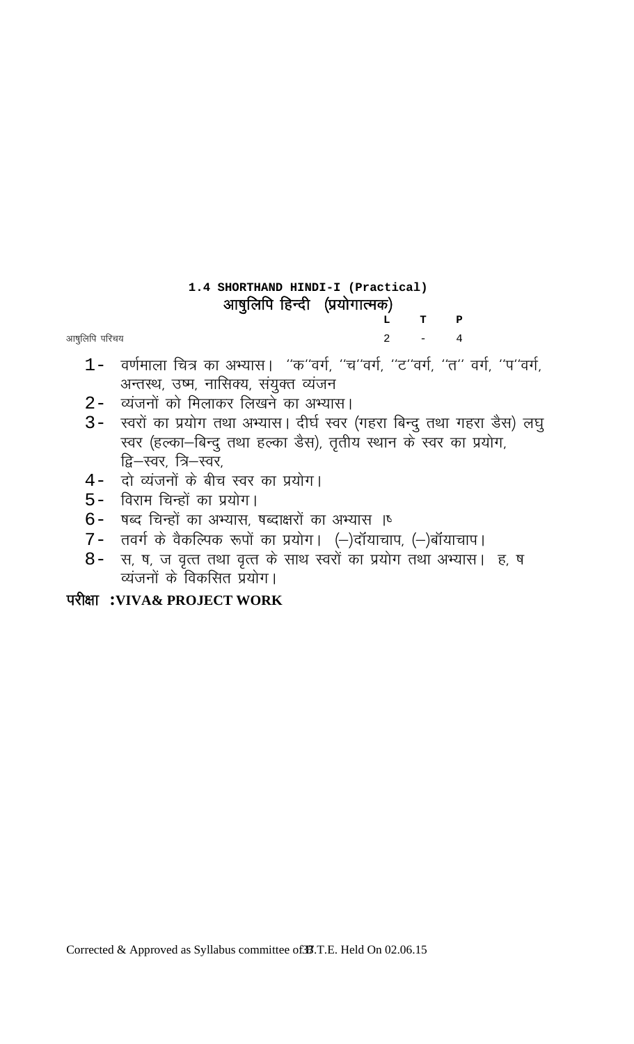## 1.4 SHORTHAND HINDI-I (Practical)

## आषुलिपि हिन्दी (प्रयोगात्मक)

| | L | T | P |
|---|---|---|---|
| आषुलिपि परिचय | 2 | - | 4 |

1- वर्णमाला चित्र का अभ्यास। ''क''वर्ग, ''च''वर्ग, ''ट''वर्ग, ''त'' वर्ग, ''प''वर्ग, अन्तस्थ, उष्म, नासिक्य, संयुक्त व्यंजन
2- व्यंजनों को मिलाकर लिखने का अभ्यास।
3- स्वरों का प्रयोग तथा अभ्यास। दीर्घ स्वर (गहरा बिन्दु तथा गहरा डैस) लघु स्वर (हल्का–बिन्दु तथा हल्का डैस), तृतीय स्थान के स्वर का प्रयोग, द्वि–स्वर, त्रि–स्वर,
4- दो व्यंजनों के बीच स्वर का प्रयोग।
5- विराम चिन्हों का प्रयोग।
6- षब्द चिन्हों का अभ्यास, षब्दाक्षरों का अभ्यास ।ष
7- तवर्ग के वैकल्पिक रूपों का प्रयोग। (–)दॉयाचाप, (–)बॉयाचाप।
8- स, ष, ज वृत्त तथा वृत्त के साथ स्वरों का प्रयोग तथा अभ्यास। ह, ष व्यंजनों के विकसित प्रयोग।

**परीक्षा :VIVA& PROJECT WORK**

Corrected & Approved as Syllabus committee of B.T.E. Held On 02.06.15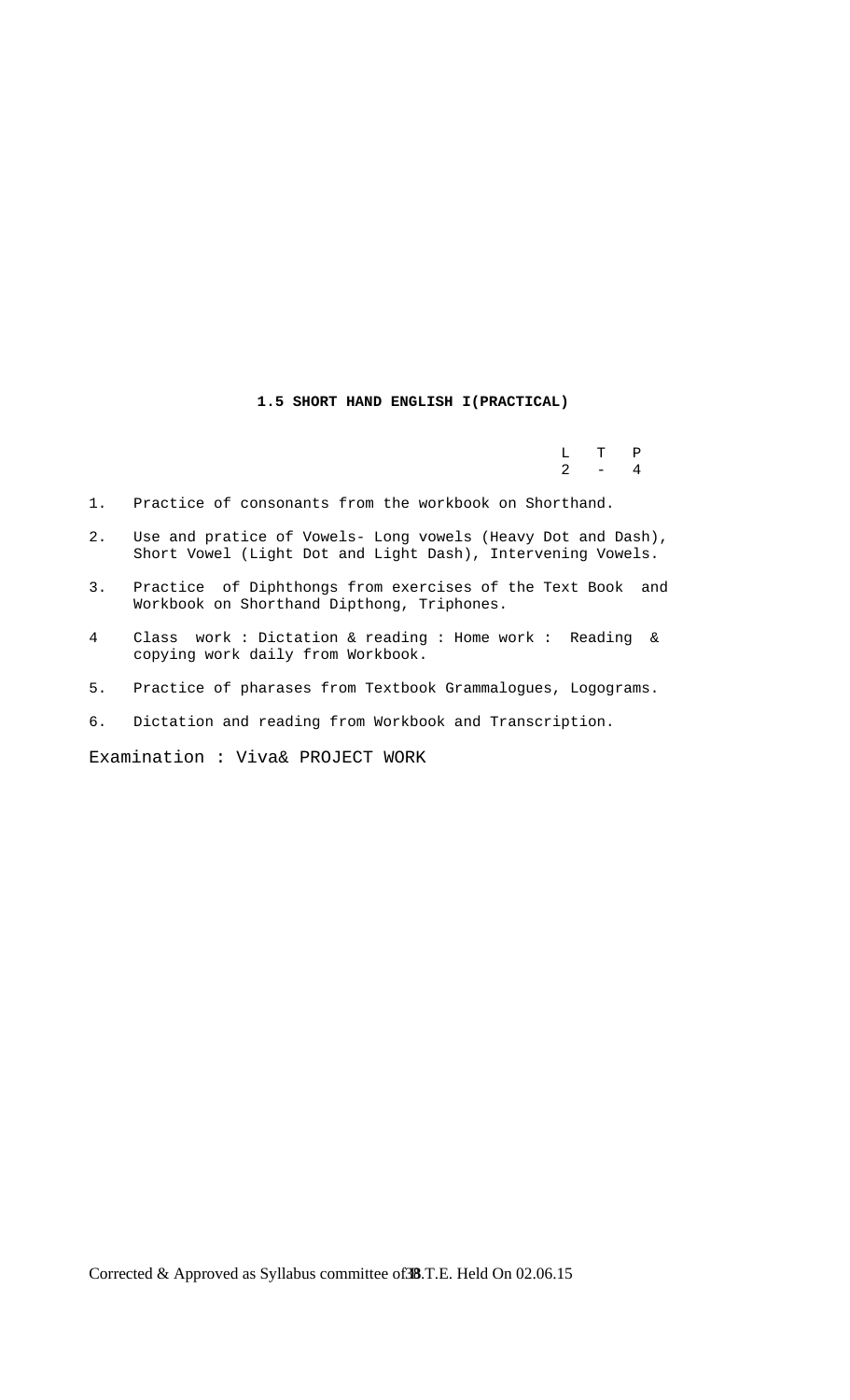**1.5 SHORT HAND ENGLISH I(PRACTICAL)**

| L | T | P |
|---|---|---|
| 2 | - | 4 |

1. Practice of consonants from the workbook on Shorthand.
2. Use and pratice of Vowels- Long vowels (Heavy Dot and Dash), Short Vowel (Light Dot and Light Dash), Intervening Vowels.
3. Practice of Diphthongs from exercises of the Text Book and Workbook on Shorthand Dipthong, Triphones.
4. Class work : Dictation & reading : Home work : Reading & copying work daily from Workbook.
5. Practice of pharases from Textbook Grammalogues, Logograms.
6. Dictation and reading from Workbook and Transcription.

Examination : Viva& PROJECT WORK

Corrected & Approved as Syllabus committee of S.B.T.E. Held On 02.06.15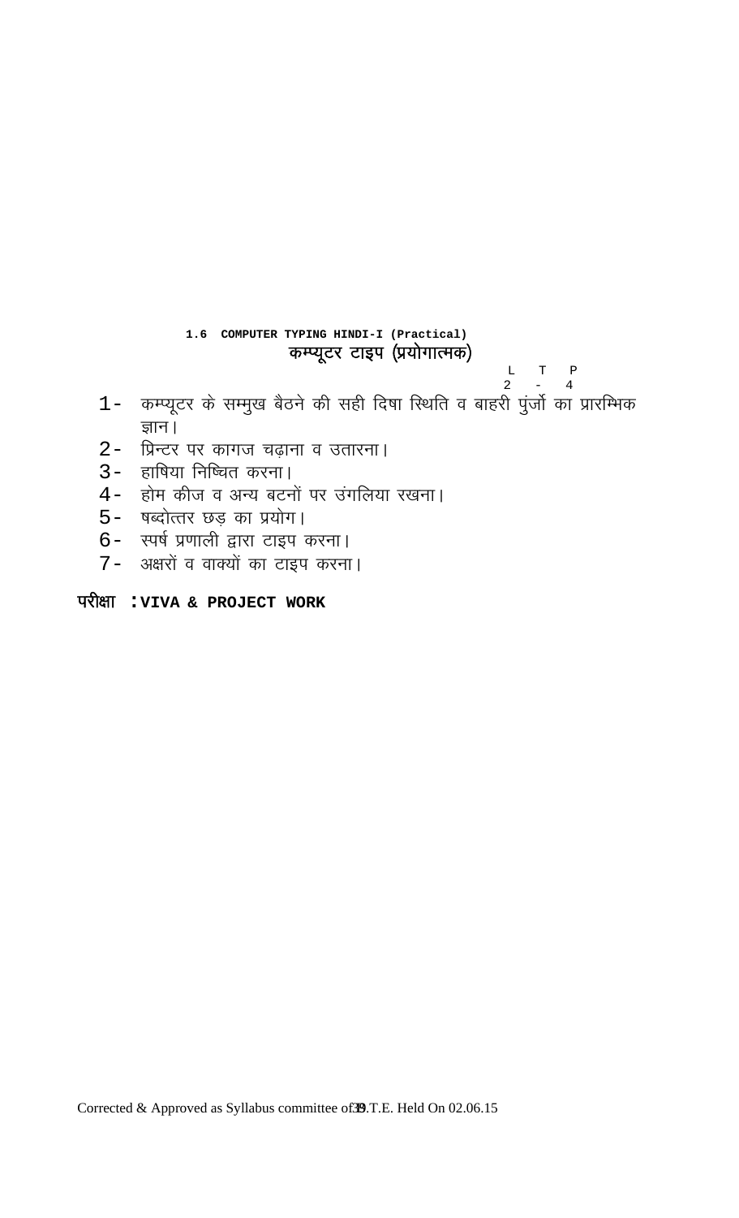### 1.6 COMPUTER TYPING HINDI-I (Practical)

### कम्प्यूटर टाइप (प्रयोगात्मक)

| L | T | P |
|---|---|---|
| 2 | - | 4 |

1- कम्प्यूटर के सम्मुख बैठने की सही दिषा स्थिति व बाहरी पुंर्जो का प्रारम्भिक ज्ञान।
2- प्रिन्टर पर कागज चढ़ाना व उतारना।
3- हाषिया निष्चित करना।
4- होम कीज व अन्य बटनों पर उंगलिया रखना।
5- षब्दोत्तर छड़ का प्रयोग।
6- स्पर्ष प्रणाली द्वारा टाइप करना।
7- अक्षरों व वाक्यों का टाइप करना।

**परीक्षा : VIVA & PROJECT WORK**

Corrected & Approved as Syllabus committee of B.T.E. Held On 02.06.15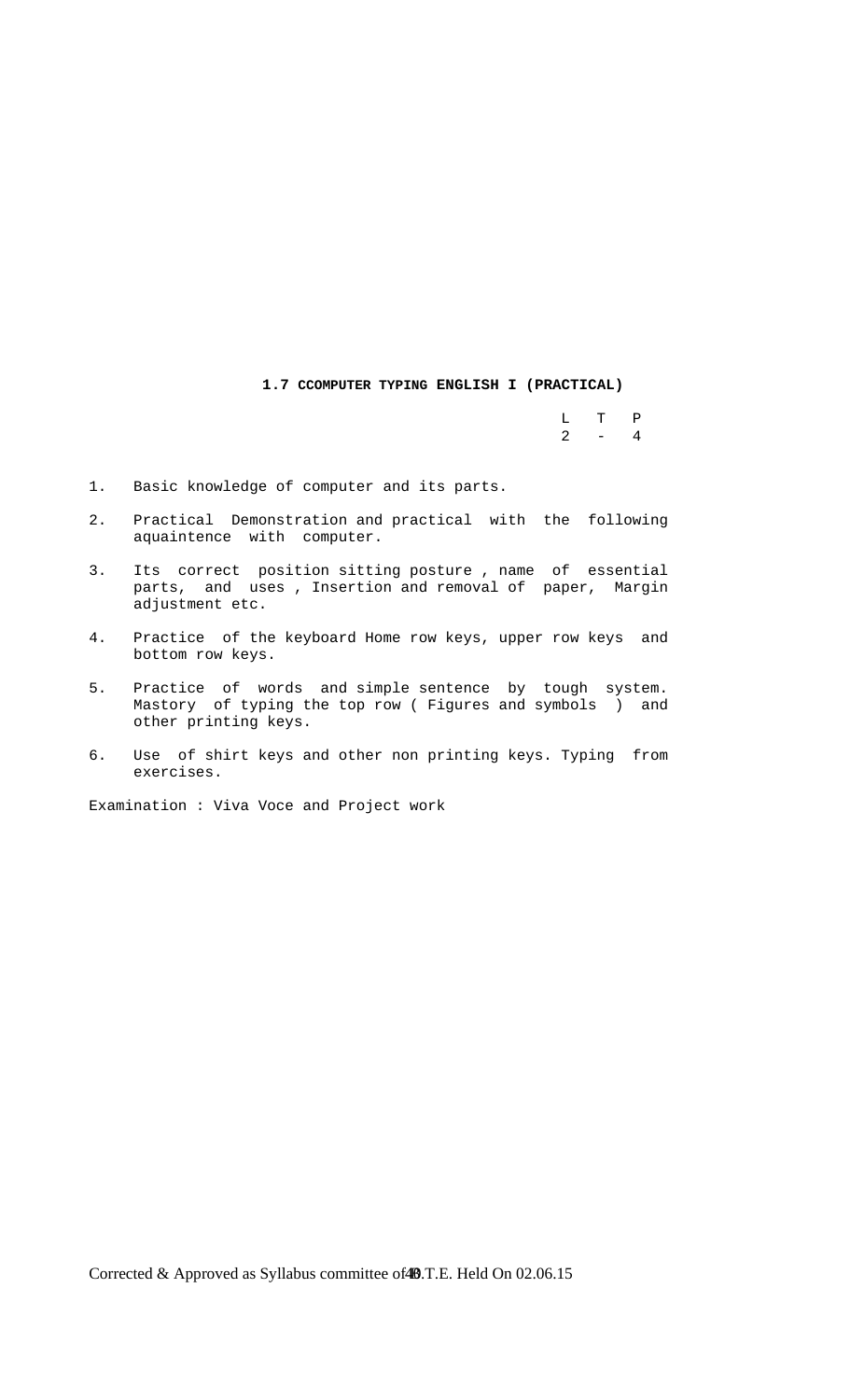## 1.7 CCOMPUTER TYPING ENGLISH I (PRACTICAL)

| L | T | P |
|---|---|---|
| 2 | - | 4 |

1. Basic knowledge of computer and its parts.
2. Practical Demonstration and practical with the following aquaintence with computer.
3. Its correct position sitting posture , name of essential parts, and uses , Insertion and removal of paper, Margin adjustment etc.
4. Practice of the keyboard Home row keys, upper row keys and bottom row keys.
5. Practice of words and simple sentence by tough system. Mastory of typing the top row ( Figures and symbols ) and other printing keys.
6. Use of shirt keys and other non printing keys. Typing from exercises.

Examination : Viva Voce and Project work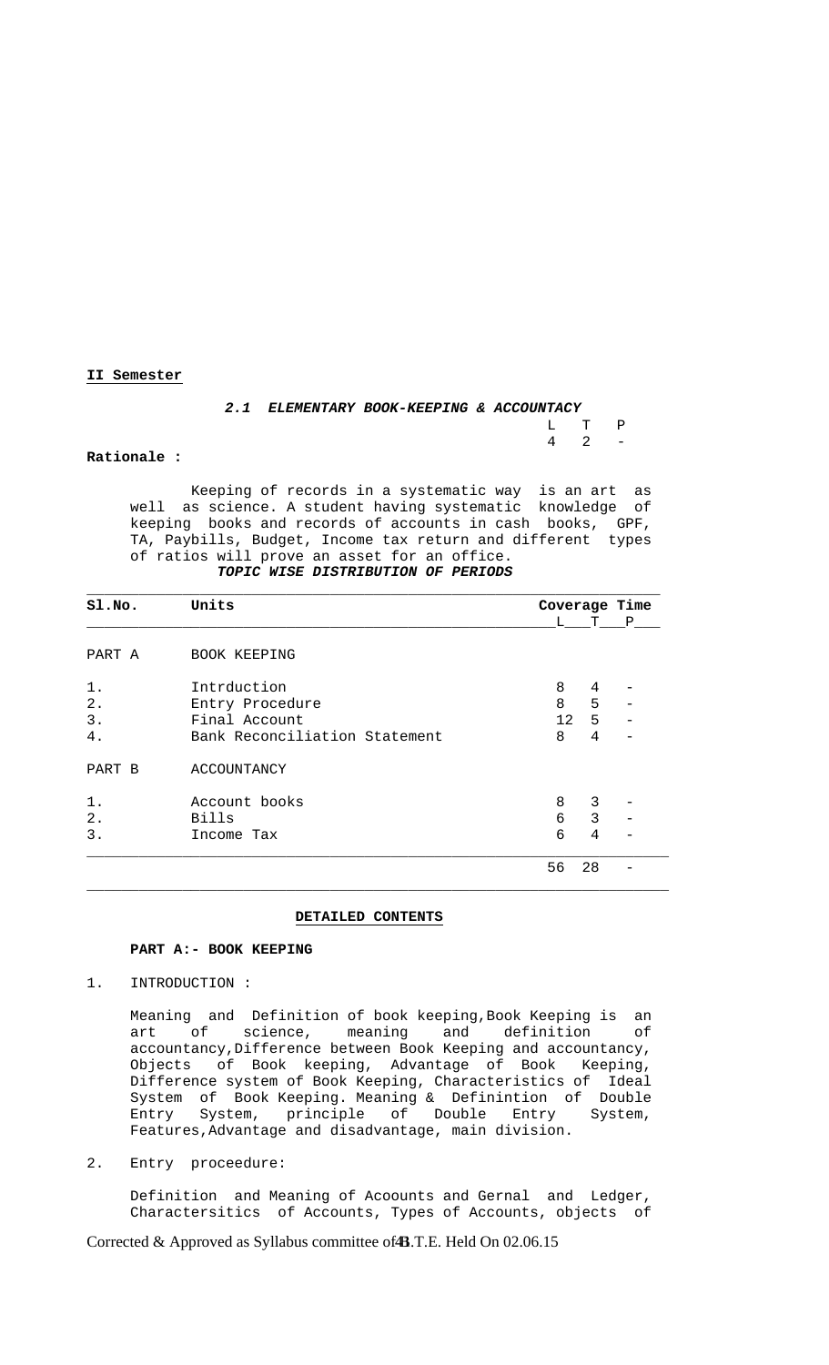**II Semester**

### *2.1 ELEMENTARY BOOK-KEEPING & ACCOUNTACY*

| L | T | P |
|---|---|---|
| 4 | 2 | - |

**Rationale :**

Keeping of records in a systematic way is an art as well as science. A student having systematic knowledge of keeping books and records of accounts in cash books, GPF, TA, Paybills, Budget, Income tax return and different types of ratios will prove an asset for an office.

***TOPIC WISE DISTRIBUTION OF PERIODS***

| Sl.No. | Units | Coverage Time L | T | P |
|---|---|---|---|---|
| PART A | BOOK KEEPING | | | |
| 1. | Intrduction | 8 | 4 | - |
| 2. | Entry Procedure | 8 | 5 | - |
| 3. | Final Account | 12 | 5 | - |
| 4. | Bank Reconciliation Statement | 8 | 4 | - |
| PART B | ACCOUNTANCY | | | |
| 1. | Account books | 8 | 3 | - |
| 2. | Bills | 6 | 3 | - |
| 3. | Income Tax | 6 | 4 | - |
| | | 56 | 28 | - |

**DETAILED CONTENTS**

**PART A:- BOOK KEEPING**

1. INTRODUCTION :

   Meaning and Definition of book keeping,Book Keeping is an art of science, meaning and definition of accountancy,Difference between Book Keeping and accountancy, Objects of Book keeping, Advantage of Book Keeping, Difference system of Book Keeping, Characteristics of Ideal System of Book Keeping. Meaning & Definintion of Double Entry System, principle of Double Entry System, Features,Advantage and disadvantage, main division.

2. Entry proceedure:

   Definition and Meaning of Acoounts and Gernal and Ledger, Charactersitics of Accounts, Types of Accounts, objects of

Corrected & Approved as Syllabus committee of B.T.E. Held On 02.06.15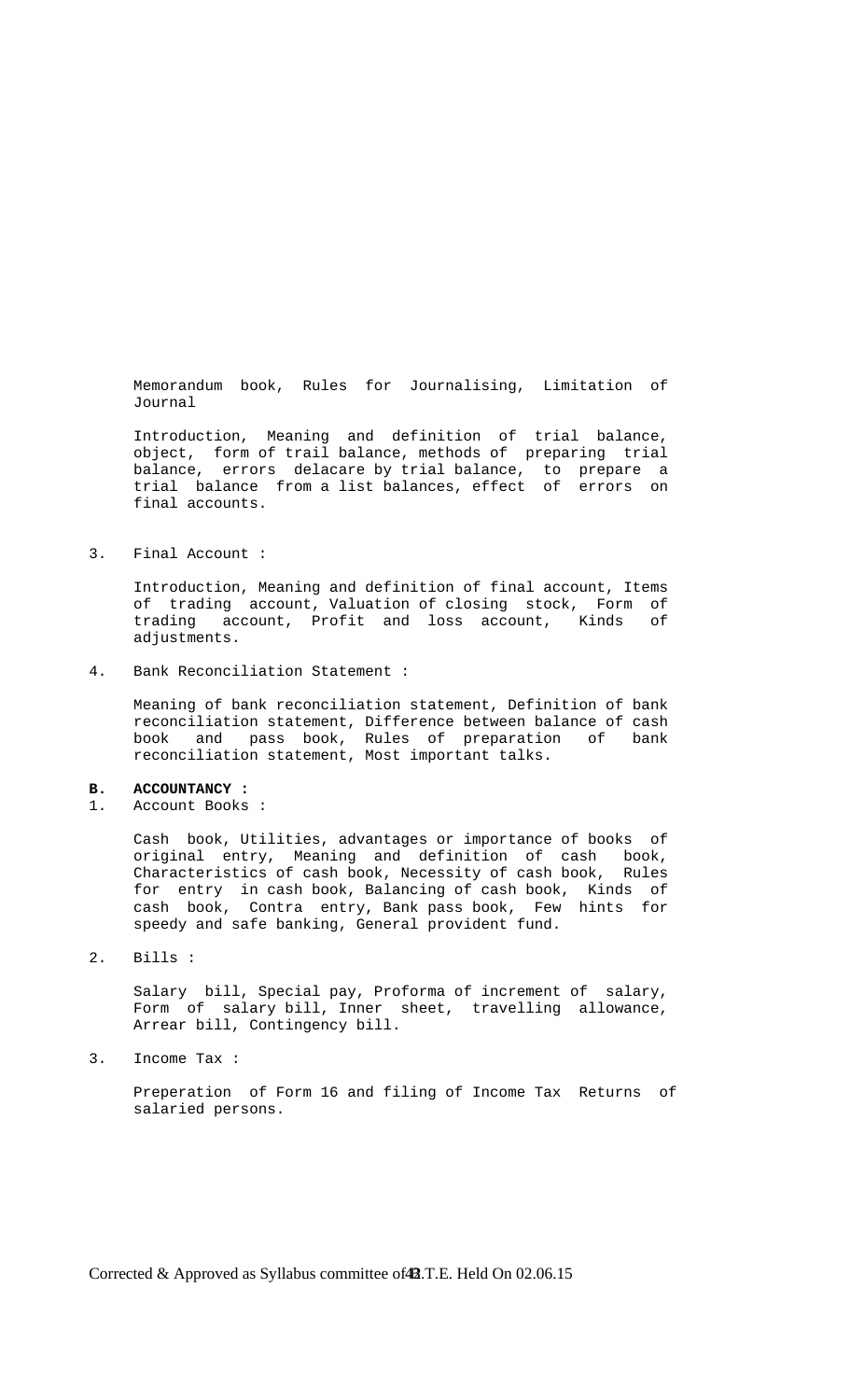Memorandum book, Rules for Journalising, Limitation of Journal

Introduction, Meaning and definition of trial balance, object, form of trail balance, methods of preparing trial balance, errors delacare by trial balance, to prepare a trial balance from a list balances, effect of errors on final accounts.

3. Final Account :

   Introduction, Meaning and definition of final account, Items of trading account, Valuation of closing stock, Form of trading account, Profit and loss account, Kinds of adjustments.

4. Bank Reconciliation Statement :

   Meaning of bank reconciliation statement, Definition of bank reconciliation statement, Difference between balance of cash book and pass book, Rules of preparation of bank reconciliation statement, Most important talks.

**B. ACCOUNTANCY :**

1. Account Books :

   Cash book, Utilities, advantages or importance of books of original entry, Meaning and definition of cash book, Characteristics of cash book, Necessity of cash book, Rules for entry in cash book, Balancing of cash book, Kinds of cash book, Contra entry, Bank pass book, Few hints for speedy and safe banking, General provident fund.

2. Bills :

   Salary bill, Special pay, Proforma of increment of salary, Form of salary bill, Inner sheet, travelling allowance, Arrear bill, Contingency bill.

3. Income Tax :

   Preperation of Form 16 and filing of Income Tax Returns of salaried persons.

Corrected & Approved as Syllabus committee of B.T.E. Held On 02.06.15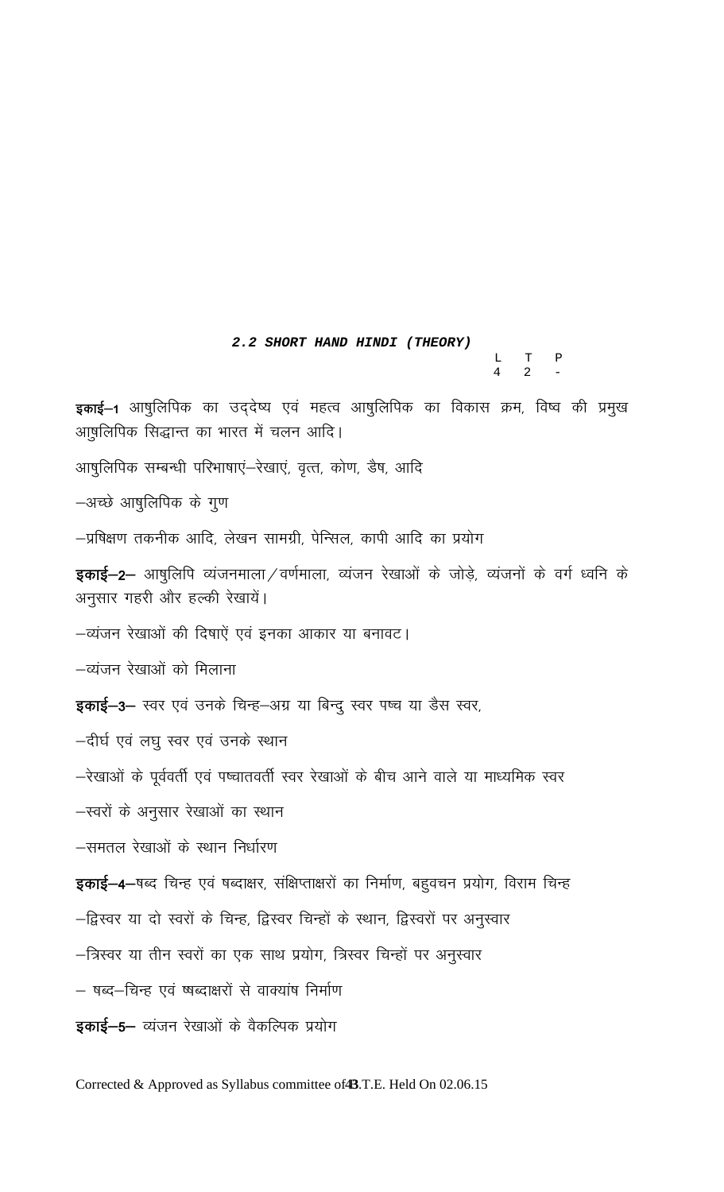## *2.2 SHORT HAND HINDI (THEORY)*

| L | T | P |
|---|---|---|
| 4 | 2 | - |

**इकाई–1** आषुलिपिक का उद्देष्य एवं महत्व आषुलिपिक का विकास क्रम, विष्व की प्रमुख आषुलिपिक सिद्धान्त का भारत में चलन आदि।

आषुलिपिक सम्बन्धी परिभाषाएं–रेखाएं, वृत्त, कोण, डैष, आदि

–अच्छे आषुलिपिक के गुण

–प्रषिक्षण तकनीक आदि, लेखन सामग्री, पेन्सिल, कापी आदि का प्रयोग

**इकाई–2–** आषुलिपि व्यंजनमाला/वर्णमाला, व्यंजन रेखाओं के जोड़े, व्यंजनों के वर्ग ध्वनि के अनुसार गहरी और हल्की रेखायें।

–व्यंजन रेखाओं की दिषाऐं एवं इनका आकार या बनावट।

–व्यंजन रेखाओं को मिलाना

**इकाई–3–** स्वर एवं उनके चिन्ह–अग्र या बिन्दु स्वर पष्च या डैस स्वर,

–दीर्घ एवं लघु स्वर एवं उनके स्थान

–रेखाओं के पूर्ववर्ती एवं पष्चातवर्ती स्वर रेखाओं के बीच आने वाले या माध्यमिक स्वर

–स्वरों के अनुसार रेखाओं का स्थान

–समतल रेखाओं के स्थान निर्धारण

**इकाई–4**–षब्द चिन्ह एवं षब्दाक्षर, संक्षिप्ताक्षरों का निर्माण, बहुवचन प्रयोग, विराम चिन्ह

–द्विस्वर या दो स्वरों के चिन्ह, द्विस्वर चिन्हों के स्थान, द्विस्वरों पर अनुस्वार

–त्रिस्वर या तीन स्वरों का एक साथ प्रयोग, त्रिस्वर चिन्हों पर अनुस्वार

– षब्द–चिन्ह एवं षब्दाक्षरों से वाक्यांष निर्माण

**इकाई–5–** व्यंजन रेखाओं के वैकल्पिक प्रयोग

Corrected & Approved as Syllabus committee of B.T.E. Held On 02.06.15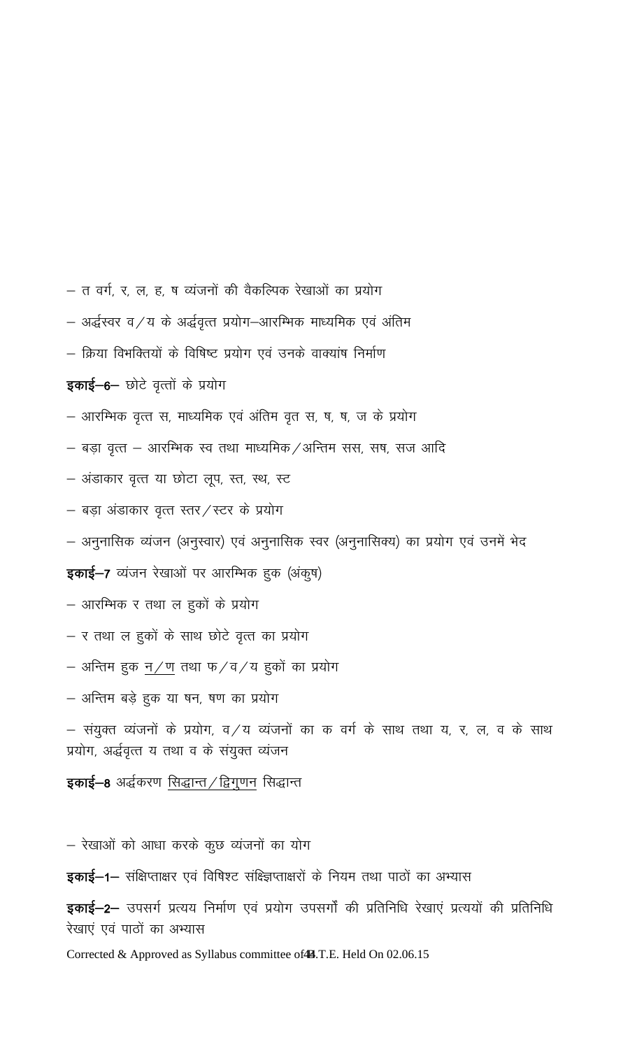– त वर्ग, र, ल, ह, ष व्यंजनों की वैकल्पिक रेखाओं का प्रयोग

– अर्द्धस्वर व/य के अर्द्धवृत्त प्रयोग–आरम्भिक माध्यमिक एवं अंतिम

– क्रिया विभक्तियों के विषिष्ट प्रयोग एवं उनके वाक्यांष निर्माण

**इकाई–6–** छोटे वृत्तों के प्रयोग

– आरम्भिक वृत्त स, माध्यमिक एवं अंतिम वृत स, ष, ष, ज के प्रयोग

– बड़ा वृत्त – आरम्भिक स्व तथा माध्यमिक/अन्तिम सस, सष, सज आदि

– अंडाकार वृत्त या छोटा लूप, स्त, स्थ, स्ट

– बड़ा अंडाकार वृत्त स्तर/स्टर के प्रयोग

– अनुनासिक व्यंजन (अनुस्वार) एवं अनुनासिक स्वर (अनुनासिक्य) का प्रयोग एवं उनमें भेद

**इकाई–7** व्यंजन रेखाओं पर आरम्भिक हुक (अंकुष)

– आरम्भिक र तथा ल हुकों के प्रयोग

– र तथा ल हुकों के साथ छोटे वृत्त का प्रयोग

– अन्तिम हुक न/ण तथा फ/व/य हुकों का प्रयोग

– अन्तिम बड़े हुक या षन, षण का प्रयोग

– संयुक्त व्यंजनों के प्रयोग, व/य व्यंजनों का क वर्ग के साथ तथा य, र, ल, व के साथ प्रयोग, अर्द्धवृत्त य तथा व के संयुक्त व्यंजन

**इकाई–8** अर्द्धकरण सिद्धान्त/द्विगुणन सिद्धान्त

– रेखाओं को आधा करके कुछ व्यंजनों का योग

**इकाई–1–** संक्षिप्ताक्षर एवं विषिश्ट संक्ष्प्तिाक्षरों के नियम तथा पाठों का अभ्यास

**इकाई–2–** उपसर्ग प्रत्यय निर्माण एवं प्रयोग उपसर्गों की प्रतिनिधि रेखाएं प्रत्ययों की प्रतिनिधि रेखाएं एवं पाठों का अभ्यास

Corrected & Approved as Syllabus committee of B.T.E. Held On 02.06.15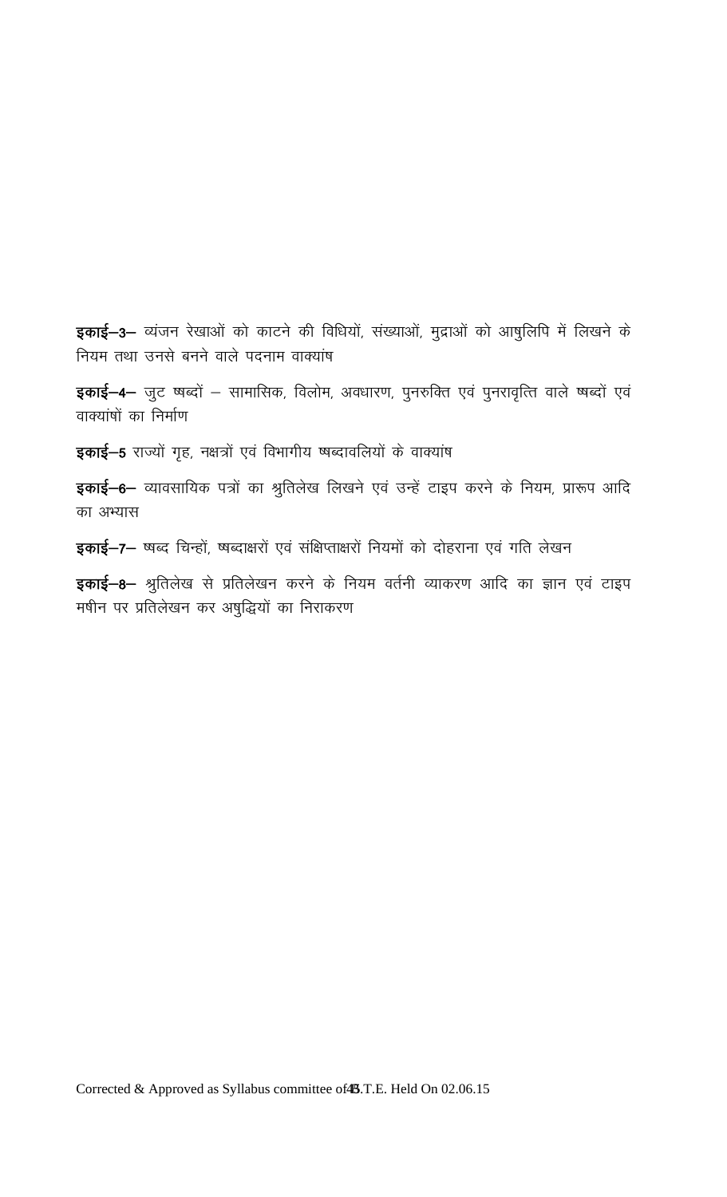**इकाई–3–** व्यंजन रेखाओं को काटने की विधियों, संख्याओं, मुद्राओं को आषुलिपि में लिखने के नियम तथा उनसे बनने वाले पदनाम वाक्यांष

**इकाई–4–** जुट षब्दों – सामासिक, विलोम, अवधारण, पुनरुक्ति एवं पुनरावृत्ति वाले षब्दों एवं वाक्यांषों का निर्माण

**इकाई–5** राज्यों गृह, नक्षत्रों एवं विभागीय षब्दावलियों के वाक्यांष

**इकाई–6–** व्यावसायिक पत्रों का श्रुतिलेख लिखने एवं उन्हें टाइप करने के नियम, प्रारूप आदि का अभ्यास

**इकाई–7–** षब्द चिन्हों, षब्दाक्षरों एवं संक्षिप्ताक्षरों नियमों को दोहराना एवं गति लेखन

**इकाई–8–** श्रुतिलेख से प्रतिलेखन करने के नियम वर्तनी व्याकरण आदि का ज्ञान एवं टाइप मषीन पर प्रतिलेखन कर अषुद्धियों का निराकरण

Corrected & Approved as Syllabus committee of B.T.E. Held On 02.06.15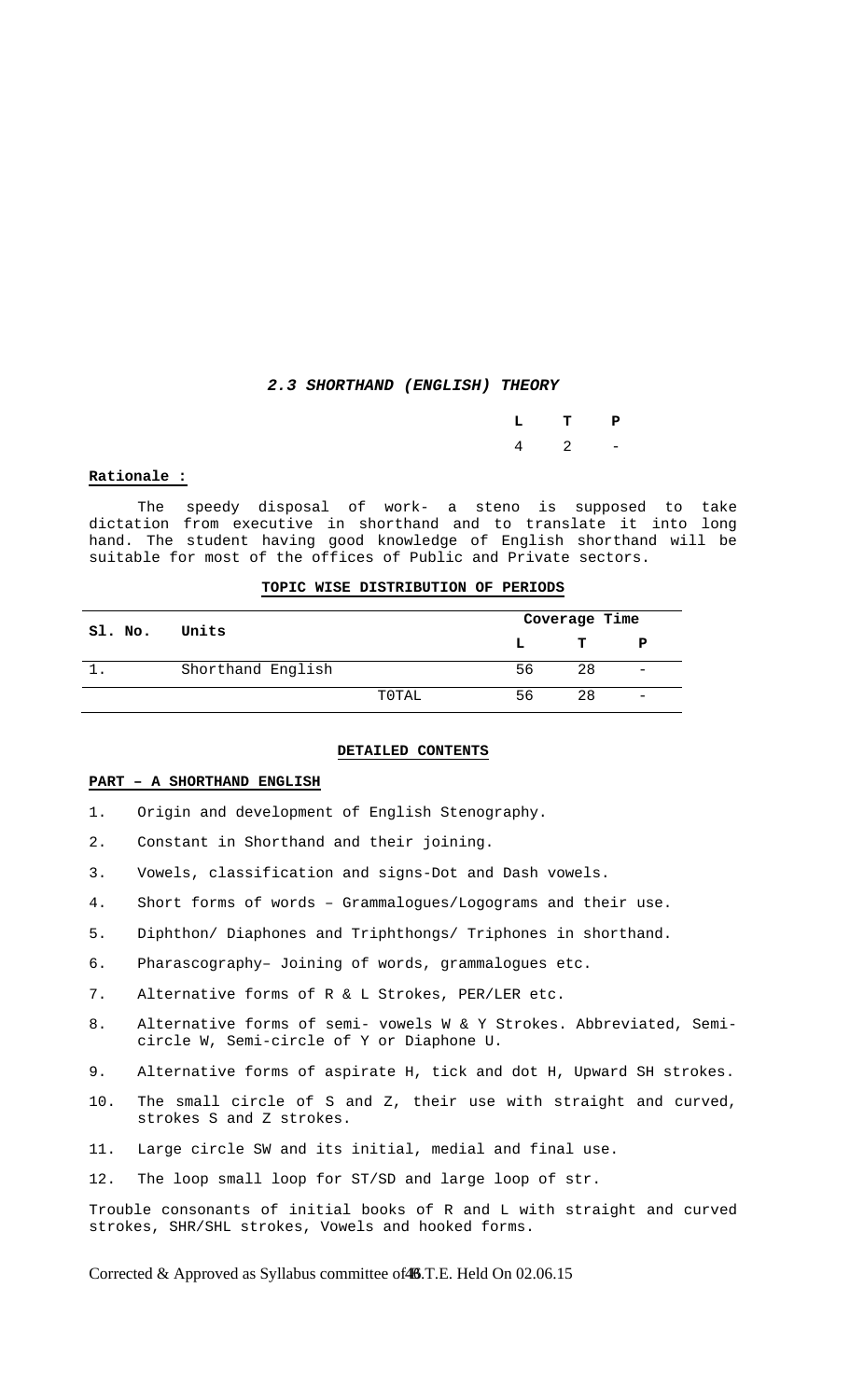### *2.3 SHORTHAND (ENGLISH) THEORY*

| L | T | P |
|---|---|---|
| 4 | 2 | - |

**Rationale :**

The speedy disposal of work- a steno is supposed to take dictation from executive in shorthand and to translate it into long hand. The student having good knowledge of English shorthand will be suitable for most of the offices of Public and Private sectors.

**TOPIC WISE DISTRIBUTION OF PERIODS**

| Sl. No. | Units | Coverage Time | | |
|---|---|---|---|---|
| | | L | T | P |
| 1. | Shorthand English | 56 | 28 | - |
| | T0TAL | 56 | 28 | - |

**DETAILED CONTENTS**

**PART – A SHORTHAND ENGLISH**

1. Origin and development of English Stenography.
2. Constant in Shorthand and their joining.
3. Vowels, classification and signs-Dot and Dash vowels.
4. Short forms of words – Grammalogues/Logograms and their use.
5. Diphthon/ Diaphones and Triphthongs/ Triphones in shorthand.
6. Pharascography– Joining of words, grammalogues etc.
7. Alternative forms of R & L Strokes, PER/LER etc.
8. Alternative forms of semi- vowels W & Y Strokes. Abbreviated, Semi-circle W, Semi-circle of Y or Diaphone U.
9. Alternative forms of aspirate H, tick and dot H, Upward SH strokes.
10. The small circle of S and Z, their use with straight and curved, strokes S and Z strokes.
11. Large circle SW and its initial, medial and final use.
12. The loop small loop for ST/SD and large loop of str.

Trouble consonants of initial books of R and L with straight and curved strokes, SHR/SHL strokes, Vowels and hooked forms.

Corrected & Approved as Syllabus committee of S.T.E. Held On 02.06.15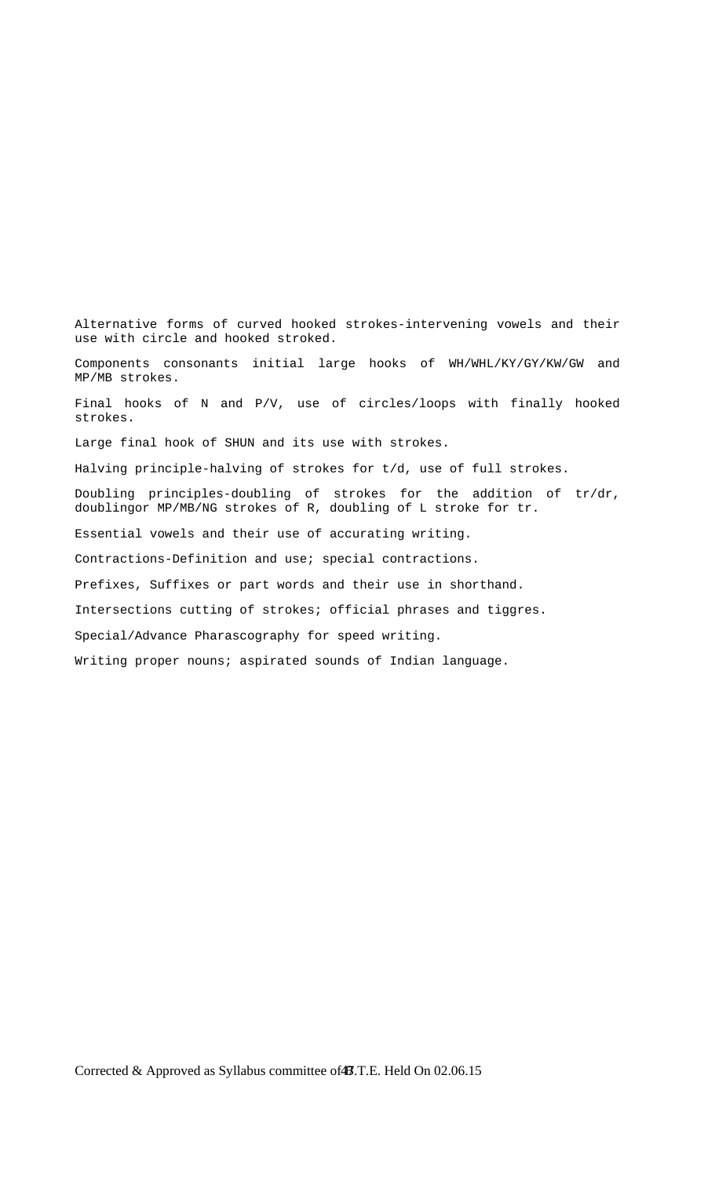Alternative forms of curved hooked strokes-intervening vowels and their use with circle and hooked stroked.

Components consonants initial large hooks of WH/WHL/KY/GY/KW/GW and MP/MB strokes.

Final hooks of N and P/V, use of circles/loops with finally hooked strokes.

Large final hook of SHUN and its use with strokes.

Halving principle-halving of strokes for t/d, use of full strokes.

Doubling principles-doubling of strokes for the addition of tr/dr, doublingor MP/MB/NG strokes of R, doubling of L stroke for tr.

Essential vowels and their use of accurating writing.

Contractions-Definition and use; special contractions.

Prefixes, Suffixes or part words and their use in shorthand.

Intersections cutting of strokes; official phrases and tiggres.

Special/Advance Pharascography for speed writing.

Writing proper nouns; aspirated sounds of Indian language.

Corrected & Approved as Syllabus committee of B.T.E. Held On 02.06.15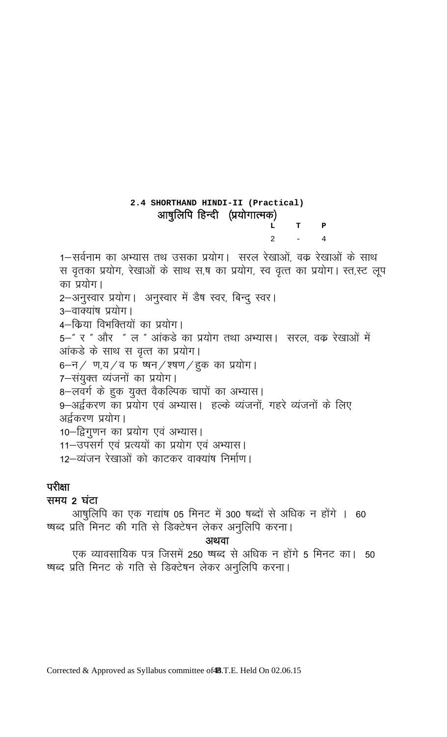## 2.4 SHORTHAND HINDI-II (Practical)

### आषुलिपि हिन्दी (प्रयोगात्मक)

| L | T | P |
|---|---|---|
| 2 | - | 4 |

1–सर्वनाम का अभ्यास तथ उसका प्रयोग। सरल रेखाओं, वक्र रेखाओं के साथ स वृतका प्रयोग, रेखाओं के साथ स,ष का प्रयोग, स्व वृत्त का प्रयोग। स्त,स्ट लूप का प्रयोग।

2–अनुस्वार प्रयोग। अनुस्वार में डैष स्वर, बिन्दु स्वर।

3–वाक्यांष प्रयोग।

4–किया विभक्तियों का प्रयोग।

5–" र " और " ल " आंकडे का प्रयोग तथा अभ्यास। सरल, वक्र रेखाओं में आंकडे के साथ स वृत्त का प्रयोग।

6–न/ ण,य/व फ षन/श्षण/हुक का प्रयोग।

7–संयुक्त व्यंजनों का प्रयोग।

8–लवर्ग के हुक युक्त वैकल्पिक चापों का अभ्यास।

9–अर्द्वकरण का प्रयोग एवं अभ्यास। हल्के व्यंजनों, गहरे व्यंजनों के लिए अर्द्वकरण प्रयोग।

10–द्विगुणन का प्रयोग एवं अभ्यास।

11–उपसर्ग एवं प्रत्ययों का प्रयोग एवं अभ्यास।

12–व्यंजन रेखाओं को काटकर वाक्यांष निर्माण।

**परीक्षा**

**समय 2 घंटा**

आषुलिपि का एक गद्यांष 05 मिनट में 300 षब्दों से अधिक न होंगे । 60 षब्द प्रति मिनट की गति से डिक्टेषन लेकर अनुलिपि करना।

**अथवा**

एक व्यावसायिक पत्र जिसमें 250 षब्द से अधिक न होंगे 5 मिनट का। 50 षब्द प्रति मिनट के गति से डिक्टेषन लेकर अनुलिपि करना।

Corrected & Approved as Syllabus committee of B.T.E. Held On 02.06.15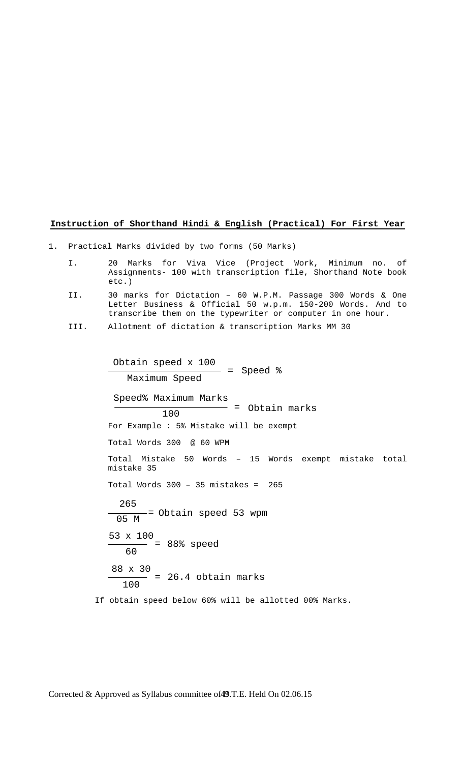**Instruction of Shorthand Hindi & English (Practical) For First Year**

1. Practical Marks divided by two forms (50 Marks)

   I. 20 Marks for Viva Vice (Project Work, Minimum no. of Assignments- 100 with transcription file, Shorthand Note book etc.)

   II. 30 marks for Dictation – 60 W.P.M. Passage 300 Words & One Letter Business & Official 50 w.p.m. 150-200 Words. And to transcribe them on the typewriter or computer in one hour.

   III. Allotment of dictation & transcription Marks MM 30

$$\frac{\text{Obtain speed x 100}}{\text{Maximum Speed}} = \text{Speed \%}$$

$$\frac{\text{Speed\% Maximum Marks}}{100} = \text{Obtain marks}$$

For Example : 5% Mistake will be exempt

Total Words 300 @ 60 WPM

Total Mistake 50 Words – 15 Words exempt mistake total mistake 35

Total Words 300 – 35 mistakes = 265

$$\frac{265}{05\text{ M}} = \text{Obtain speed 53 wpm}$$

$$\frac{53 \times 100}{60} = 88\% \text{ speed}$$

$$\frac{88 \times 30}{100} = 26.4 \text{ obtain marks}$$

If obtain speed below 60% will be allotted 00% Marks.

Corrected & Approved as Syllabus committee of B.T.E. Held On 02.06.15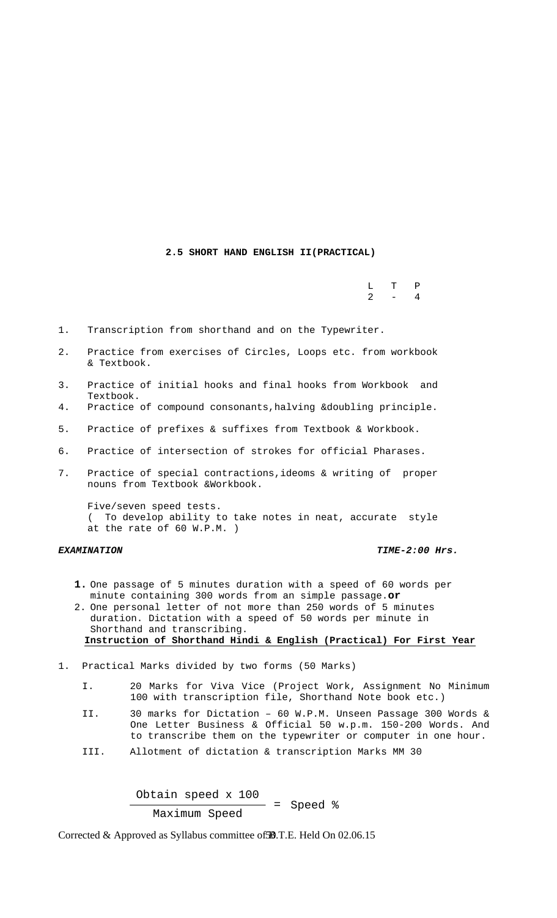## 2.5 SHORT HAND ENGLISH II(PRACTICAL)

| L | T | P |
|---|---|---|
| 2 | - | 4 |

1. Transcription from shorthand and on the Typewriter.
2. Practice from exercises of Circles, Loops etc. from workbook & Textbook.
3. Practice of initial hooks and final hooks from Workbook and Textbook.
4. Practice of compound consonants,halving &doubling principle.
5. Practice of prefixes & suffixes from Textbook & Workbook.
6. Practice of intersection of strokes for official Pharases.
7. Practice of special contractions,ideoms & writing of proper nouns from Textbook &Workbook.

Five/seven speed tests.
( To develop ability to take notes in neat, accurate style at the rate of 60 W.P.M. )

***EXAMINATION*** ***TIME-2:00 Hrs.***

1. One passage of 5 minutes duration with a speed of 60 words per minute containing 300 words from an simple passage.**or**
2. One personal letter of not more than 250 words of 5 minutes duration. Dictation with a speed of 50 words per minute in Shorthand and transcribing.

**Instruction of Shorthand Hindi & English (Practical) For First Year**

1. Practical Marks divided by two forms (50 Marks)
   - I. 20 Marks for Viva Vice (Project Work, Assignment No Minimum 100 with transcription file, Shorthand Note book etc.)
   - II. 30 marks for Dictation – 60 W.P.M. Unseen Passage 300 Words & One Letter Business & Official 50 w.p.m. 150-200 Words. And to transcribe them on the typewriter or computer in one hour.
   - III. Allotment of dictation & transcription Marks MM 30

$$\frac{\text{Obtain speed x 100}}{\text{Maximum Speed}} = \text{Speed \%}$$

Corrected & Approved as Syllabus committee of B.T.E. Held On 02.06.15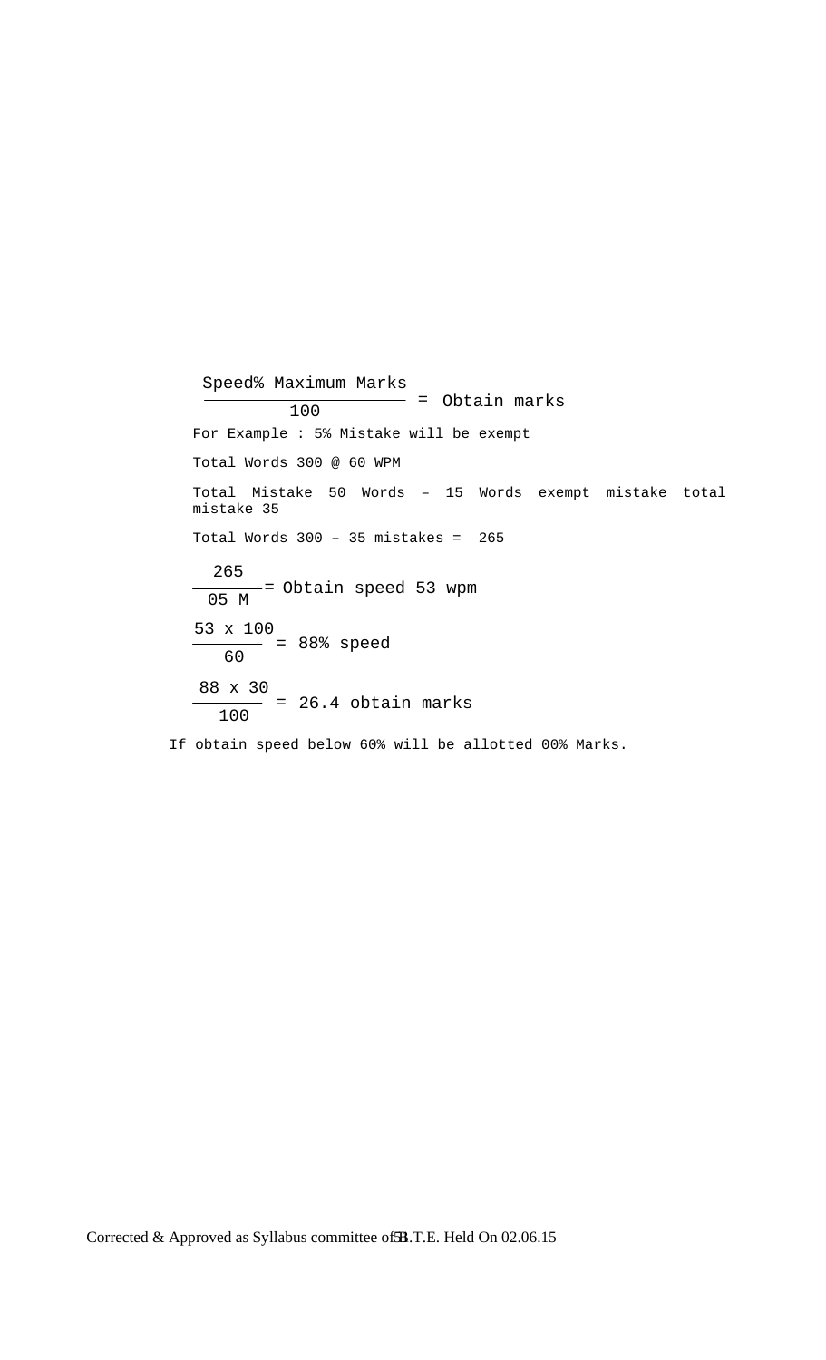$$\frac{\text{Speed\% Maximum Marks}}{100} = \text{Obtain marks}$$

For Example : 5% Mistake will be exempt

Total Words 300 @ 60 WPM

Total Mistake 50 Words – 15 Words exempt mistake total mistake 35

Total Words 300 – 35 mistakes = 265

$$\frac{265}{05\ M} = \text{Obtain speed 53 wpm}$$

$$\frac{53 \times 100}{60} = 88\%\ \text{speed}$$

$$\frac{88 \times 30}{100} = 26.4\ \text{obtain marks}$$

If obtain speed below 60% will be allotted 00% Marks.

Corrected & Approved as Syllabus committee of B.T.E. Held On 02.06.15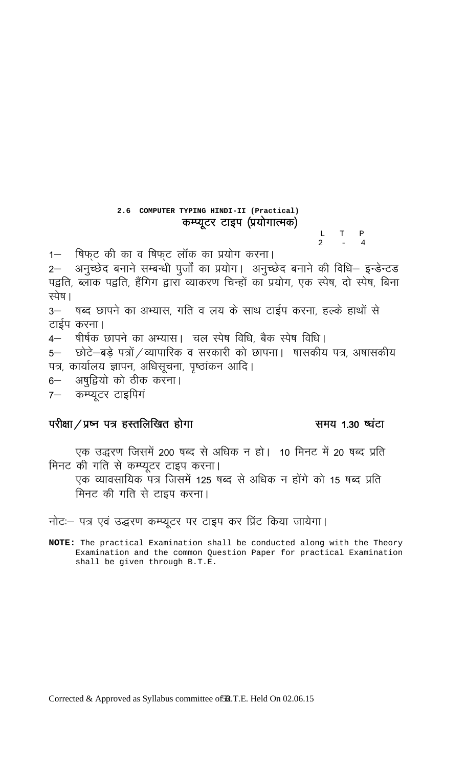## 2.6 COMPUTER TYPING HINDI-II (Practical)
## कम्प्यूटर टाइप (प्रयोगात्मक)

| L | T | P |
|---|---|---|
| 2 | - | 4 |

1— षिफ्ट की का व षिफ्ट लॉक का प्रयोग करना।

2— अनुच्छेद बनाने सम्बन्धी पुर्जों का प्रयोग। अनुच्छेद बनाने की विधि— इन्डेन्टड पद्वति, ब्लाक पद्वति, हैंगिग द्वारा व्याकरण चिन्हों का प्रयोग, एक स्पेष, दो स्पेष, बिना स्पेष।

3— षब्द छापने का अभ्यास, गति व लय के साथ टाईप करना, हल्के हाथों से टाईप करना।

4— षीर्षक छापने का अभ्यास। चल स्पेष विधि, बैक स्पेष विधि।

5— छोटे—बड़े पत्रों/व्यापारिक व सरकारी को छापना। षासकीय पत्र, अषासकीय पत्र, कार्यालय ज्ञापन, अधिसूचना, पृष्ठांकन आदि।

6— अषुद्वियो को ठीक करना।

7— कम्प्यूटर टाइपिगं

**परीक्षा/प्रष्न पत्र हस्तलिखित होगा** **समय 1.30 घंटा**

एक उद्धरण जिसमें 200 षब्द से अधिक न हो। 10 मिनट में 20 षब्द प्रति मिनट की गति से कम्प्यूटर टाइप करना।

एक व्यावसायिक पत्र जिसमें 125 षब्द से अधिक न होंगे को 15 षब्द प्रति मिनट की गति से टाइप करना।

नोटः— पत्र एवं उद्धरण कम्प्यूटर पर टाइप कर प्रिंट किया जायेगा।

**NOTE:** The practical Examination shall be conducted along with the Theory Examination and the common Question Paper for practical Examination shall be given through B.T.E.

Corrected & Approved as Syllabus committee of B.T.E. Held On 02.06.15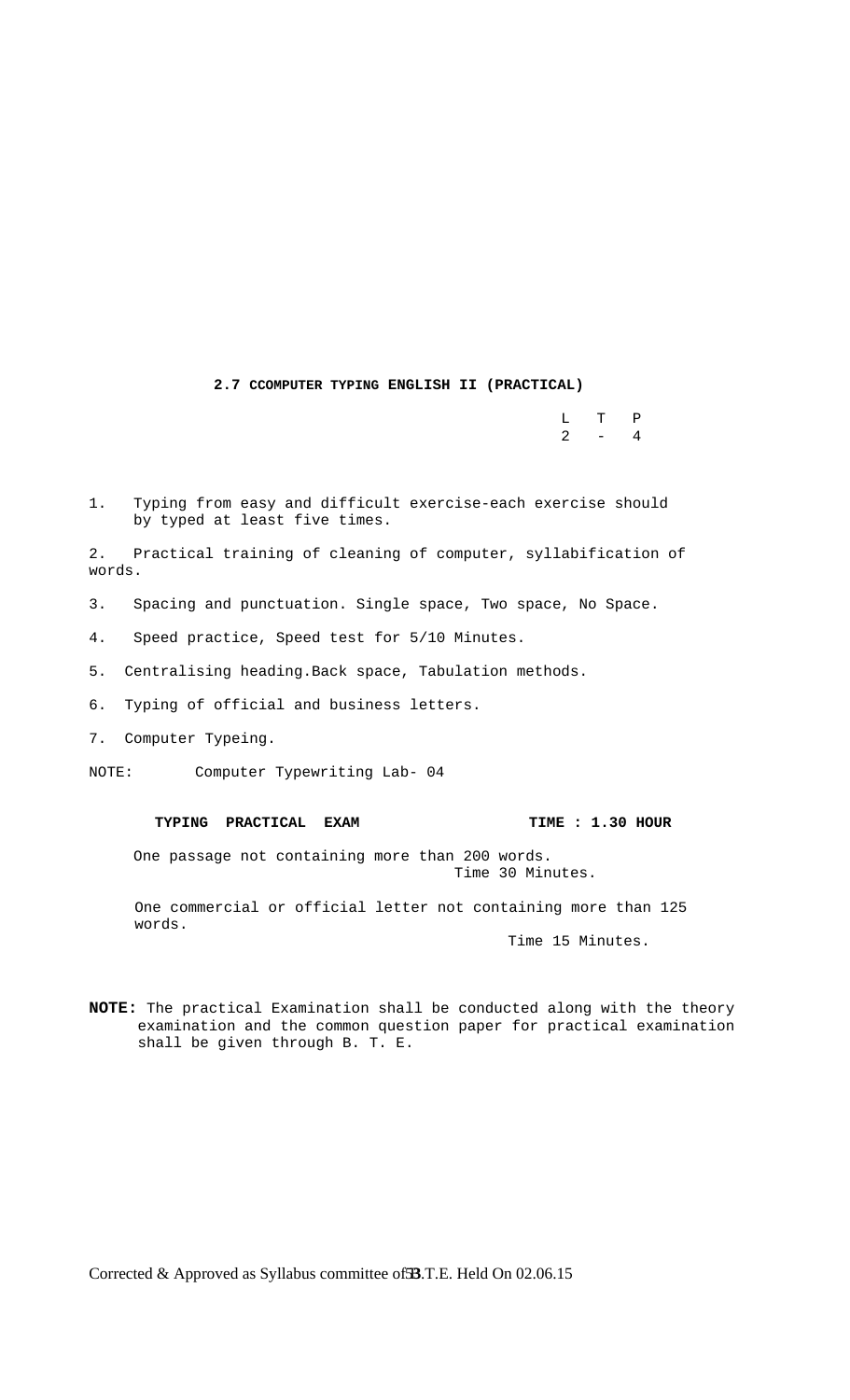## 2.7 CCOMPUTER TYPING ENGLISH II (PRACTICAL)

| L | T | P |
|---|---|---|
| 2 | - | 4 |

1. Typing from easy and difficult exercise-each exercise should by typed at least five times.
2. Practical training of cleaning of computer, syllabification of words.
3. Spacing and punctuation. Single space, Two space, No Space.
4. Speed practice, Speed test for 5/10 Minutes.
5. Centralising heading.Back space, Tabulation methods.
6. Typing of official and business letters.
7. Computer Typeing.

NOTE: Computer Typewriting Lab- 04

**TYPING PRACTICAL EXAM** **TIME : 1.30 HOUR**

One passage not containing more than 200 words.
Time 30 Minutes.

One commercial or official letter not containing more than 125 words.
Time 15 Minutes.

**NOTE:** The practical Examination shall be conducted along with the theory examination and the common question paper for practical examination shall be given through B. T. E.

Corrected & Approved as Syllabus committee of B.T.E. Held On 02.06.15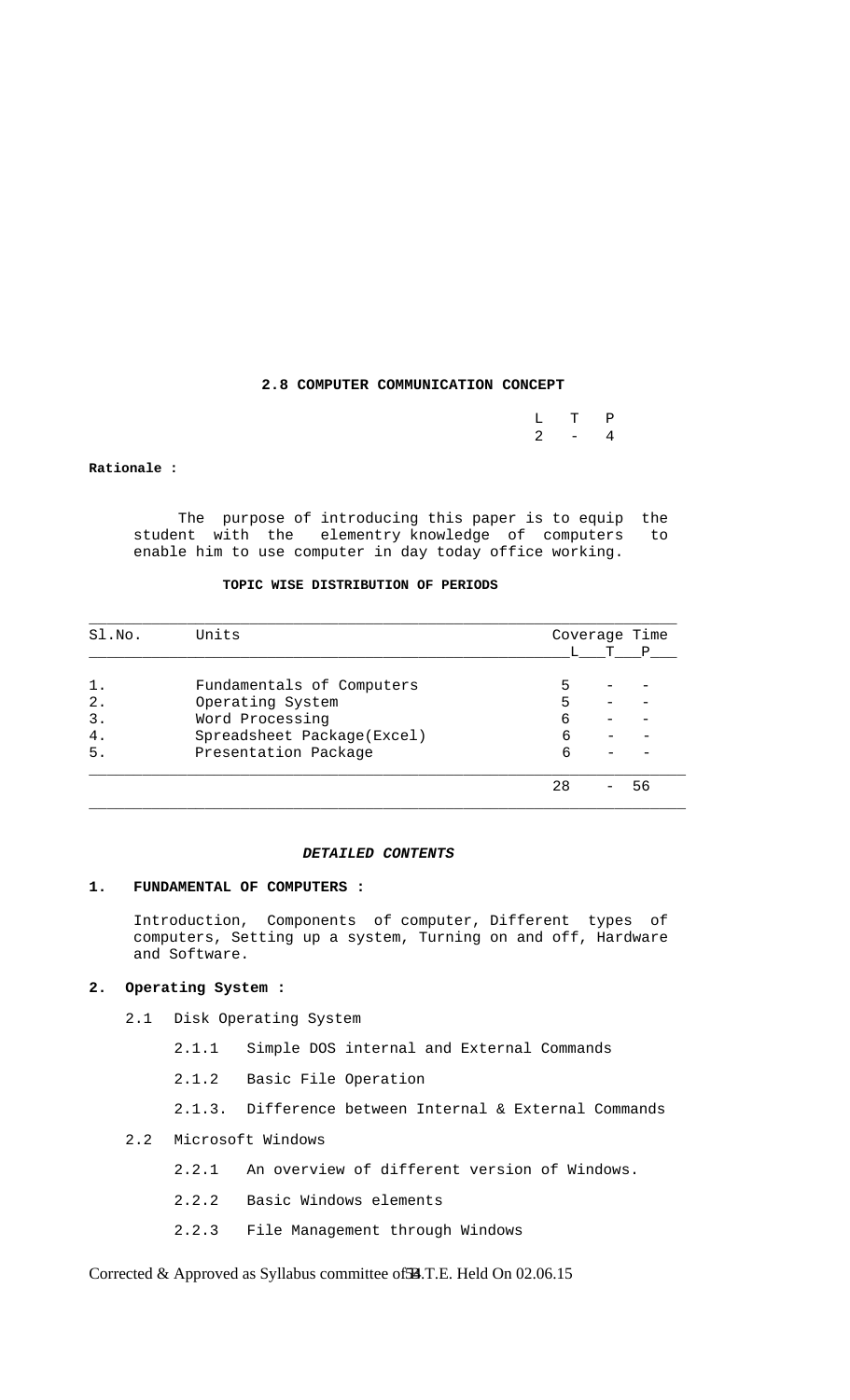## 2.8 COMPUTER COMMUNICATION CONCEPT

| L | T | P |
|---|---|---|
| 2 | - | 4 |

**Rationale :**

The purpose of introducing this paper is to equip the student with the elementry knowledge of computers to enable him to use computer in day today office working.

**TOPIC WISE DISTRIBUTION OF PERIODS**

| Sl.No. | Units | Coverage Time L | T | P |
|---|---|---|---|---|
| 1. | Fundamentals of Computers | 5 | - | - |
| 2. | Operating System | 5 | - | - |
| 3. | Word Processing | 6 | - | - |
| 4. | Spreadsheet Package(Excel) | 6 | - | - |
| 5. | Presentation Package | 6 | - | - |
| | | 28 | - | 56 |

***DETAILED CONTENTS***

**1. FUNDAMENTAL OF COMPUTERS :**

Introduction, Components of computer, Different types of computers, Setting up a system, Turning on and off, Hardware and Software.

**2. Operating System :**

- 2.1 Disk Operating System
  - 2.1.1 Simple DOS internal and External Commands
  - 2.1.2 Basic File Operation
  - 2.1.3. Difference between Internal & External Commands
- 2.2 Microsoft Windows
  - 2.2.1 An overview of different version of Windows.
  - 2.2.2 Basic Windows elements
  - 2.2.3 File Management through Windows

Corrected & Approved as Syllabus committee of B.T.E. Held On 02.06.15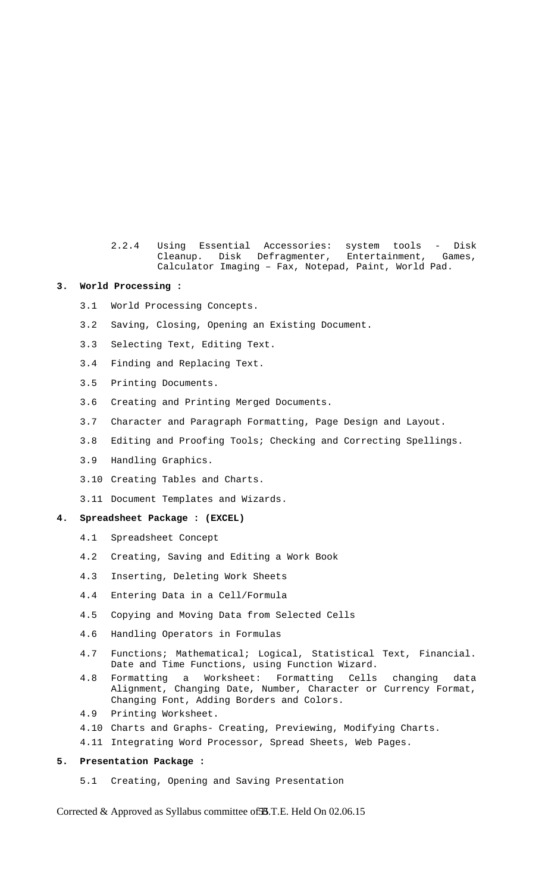2.2.4 Using Essential Accessories: system tools - Disk Cleanup. Disk Defragmenter, Entertainment, Games, Calculator Imaging – Fax, Notepad, Paint, World Pad.

**3. World Processing :**

3.1 World Processing Concepts.

3.2 Saving, Closing, Opening an Existing Document.

3.3 Selecting Text, Editing Text.

3.4 Finding and Replacing Text.

3.5 Printing Documents.

3.6 Creating and Printing Merged Documents.

3.7 Character and Paragraph Formatting, Page Design and Layout.

3.8 Editing and Proofing Tools; Checking and Correcting Spellings.

3.9 Handling Graphics.

3.10 Creating Tables and Charts.

3.11 Document Templates and Wizards.

**4. Spreadsheet Package : (EXCEL)**

4.1 Spreadsheet Concept

4.2 Creating, Saving and Editing a Work Book

4.3 Inserting, Deleting Work Sheets

4.4 Entering Data in a Cell/Formula

4.5 Copying and Moving Data from Selected Cells

4.6 Handling Operators in Formulas

4.7 Functions; Mathematical; Logical, Statistical Text, Financial. Date and Time Functions, using Function Wizard.

4.8 Formatting a Worksheet: Formatting Cells changing data Alignment, Changing Date, Number, Character or Currency Format, Changing Font, Adding Borders and Colors.

4.9 Printing Worksheet.

4.10 Charts and Graphs- Creating, Previewing, Modifying Charts.

4.11 Integrating Word Processor, Spread Sheets, Web Pages.

**5. Presentation Package :**

5.1 Creating, Opening and Saving Presentation

Corrected & Approved as Syllabus committee of B.T.E. Held On 02.06.15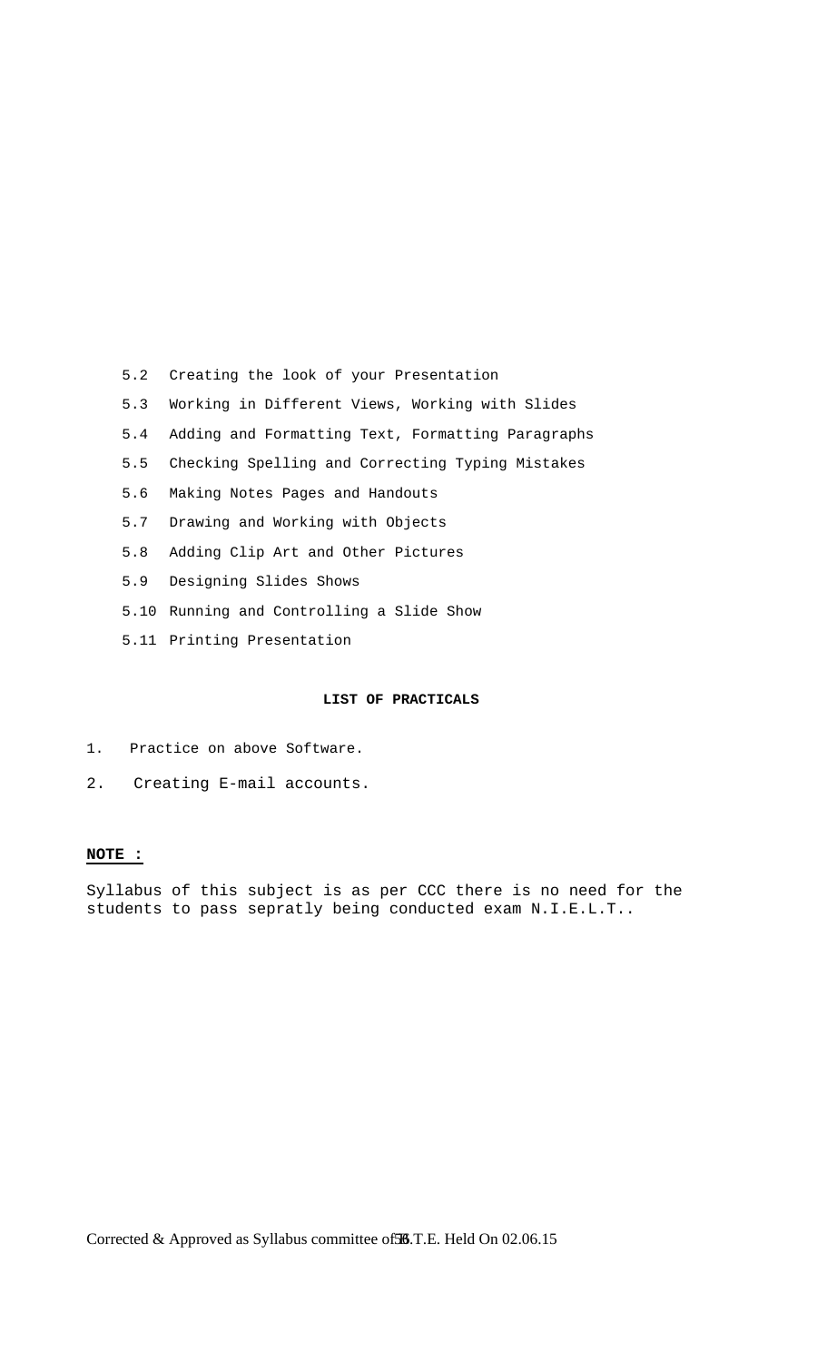5.2 Creating the look of your Presentation

5.3 Working in Different Views, Working with Slides

5.4 Adding and Formatting Text, Formatting Paragraphs

5.5 Checking Spelling and Correcting Typing Mistakes

5.6 Making Notes Pages and Handouts

5.7 Drawing and Working with Objects

5.8 Adding Clip Art and Other Pictures

5.9 Designing Slides Shows

5.10 Running and Controlling a Slide Show

5.11 Printing Presentation

**LIST OF PRACTICALS**

1. Practice on above Software.
2. Creating E-mail accounts.

**NOTE :**

Syllabus of this subject is as per CCC there is no need for the students to pass seprately being conducted exam N.I.E.L.T..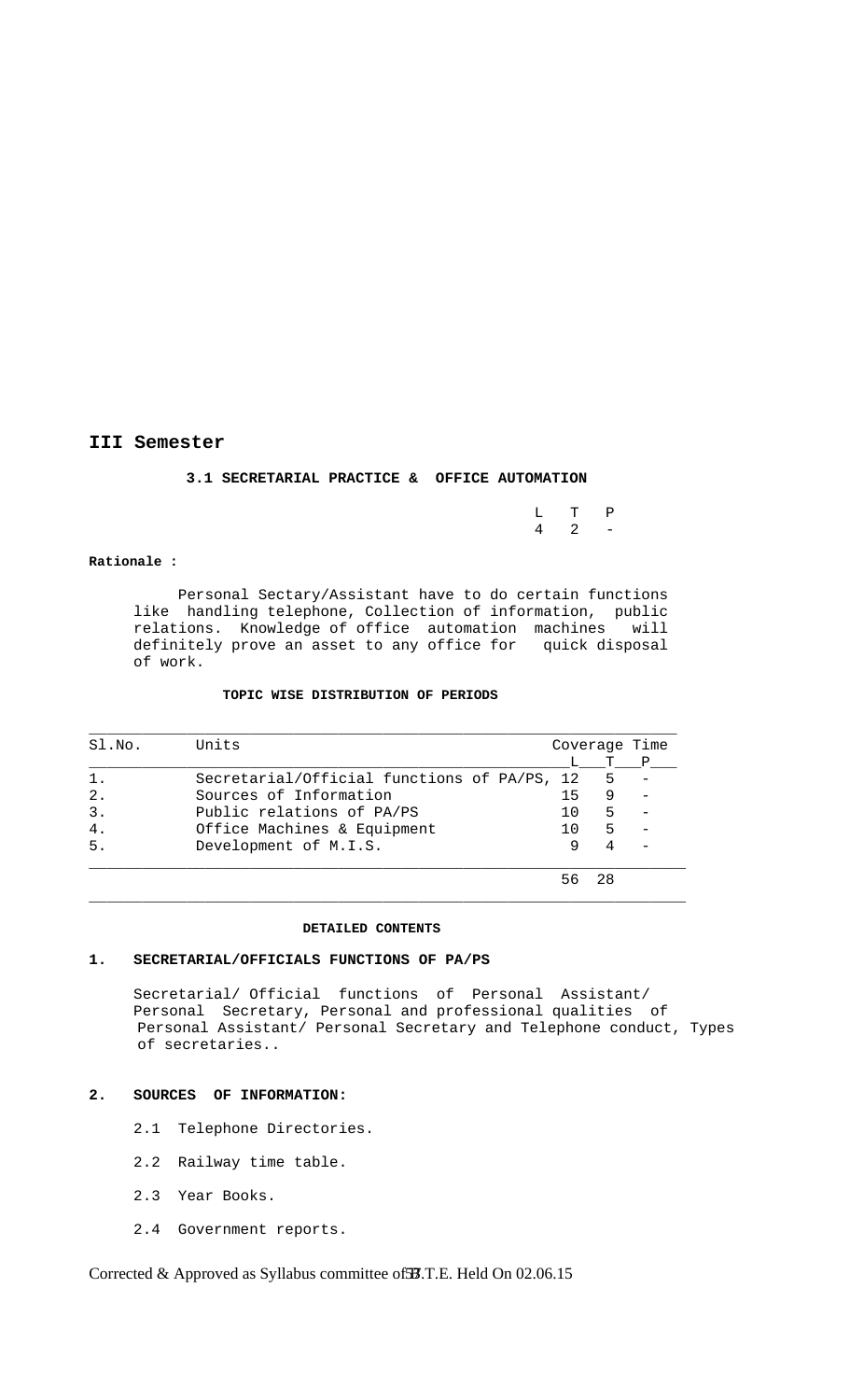## III Semester

### 3.1 SECRETARIAL PRACTICE & OFFICE AUTOMATION

| L | T | P |
|---|---|---|
| 4 | 2 | - |

**Rationale :**

Personal Sectary/Assistant have to do certain functions like handling telephone, Collection of information, public relations. Knowledge of office automation machines will definitely prove an asset to any office for quick disposal of work.

**TOPIC WISE DISTRIBUTION OF PERIODS**

| Sl.No. | Units | Coverage Time | | |
|---|---|---|---|---|
| | | L | T | P |
| 1. | Secretarial/Official functions of PA/PS, | 12 | 5 | - |
| 2. | Sources of Information | 15 | 9 | - |
| 3. | Public relations of PA/PS | 10 | 5 | - |
| 4. | Office Machines & Equipment | 10 | 5 | - |
| 5. | Development of M.I.S. | 9 | 4 | - |
| | | 56 | 28 | |

**DETAILED CONTENTS**

**1. SECRETARIAL/OFFICIALS FUNCTIONS OF PA/PS**

Secretarial/ Official functions of Personal Assistant/ Personal Secretary, Personal and professional qualities of Personal Assistant/ Personal Secretary and Telephone conduct, Types of secretaries..

**2. SOURCES OF INFORMATION:**

2.1 Telephone Directories.

2.2 Railway time table.

2.3 Year Books.

2.4 Government reports.

Corrected & Approved as Syllabus committee of S.B.T.E. Held On 02.06.15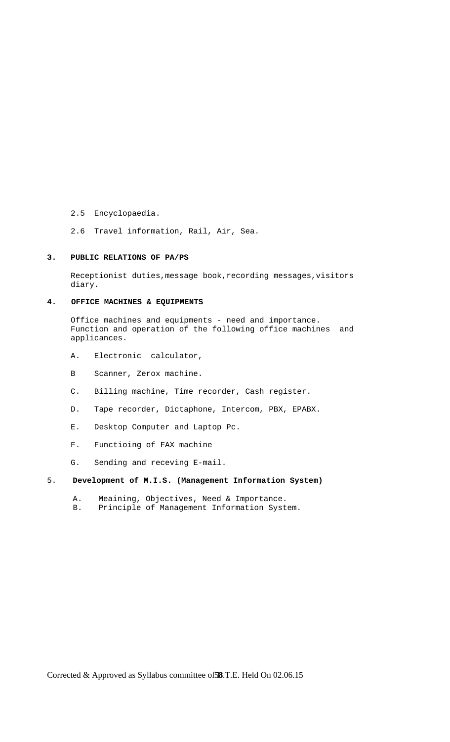2.5 Encyclopaedia.

2.6 Travel information, Rail, Air, Sea.

**3. PUBLIC RELATIONS OF PA/PS**

Receptionist duties,message book,recording messages,visitors diary.

**4. OFFICE MACHINES & EQUIPMENTS**

Office machines and equipments - need and importance.
Function and operation of the following office machines and applicances.

A. Electronic calculator,

B Scanner, Zerox machine.

C. Billing machine, Time recorder, Cash register.

D. Tape recorder, Dictaphone, Intercom, PBX, EPABX.

E. Desktop Computer and Laptop Pc.

F. Functioing of FAX machine

G. Sending and receving E-mail.

5. **Development of M.I.S. (Management Information System)**

A. Meaining, Objectives, Need & Importance.
B. Principle of Management Information System.

Corrected & Approved as Syllabus committee of B.T.E. Held On 02.06.15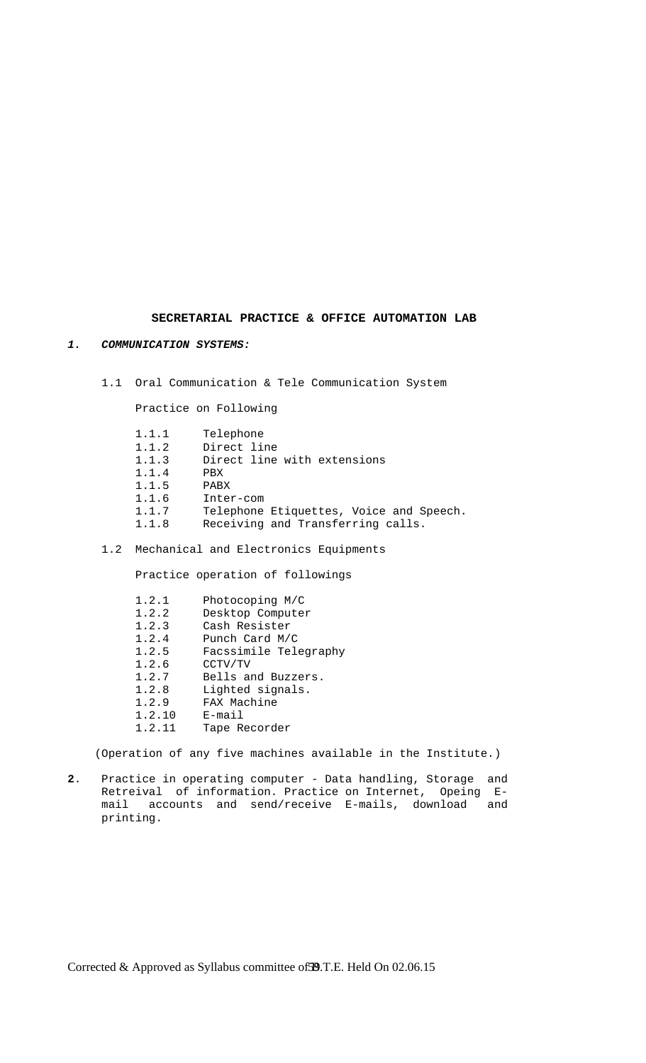## SECRETARIAL PRACTICE & OFFICE AUTOMATION LAB

***1. COMMUNICATION SYSTEMS:***

1.1 Oral Communication & Tele Communication System

Practice on Following

- 1.1.1 Telephone
- 1.1.2 Direct line
- 1.1.3 Direct line with extensions
- 1.1.4 PBX
- 1.1.5 PABX
- 1.1.6 Inter-com
- 1.1.7 Telephone Etiquettes, Voice and Speech.
- 1.1.8 Receiving and Transferring calls.

1.2 Mechanical and Electronics Equipments

Practice operation of followings

- 1.2.1 Photocoping M/C
- 1.2.2 Desktop Computer
- 1.2.3 Cash Resister
- 1.2.4 Punch Card M/C
- 1.2.5 Facssimile Telegraphy
- 1.2.6 CCTV/TV
- 1.2.7 Bells and Buzzers.
- 1.2.8 Lighted signals.
- 1.2.9 FAX Machine
- 1.2.10 E-mail
- 1.2.11 Tape Recorder

(Operation of any five machines available in the Institute.)

**2**. Practice in operating computer - Data handling, Storage and Retreival of information. Practice on Internet, Opeing E-mail accounts and send/receive E-mails, download and printing.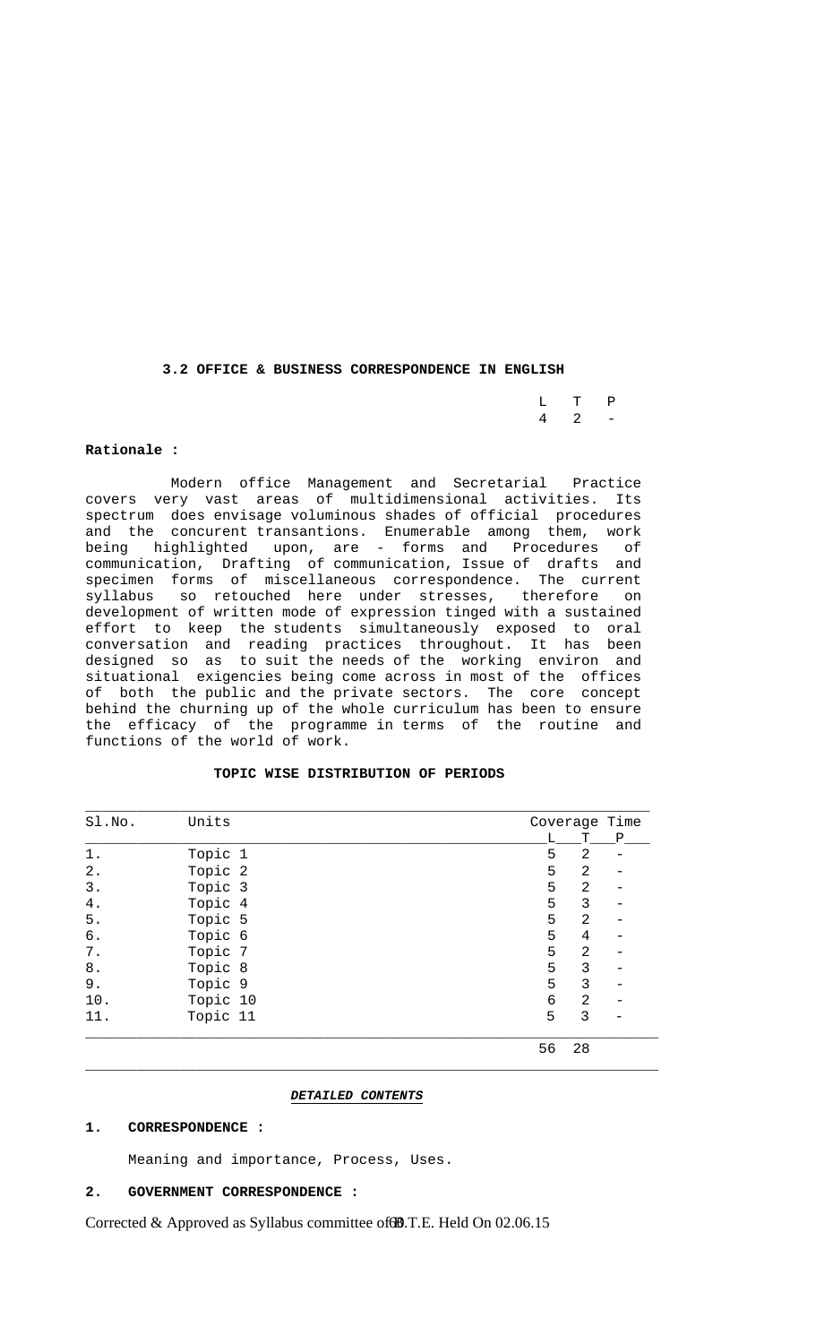**3.2 OFFICE & BUSINESS CORRESPONDENCE IN ENGLISH**

| L | T | P |
|---|---|---|
| 4 | 2 | - |

**Rationale :**

Modern office Management and Secretarial Practice covers very vast areas of multidimensional activities. Its spectrum does envisage voluminous shades of official procedures and the concurent transantions. Enumerable among them, work being highlighted upon, are - forms and Procedures of communication, Drafting of communication, Issue of drafts and specimen forms of miscellaneous correspondence. The current syllabus so retouched here under stresses, therefore on development of written mode of expression tinged with a sustained effort to keep the students simultaneously exposed to oral conversation and reading practices throughout. It has been designed so as to suit the needs of the working environ and situational exigencies being come across in most of the offices of both the public and the private sectors. The core concept behind the churning up of the whole curriculum has been to ensure the efficacy of the programme in terms of the routine and functions of the world of work.

**TOPIC WISE DISTRIBUTION OF PERIODS**

| Sl.No. | Units | Coverage Time | | |
|---|---|---|---|---|
| | | L | T | P |
| 1. | Topic 1 | 5 | 2 | - |
| 2. | Topic 2 | 5 | 2 | - |
| 3. | Topic 3 | 5 | 2 | - |
| 4. | Topic 4 | 5 | 3 | - |
| 5. | Topic 5 | 5 | 2 | - |
| 6. | Topic 6 | 5 | 4 | - |
| 7. | Topic 7 | 5 | 2 | - |
| 8. | Topic 8 | 5 | 3 | - |
| 9. | Topic 9 | 5 | 3 | - |
| 10. | Topic 10 | 6 | 2 | - |
| 11. | Topic 11 | 5 | 3 | - |
| | | 56 | 28 | |

***DETAILED CONTENTS***

**1. CORRESPONDENCE :**

Meaning and importance, Process, Uses.

**2. GOVERNMENT CORRESPONDENCE :**

Corrected & Approved as Syllabus committee of D.T.E. Held On 02.06.15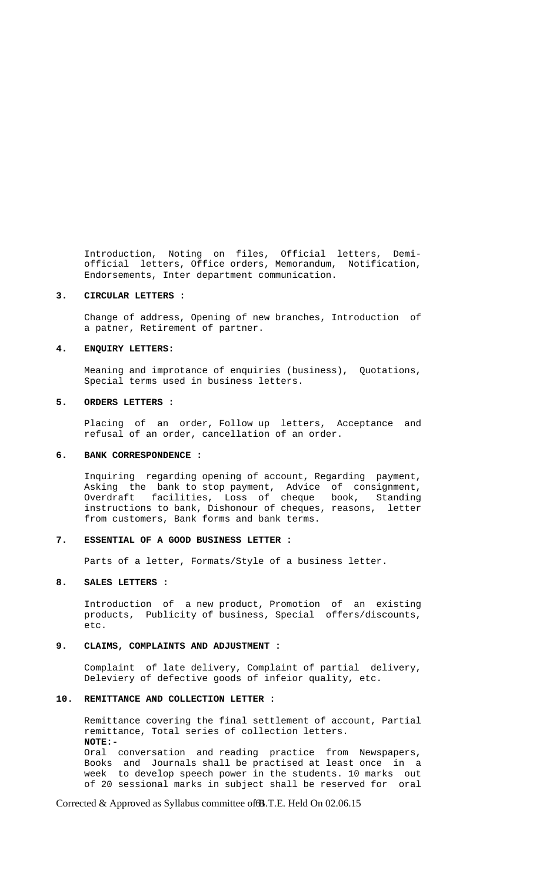Introduction, Noting on files, Official letters, Demi-official letters, Office orders, Memorandum, Notification, Endorsements, Inter department communication.

**3. CIRCULAR LETTERS :**

Change of address, Opening of new branches, Introduction of a patner, Retirement of partner.

**4. ENQUIRY LETTERS:**

Meaning and improtance of enquiries (business), Quotations, Special terms used in business letters.

**5. ORDERS LETTERS :**

Placing of an order, Follow up letters, Acceptance and refusal of an order, cancellation of an order.

**6. BANK CORRESPONDENCE :**

Inquiring regarding opening of account, Regarding payment, Asking the bank to stop payment, Advice of consignment, Overdraft facilities, Loss of cheque book, Standing instructions to bank, Dishonour of cheques, reasons, letter from customers, Bank forms and bank terms.

**7. ESSENTIAL OF A GOOD BUSINESS LETTER :**

Parts of a letter, Formats/Style of a business letter.

**8. SALES LETTERS :**

Introduction of a new product, Promotion of an existing products, Publicity of business, Special offers/discounts, etc.

**9. CLAIMS, COMPLAINTS AND ADJUSTMENT :**

Complaint of late delivery, Complaint of partial delivery, Deleviery of defective goods of infeior quality, etc.

**10. REMITTANCE AND COLLECTION LETTER :**

Remittance covering the final settlement of account, Partial remittance, Total series of collection letters.

**NOTE:-**

Oral conversation and reading practice from Newspapers, Books and Journals shall be practised at least once in a week to develop speech power in the students. 10 marks out of 20 sessional marks in subject shall be reserved for oral

Corrected & Approved as Syllabus committee of B.T.E. Held On 02.06.15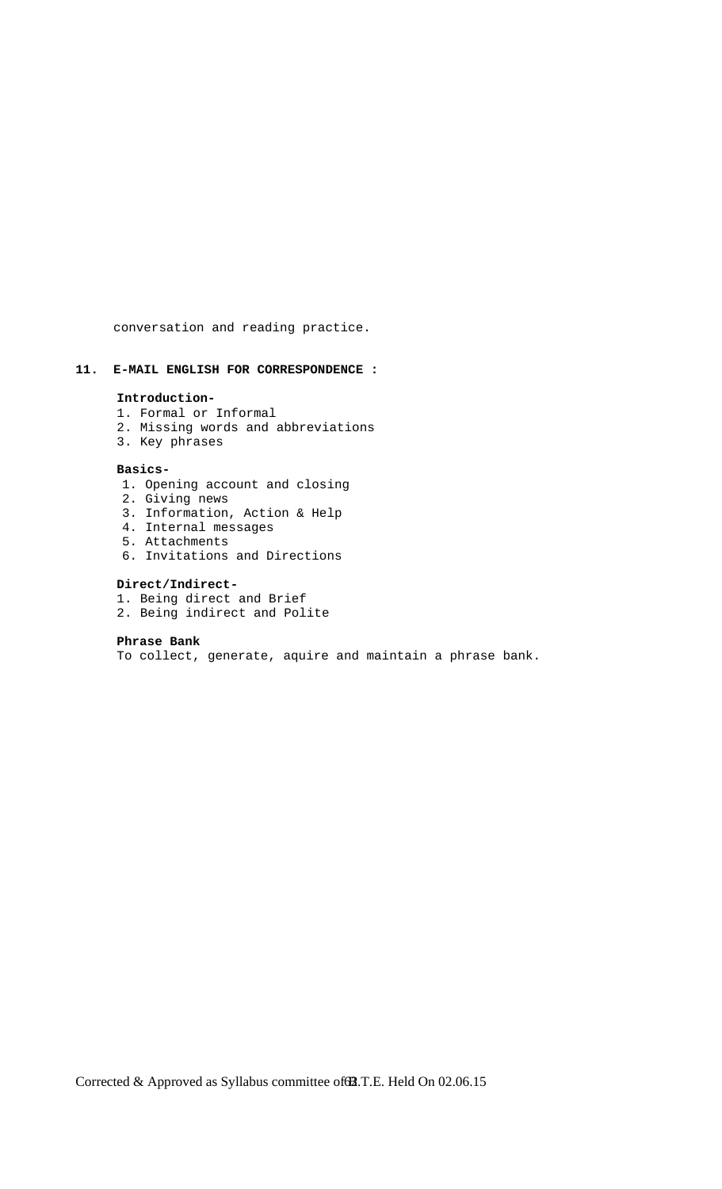conversation and reading practice.

## 11. E-MAIL ENGLISH FOR CORRESPONDENCE :

**Introduction-**

1. Formal or Informal
2. Missing words and abbreviations
3. Key phrases

**Basics-**

1. Opening account and closing
2. Giving news
3. Information, Action & Help
4. Internal messages
5. Attachments
6. Invitations and Directions

**Direct/Indirect-**

1. Being direct and Brief
2. Being indirect and Polite

**Phrase Bank**

To collect, generate, aquire and maintain a phrase bank.

Corrected & Approved as Syllabus committee of B.T.E. Held On 02.06.15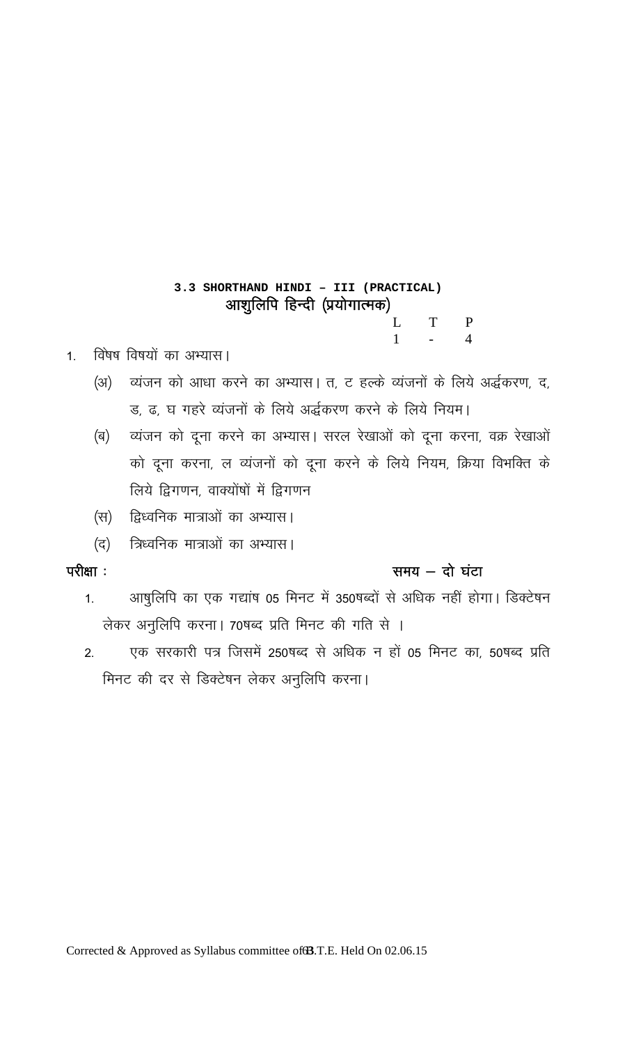## 3.3 SHORTHAND HINDI – III (PRACTICAL)
## आशुलिपि हिन्दी (प्रयोगात्मक)

| L | T | P |
|---|---|---|
| 1 | - | 4 |

1. विषेष विषयों का अभ्यास।
   - (अ) व्यंजन को आधा करने का अभ्यास। त, ट हल्के व्यंजनों के लिये अर्द्धकरण, द, ड, ढ, घ गहरे व्यंजनों के लिये अर्द्धकरण करने के लिये नियम।
   - (ब) व्यंजन को दूना करने का अभ्यास। सरल रेखाओं को दूना करना, वक्र रेखाओं को दूना करना, ल व्यंजनों को दूना करने के लिये नियम, क्रिया विभक्ति के लिये द्विगणन, वाक्योंषों में द्विगणन
   - (स) द्विध्वनिक मात्राओं का अभ्यास।
   - (द) त्रिध्वनिक मात्राओं का अभ्यास।

**परीक्षा :** **समय – दो घंटा**

1. आषुलिपि का एक गद्यांष 05 मिनट में 350षब्दों से अधिक नहीं होगा। डिक्टेषन लेकर अनुलिपि करना। 70षब्द प्रति मिनट की गति से ।
2. एक सरकारी पत्र जिसमें 250षब्द से अधिक न हों 05 मिनट का, 50षब्द प्रति मिनट की दर से डिक्टेषन लेकर अनुलिपि करना।

Corrected & Approved as Syllabus committee of B.T.E. Held On 02.06.15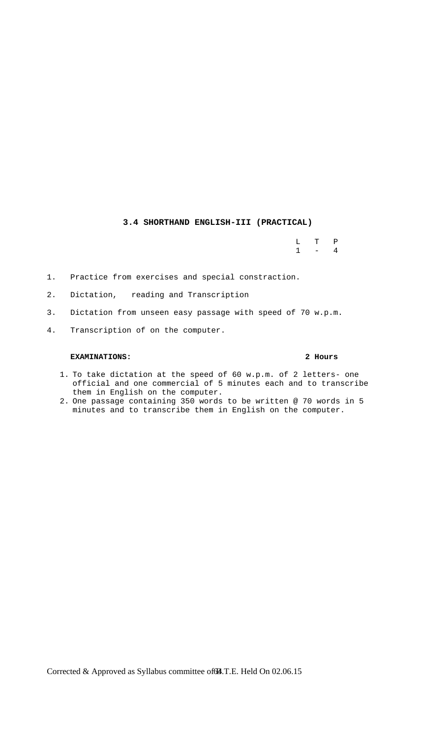### 3.4 SHORTHAND ENGLISH-III (PRACTICAL)

| L | T | P |
|---|---|---|
| 1 | - | 4 |

1. Practice from exercises and special constraction.
2. Dictation, reading and Transcription
3. Dictation from unseen easy passage with speed of 70 w.p.m.
4. Transcription of on the computer.

**EXAMINATIONS:** **2 Hours**

1. To take dictation at the speed of 60 w.p.m. of 2 letters- one official and one commercial of 5 minutes each and to transcribe them in English on the computer.
2. One passage containing 350 words to be written @ 70 words in 5 minutes and to transcribe them in English on the computer.

Corrected & Approved as Syllabus committee of B.T.E. Held On 02.06.15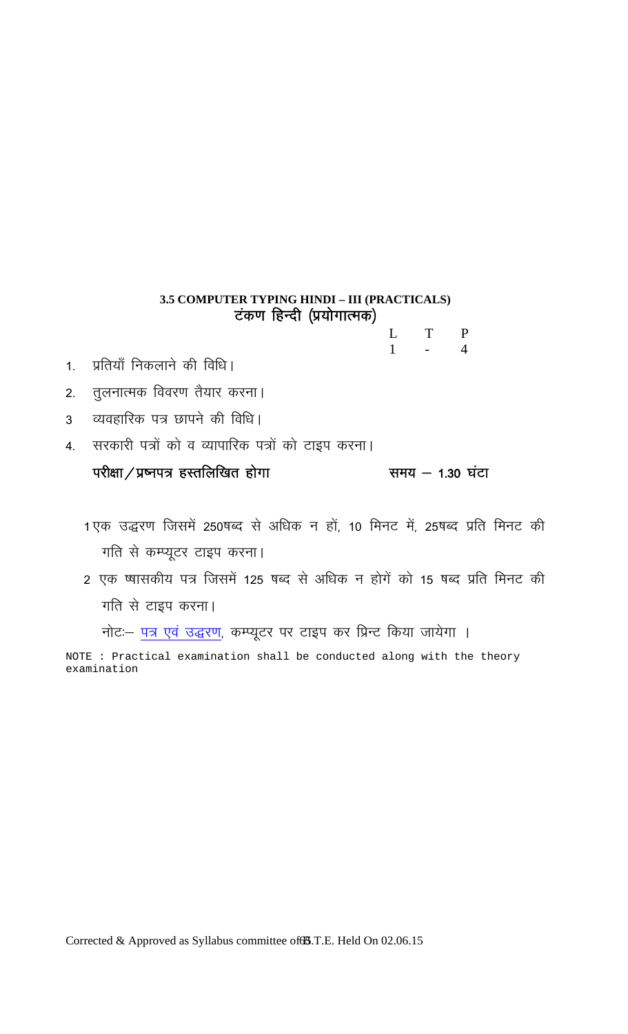### 3.5 COMPUTER TYPING HINDI – III (PRACTICALS)
### टंकण हिन्दी (प्रयोगात्मक)

| L | T | P |
|---|---|---|
| 1 | - | 4 |

1. प्रतियाँ निकलाने की विधि।
2. तुलनात्मक विवरण तैयार करना।
3. व्यवहारिक पत्र छापने की विधि।
4. सरकारी पत्रों को व व्यापारिक पत्रों को टाइप करना।

**परीक्षा/प्रष्नपत्र हस्तलिखित होगा** **समय – 1.30 घंटा**

1 एक उद्धरण जिसमें 250षब्द से अधिक न हों, 10 मिनट में, 25षब्द प्रति मिनट की गति से कम्प्यूटर टाइप करना।

2 एक षासकीय पत्र जिसमें 125 षब्द से अधिक न होगें को 15 षब्द प्रति मिनट की गति से टाइप करना।

नोटः– पत्र एवं उद्धरण, कम्प्यूटर पर टाइप कर प्रिन्ट किया जायेगा ।

NOTE : Practical examination shall be conducted along with the theory examination

Corrected & Approved as Syllabus committee of B.T.E. Held On 02.06.15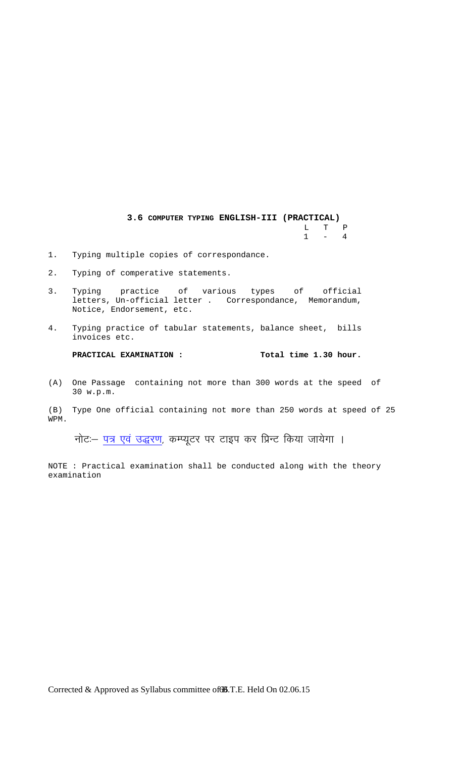## 3.6 COMPUTER TYPING ENGLISH-III (PRACTICAL)

| L | T | P |
|---|---|---|
| 1 | - | 4 |

1. Typing multiple copies of correspondance.
2. Typing of comperative statements.
3. Typing practice of various types of official letters, Un-official letter . Correspondance, Memorandum, Notice, Endorsement, etc.
4. Typing practice of tabular statements, balance sheet, bills invoices etc.

**PRACTICAL EXAMINATION :** **Total time 1.30 hour.**

(A) One Passage containing not more than 300 words at the speed of 30 w.p.m.

(B) Type One official containing not more than 250 words at speed of 25 WPM.

नोटः— पत्र एवं उद्धरण, कम्प्यूटर पर टाइप कर प्रिन्ट किया जायेगा ।

NOTE : Practical examination shall be conducted along with the theory examination

Corrected & Approved as Syllabus committee of B.T.E. Held On 02.06.15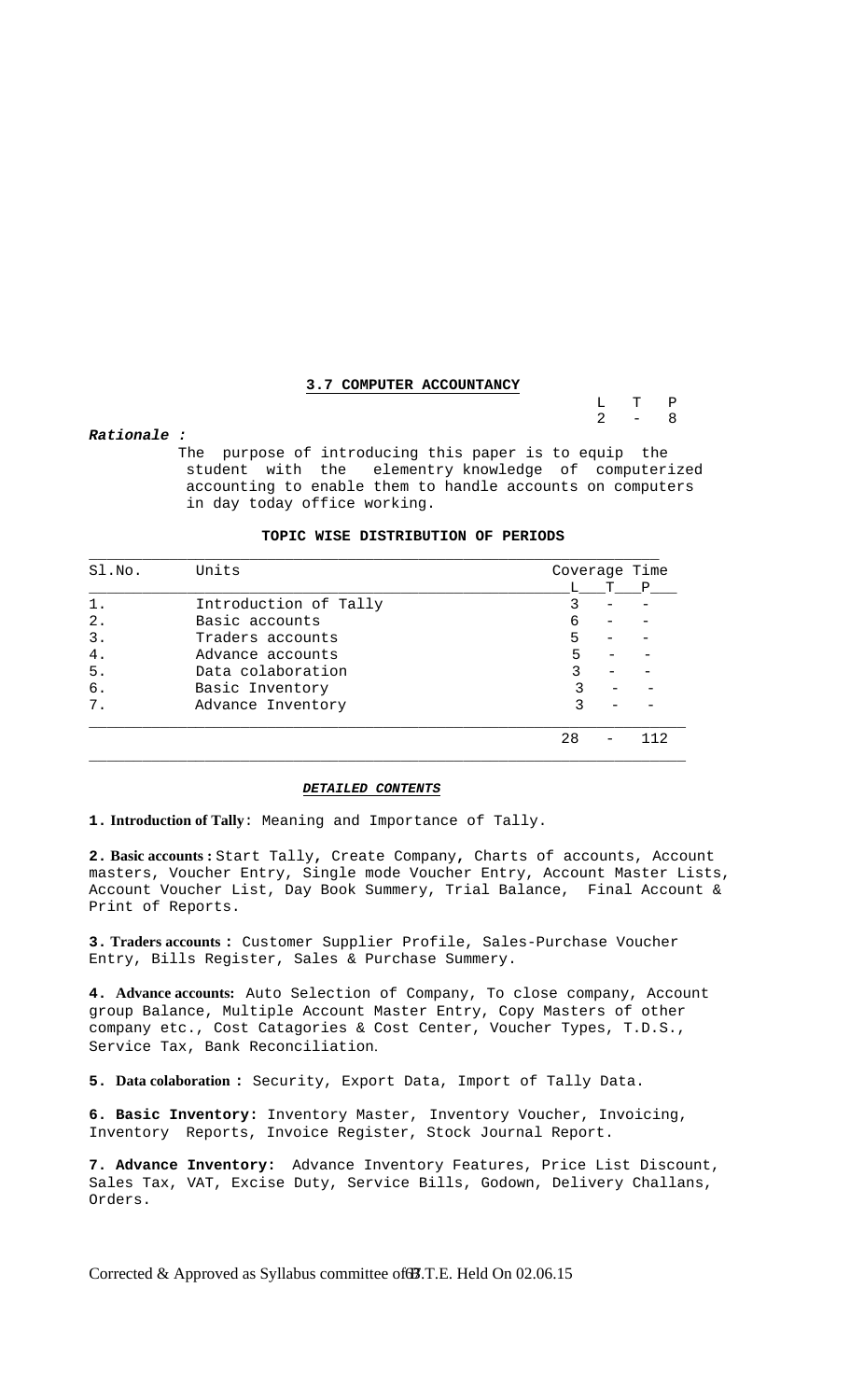## 3.7 COMPUTER ACCOUNTANCY

| L | T | P |
|---|---|---|
| 2 | - | 8 |

***Rationale :***

The purpose of introducing this paper is to equip the student with the elementry knowledge of computerized accounting to enable them to handle accounts on computers in day today office working.

**TOPIC WISE DISTRIBUTION OF PERIODS**

| Sl.No. | Units | Coverage Time | | |
|---|---|---|---|---|
| | | L | T | P |
| 1. | Introduction of Tally | 3 | - | - |
| 2. | Basic accounts | 6 | - | - |
| 3. | Traders accounts | 5 | - | - |
| 4. | Advance accounts | 5 | - | - |
| 5. | Data colaboration | 3 | - | - |
| 6. | Basic Inventory | 3 | - | - |
| 7. | Advance Inventory | 3 | - | - |
| | | 28 | - | 112 |

***DETAILED CONTENTS***

**1. Introduction of Tally**: Meaning and Importance of Tally.

**2. Basic accounts :** Start Tally**,** Create Company**,** Charts of accounts, Account masters, Voucher Entry, Single mode Voucher Entry, Account Master Lists, Account Voucher List, Day Book Summery, Trial Balance, Final Account & Print of Reports.

**3. Traders accounts :** Customer Supplier Profile, Sales-Purchase Voucher Entry, Bills Register, Sales & Purchase Summery.

**4. Advance accounts:** Auto Selection of Company, To close company, Account group Balance, Multiple Account Master Entry, Copy Masters of other company etc., Cost Catagories & Cost Center, Voucher Types, T.D.S., Service Tax, Bank Reconciliation.

**5. Data colaboration :** Security, Export Data, Import of Tally Data.

**6. Basic Inventory:** Inventory Master, Inventory Voucher, Invoicing, Inventory Reports, Invoice Register, Stock Journal Report.

**7. Advance Inventory:** Advance Inventory Features, Price List Discount, Sales Tax, VAT, Excise Duty, Service Bills, Godown, Delivery Challans, Orders.

Corrected & Approved as Syllabus committee of B.T.E. Held On 02.06.15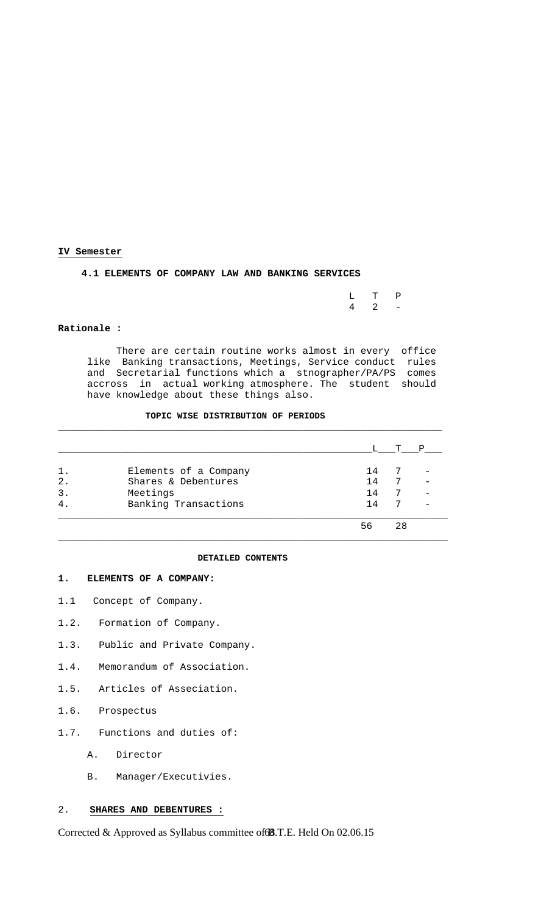**IV Semester**

### 4.1 ELEMENTS OF COMPANY LAW AND BANKING SERVICES

| L | T | P |
|---|---|---|
| 4 | 2 | - |

**Rationale :**

There are certain routine works almost in every office like Banking transactions, Meetings, Service conduct rules and Secretarial functions which a stnographer/PA/PS comes accross in actual working atmosphere. The student should have knowledge about these things also.

**TOPIC WISE DISTRIBUTION OF PERIODS**

| | | L | T | P |
|---|---|---|---|---|
| 1. | Elements of a Company | 14 | 7 | - |
| 2. | Shares & Debentures | 14 | 7 | - |
| 3. | Meetings | 14 | 7 | - |
| 4. | Banking Transactions | 14 | 7 | - |
| | | 56 | 28 | |

**DETAILED CONTENTS**

**1. ELEMENTS OF A COMPANY:**

1.1 Concept of Company.

1.2. Formation of Company.

1.3. Public and Private Company.

1.4. Memorandum of Association.

1.5. Articles of Association.

1.6. Prospectus

1.7. Functions and duties of:

A. Director

B. Manager/Executivies.

2. **SHARES AND DEBENTURES :**

Corrected & Approved as Syllabus committee of B.T.E. Held On 02.06.15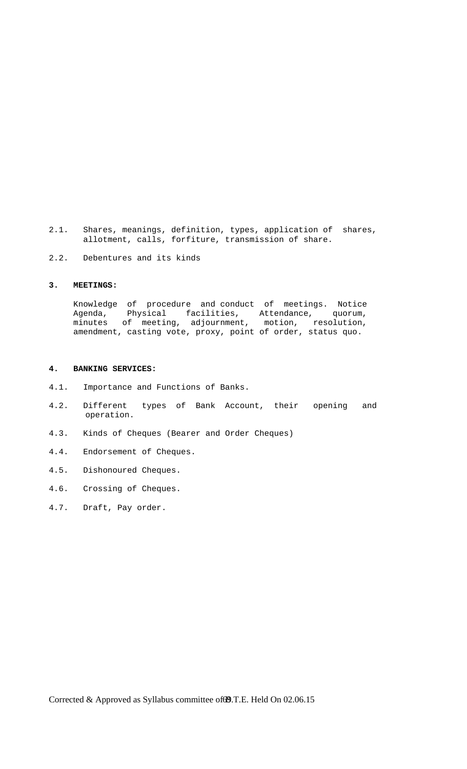2.1. Shares, meanings, definition, types, application of shares, allotment, calls, forfiture, transmission of share.

2.2. Debentures and its kinds

**3. MEETINGS:**

Knowledge of procedure and conduct of meetings. Notice Agenda, Physical facilities, Attendance, quorum, minutes of meeting, adjournment, motion, resolution, amendment, casting vote, proxy, point of order, status quo.

**4. BANKING SERVICES:**

4.1. Importance and Functions of Banks.

4.2. Different types of Bank Account, their opening and operation.

4.3. Kinds of Cheques (Bearer and Order Cheques)

4.4. Endorsement of Cheques.

4.5. Dishonoured Cheques.

4.6. Crossing of Cheques.

4.7. Draft, Pay order.

Corrected & Approved as Syllabus committee of B.T.E. Held On 02.06.15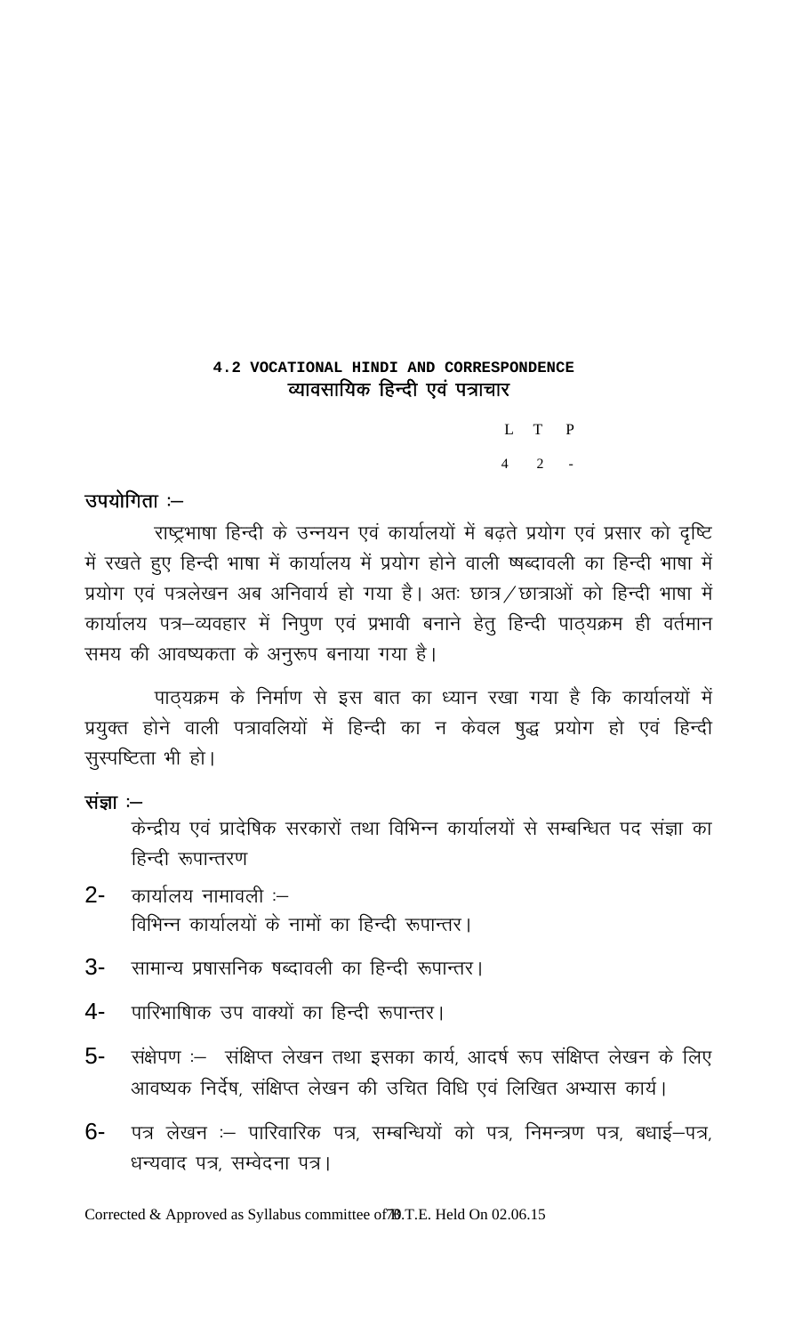## 4.2 VOCATIONAL HINDI AND CORRESPONDENCE
## व्यावसायिक हिन्दी एवं पत्राचार

| L | T | P |
|---|---|---|
| 4 | 2 | - |

**उपयोगिता :–**

राष्ट्रभाषा हिन्दी के उन्नयन एवं कार्यालयों में बढ़ते प्रयोग एवं प्रसार को दृष्टि में रखते हुए हिन्दी भाषा में कार्यालय में प्रयोग होने वाली षब्दावली का हिन्दी भाषा में प्रयोग एवं पत्रलेखन अब अनिवार्य हो गया है। अतः छात्र/छात्राओं को हिन्दी भाषा में कार्यालय पत्र–व्यवहार में निपुण एवं प्रभावी बनाने हेतु हिन्दी पाठ्यक्रम ही वर्तमान समय की आवष्यकता के अनुरूप बनाया गया है।

पाठ्यक्रम के निर्माण से इस बात का ध्यान रखा गया है कि कार्यालयों में प्रयुक्त होने वाली पत्रावलियों में हिन्दी का न केवल षुद्ध प्रयोग हो एवं हिन्दी सुस्पष्टिता भी हो।

**संज्ञा :–**

केन्द्रीय एवं प्रादेषिक सरकारों तथा विभिन्न कार्यालयों से सम्बन्धित पद संज्ञा का हिन्दी रूपान्तरण

2- कार्यालय नामावली :–
विभिन्न कार्यालयों के नामों का हिन्दी रूपान्तर।

3- सामान्य प्रषासनिक षब्दावली का हिन्दी रूपान्तर।

4- पारिभाषिक उप वाक्यों का हिन्दी रूपान्तर।

5- संक्षेपण :– संक्षिप्त लेखन तथा इसका कार्य, आदर्ष रूप संक्षिप्त लेखन के लिए आवष्यक निर्देष, संक्षिप्त लेखन की उचित विधि एवं लिखित अभ्यास कार्य।

6- पत्र लेखन :– पारिवारिक पत्र, सम्बन्धियों को पत्र, निमन्त्रण पत्र, बधाई–पत्र, धन्यवाद पत्र, सम्वेदना पत्र।

Corrected & Approved as Syllabus committee of B.T.E. Held On 02.06.15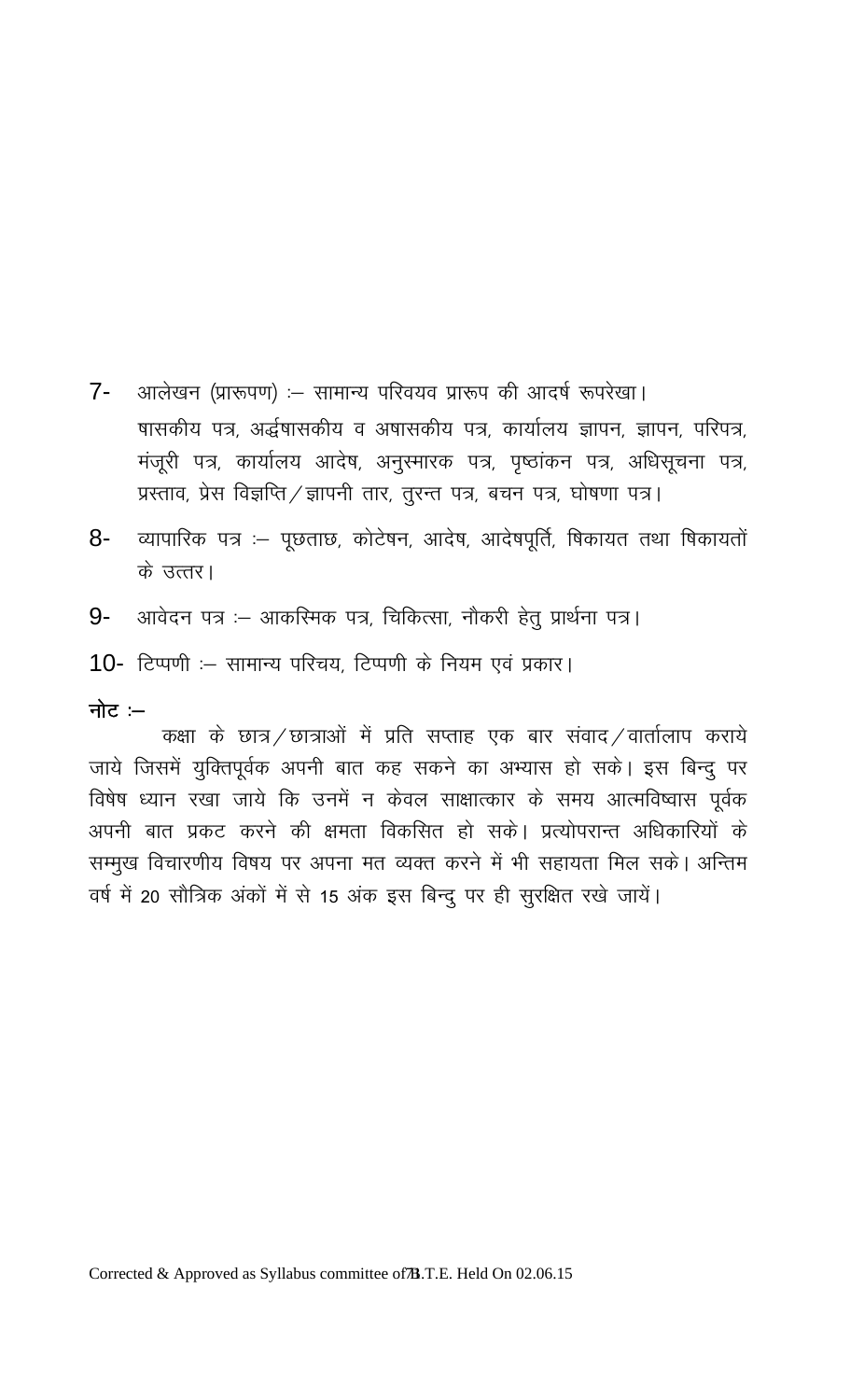7- आलेखन (प्रारूपण) :– सामान्य परिवयव प्रारूप की आदर्ष रूपरेखा।

षासकीय पत्र, अर्द्धषासकीय व अषासकीय पत्र, कार्यालय ज्ञापन, ज्ञापन, परिपत्र, मंजूरी पत्र, कार्यालय आदेष, अनुस्मारक पत्र, पृष्ठांकन पत्र, अधिसूचना पत्र, प्रस्ताव, प्रेस विज्ञप्ति/ज्ञापनी तार, तुरन्त पत्र, बचन पत्र, घोषणा पत्र।

8- व्यापारिक पत्र :– पूछताछ, कोटेषन, आदेष, आदेषपूर्ति, षिकायत तथा षिकायतों के उत्तर।

9- आवेदन पत्र :– आकस्मिक पत्र, चिकित्सा, नौकरी हेतु प्रार्थना पत्र।

10- टिप्पणी :– सामान्य परिचय, टिप्पणी के नियम एवं प्रकार।

**नोट :–**

कक्षा के छात्र/छात्राओं में प्रति सप्ताह एक बार संवाद/वार्तालाप कराये जाये जिसमें युक्तिपूर्वक अपनी बात कह सकने का अभ्यास हो सके। इस बिन्दु पर विषेष ध्यान रखा जाये कि उनमें न केवल साक्षात्कार के समय आत्मविष्वास पूर्वक अपनी बात प्रकट करने की क्षमता विकसित हो सके। प्रत्योपरान्त अधिकारियों के सम्मुख विचारणीय विषय पर अपना मत व्यक्त करने में भी सहायता मिल सके। अन्तिम वर्ष में 20 सौत्रिक अंकों में से 15 अंक इस बिन्दु पर ही सुरक्षित रखे जायें।

Corrected & Approved as Syllabus committee of B.T.E. Held On 02.06.15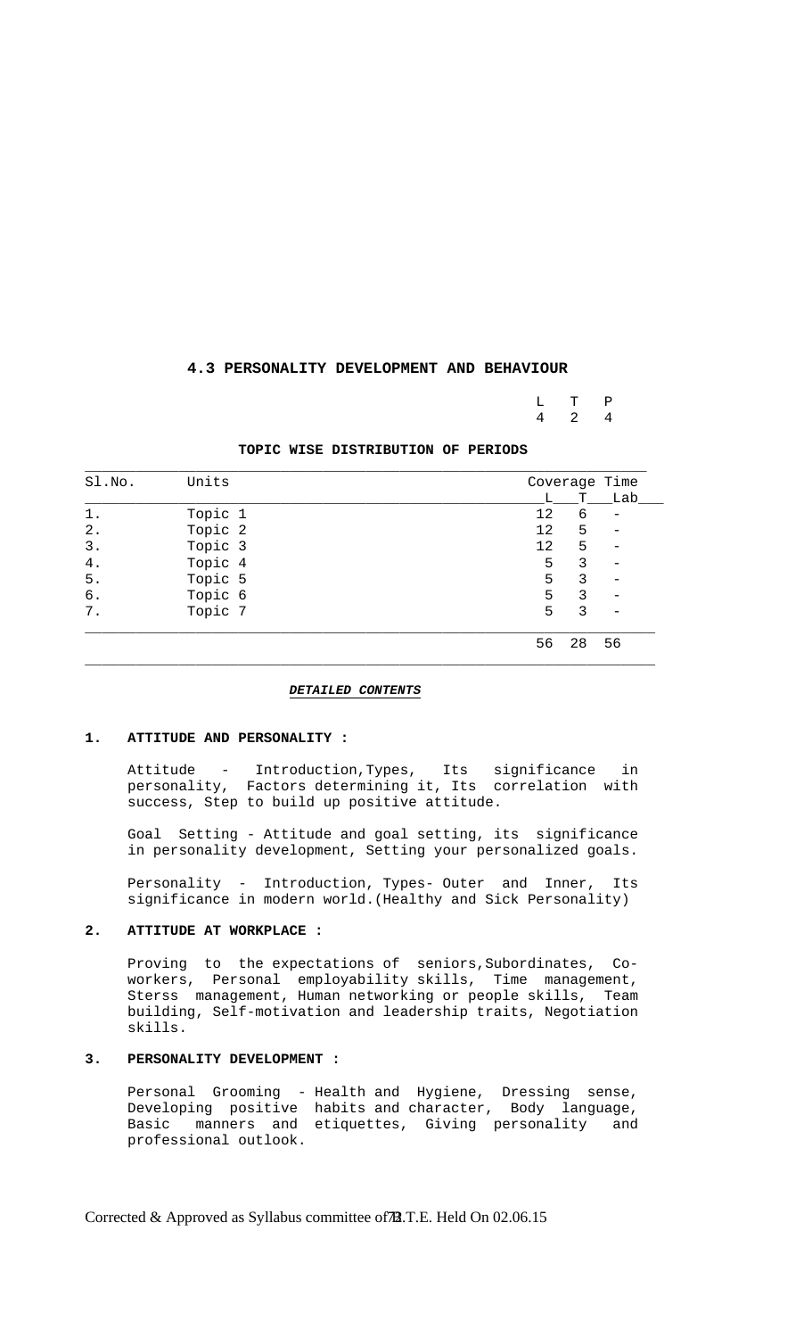## 4.3 PERSONALITY DEVELOPMENT AND BEHAVIOUR

| L | T | P |
|---|---|---|
| 4 | 2 | 4 |

**TOPIC WISE DISTRIBUTION OF PERIODS**

| Sl.No. | Units | Coverage Time L | T | Lab |
|---|---|---|---|---|
| 1. | Topic 1 | 12 | 6 | - |
| 2. | Topic 2 | 12 | 5 | - |
| 3. | Topic 3 | 12 | 5 | - |
| 4. | Topic 4 | 5 | 3 | - |
| 5. | Topic 5 | 5 | 3 | - |
| 6. | Topic 6 | 5 | 3 | - |
| 7. | Topic 7 | 5 | 3 | - |
| | | 56 | 28 | 56 |

***DETAILED CONTENTS***

**1. ATTITUDE AND PERSONALITY :**

Attitude - Introduction,Types, Its significance in personality, Factors determining it, Its correlation with success, Step to build up positive attitude.

Goal Setting - Attitude and goal setting, its significance in personality development, Setting your personalized goals.

Personality - Introduction, Types- Outer and Inner, Its significance in modern world.(Healthy and Sick Personality)

**2. ATTITUDE AT WORKPLACE :**

Proving to the expectations of seniors,Subordinates, Co-workers, Personal employability skills, Time management, Sterss management, Human networking or people skills, Team building, Self-motivation and leadership traits, Negotiation skills.

**3. PERSONALITY DEVELOPMENT :**

Personal Grooming - Health and Hygiene, Dressing sense, Developing positive habits and character, Body language, Basic manners and etiquettes, Giving personality and professional outlook.

Corrected & Approved as Syllabus committee of B.T.E. Held On 02.06.15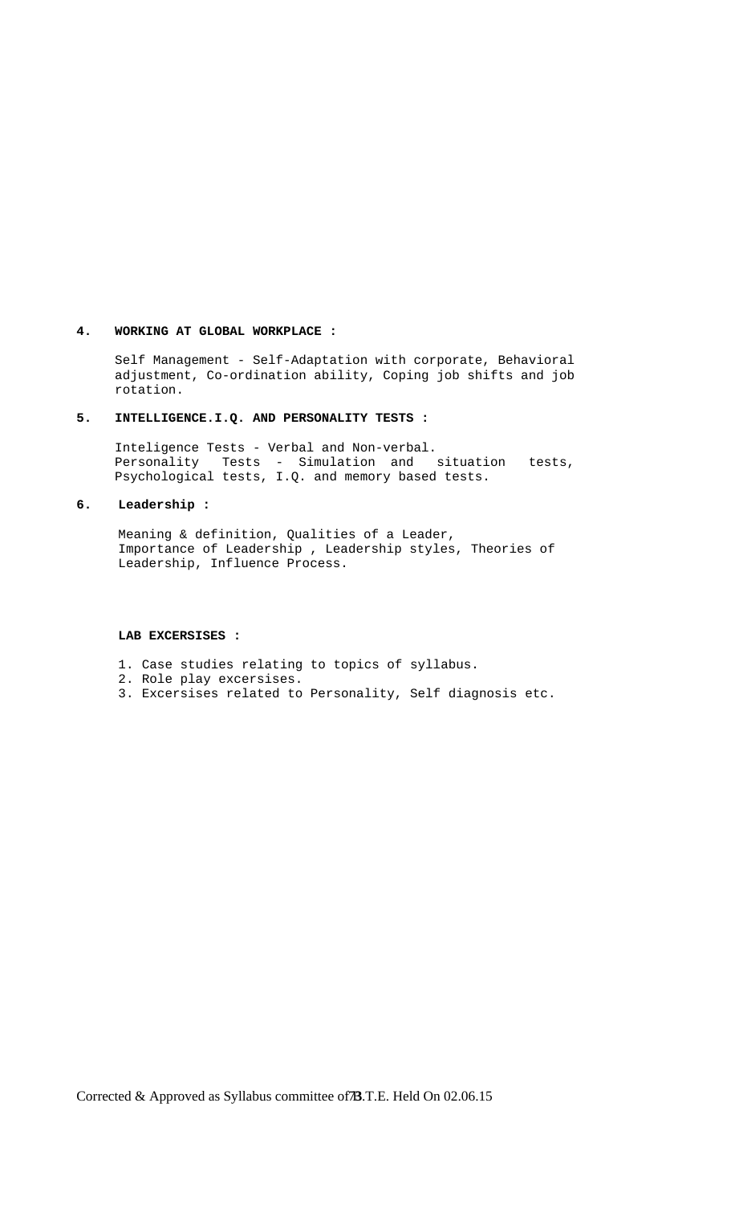## 4. WORKING AT GLOBAL WORKPLACE :

Self Management - Self-Adaptation with corporate, Behavioral adjustment, Co-ordination ability, Coping job shifts and job rotation.

## 5. INTELLIGENCE.I.Q. AND PERSONALITY TESTS :

Inteligence Tests - Verbal and Non-verbal.
Personality Tests - Simulation and situation tests, Psychological tests, I.Q. and memory based tests.

## 6. Leadership :

Meaning & definition, Qualities of a Leader, Importance of Leadership , Leadership styles, Theories of Leadership, Influence Process.

**LAB EXCERSISES :**

1. Case studies relating to topics of syllabus.
2. Role play excersises.
3. Excersises related to Personality, Self diagnosis etc.

Corrected & Approved as Syllabus committee of B.T.E. Held On 02.06.15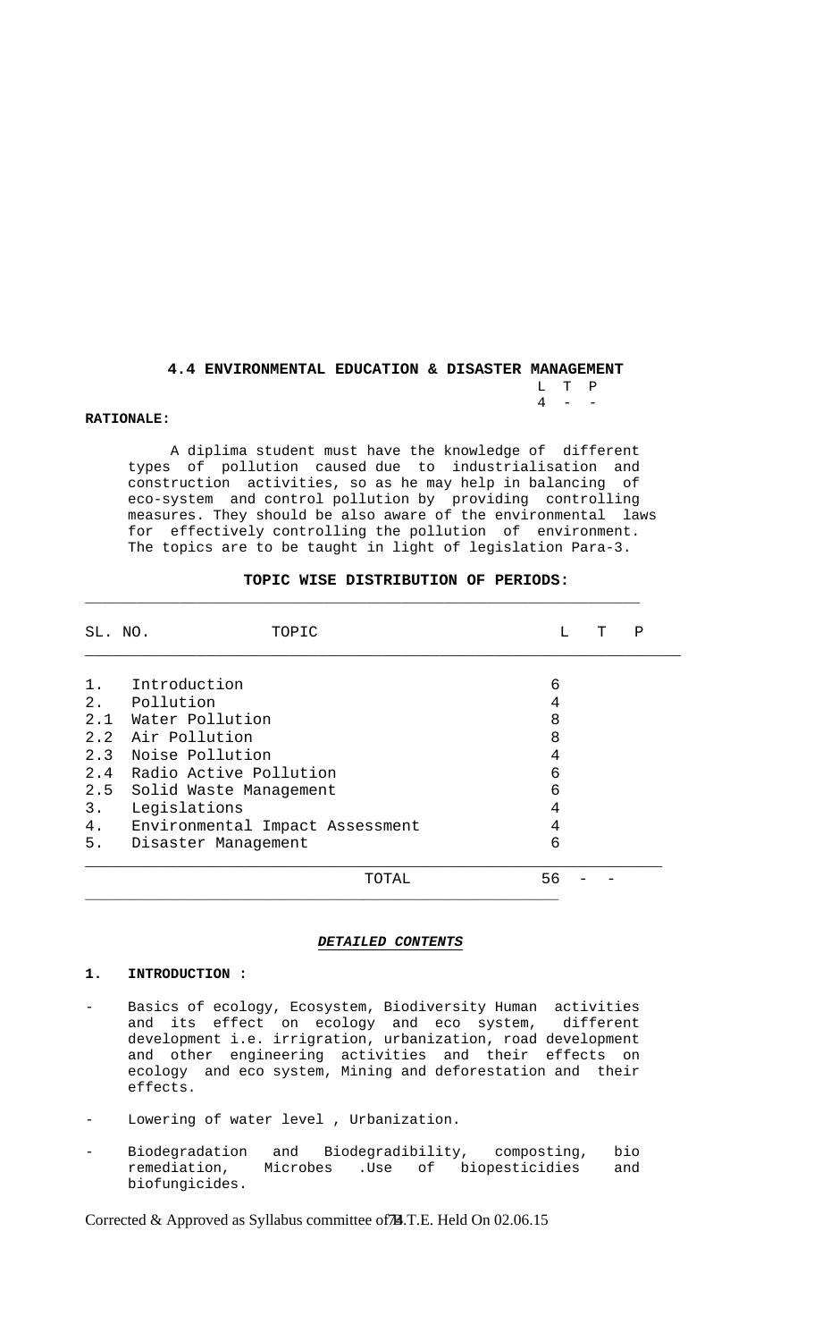## 4.4 ENVIRONMENTAL EDUCATION & DISASTER MANAGEMENT

| L | T | P |
|---|---|---|
| 4 | - | - |

**RATIONALE:**

A diplima student must have the knowledge of different types of pollution caused due to industrialisation and construction activities, so as he may help in balancing of eco-system and control pollution by providing controlling measures. They should be also aware of the environmental laws for effectively controlling the pollution of environment. The topics are to be taught in light of legislation Para-3.

**TOPIC WISE DISTRIBUTION OF PERIODS:**

| SL. NO. | TOPIC | L | T | P |
|---|---|---|---|---|
| 1. | Introduction | 6 | | |
| 2. | Pollution | 4 | | |
| 2.1 | Water Pollution | 8 | | |
| 2.2 | Air Pollution | 8 | | |
| 2.3 | Noise Pollution | 4 | | |
| 2.4 | Radio Active Pollution | 6 | | |
| 2.5 | Solid Waste Management | 6 | | |
| 3. | Legislations | 4 | | |
| 4. | Environmental Impact Assessment | 4 | | |
| 5. | Disaster Management | 6 | | |
| | TOTAL | 56 | - | - |

***DETAILED CONTENTS***

**1. INTRODUCTION :**

- Basics of ecology, Ecosystem, Biodiversity Human activities and its effect on ecology and eco system, different development i.e. irrigration, urbanization, road development and other engineering activities and their effects on ecology and eco system, Mining and deforestation and their effects.
- Lowering of water level , Urbanization.
- Biodegradation and Biodegradibility, composting, bio remediation, Microbes .Use of biopesticidies and biofungicides.

Corrected & Approved as Syllabus committee of B.T.E. Held On 02.06.15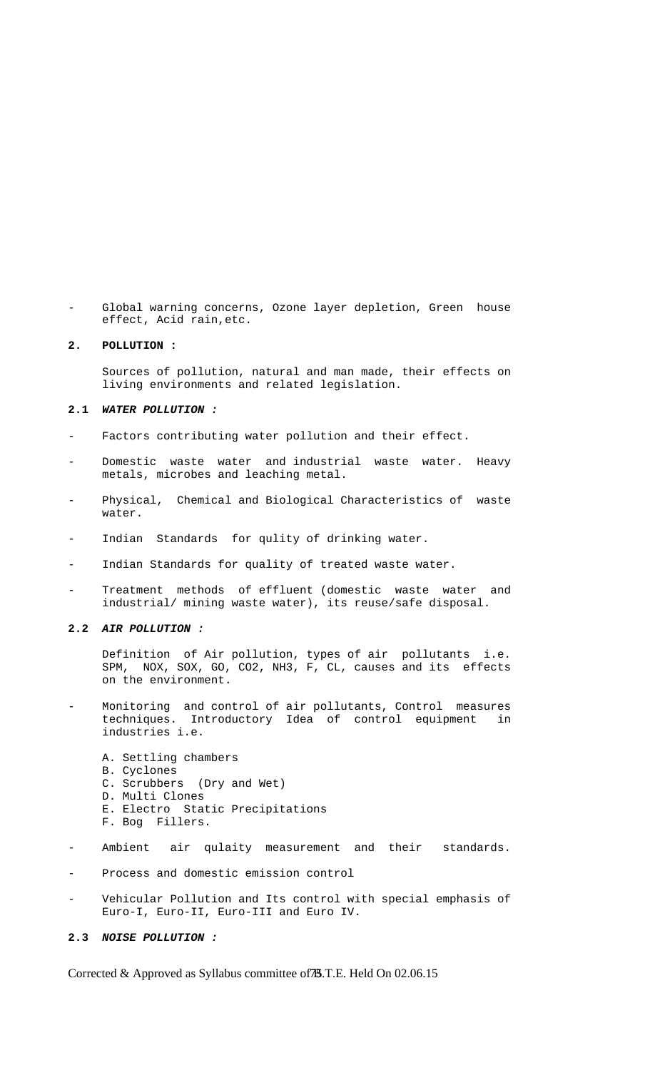- Global warning concerns, Ozone layer depletion, Green house effect, Acid rain,etc.

## 2. POLLUTION :

Sources of pollution, natural and man made, their effects on living environments and related legislation.

### 2.1 *WATER POLLUTION :*

- Factors contributing water pollution and their effect.
- Domestic waste water and industrial waste water. Heavy metals, microbes and leaching metal.
- Physical, Chemical and Biological Characteristics of waste water.
- Indian Standards for qulity of drinking water.
- Indian Standards for quality of treated waste water.
- Treatment methods of effluent (domestic waste water and industrial/ mining waste water), its reuse/safe disposal.

### 2.2 *AIR POLLUTION :*

Definition of Air pollution, types of air pollutants i.e. SPM, NOX, SOX, GO, CO2, NH3, F, CL, causes and its effects on the environment.

- Monitoring and control of air pollutants, Control measures techniques. Introductory Idea of control equipment in industries i.e.

  A. Settling chambers
  B. Cyclones
  C. Scrubbers (Dry and Wet)
  D. Multi Clones
  E. Electro Static Precipitations
  F. Bog Fillers.

- Ambient air qulaity measurement and their standards.
- Process and domestic emission control
- Vehicular Pollution and Its control with special emphasis of Euro-I, Euro-II, Euro-III and Euro IV.

### 2.3 *NOISE POLLUTION :*

Corrected & Approved as Syllabus committee of B.T.E. Held On 02.06.15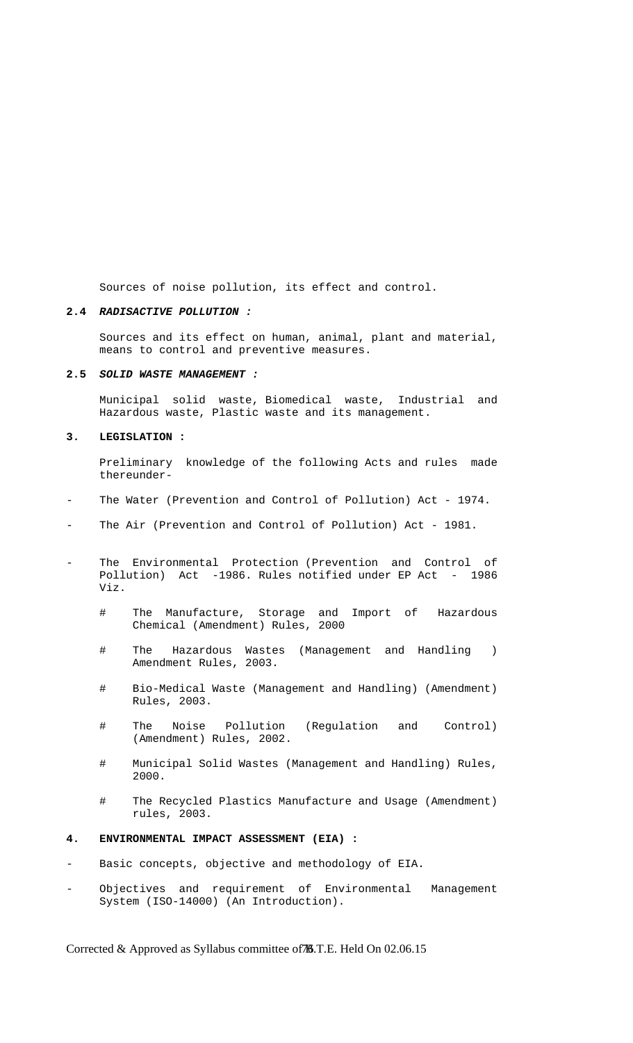Sources of noise pollution, its effect and control.

**2.4** ***RADISACTIVE POLLUTION :***

Sources and its effect on human, animal, plant and material, means to control and preventive measures.

**2.5** ***SOLID WASTE MANAGEMENT :***

Municipal solid waste, Biomedical waste, Industrial and Hazardous waste, Plastic waste and its management.

**3. LEGISLATION :**

Preliminary knowledge of the following Acts and rules made thereunder-

- The Water (Prevention and Control of Pollution) Act - 1974.
- The Air (Prevention and Control of Pollution) Act - 1981.
- The Environmental Protection (Prevention and Control of Pollution) Act -1986. Rules notified under EP Act - 1986 Viz.
    - # The Manufacture, Storage and Import of Hazardous Chemical (Amendment) Rules, 2000
    - # The Hazardous Wastes (Management and Handling ) Amendment Rules, 2003.
    - # Bio-Medical Waste (Management and Handling) (Amendment) Rules, 2003.
    - # The Noise Pollution (Regulation and Control) (Amendment) Rules, 2002.
    - # Municipal Solid Wastes (Management and Handling) Rules, 2000.
    - # The Recycled Plastics Manufacture and Usage (Amendment) rules, 2003.

**4. ENVIRONMENTAL IMPACT ASSESSMENT (EIA) :**

- Basic concepts, objective and methodology of EIA.
- Objectives and requirement of Environmental Management System (ISO-14000) (An Introduction).

Corrected & Approved as Syllabus committee of B.T.E. Held On 02.06.15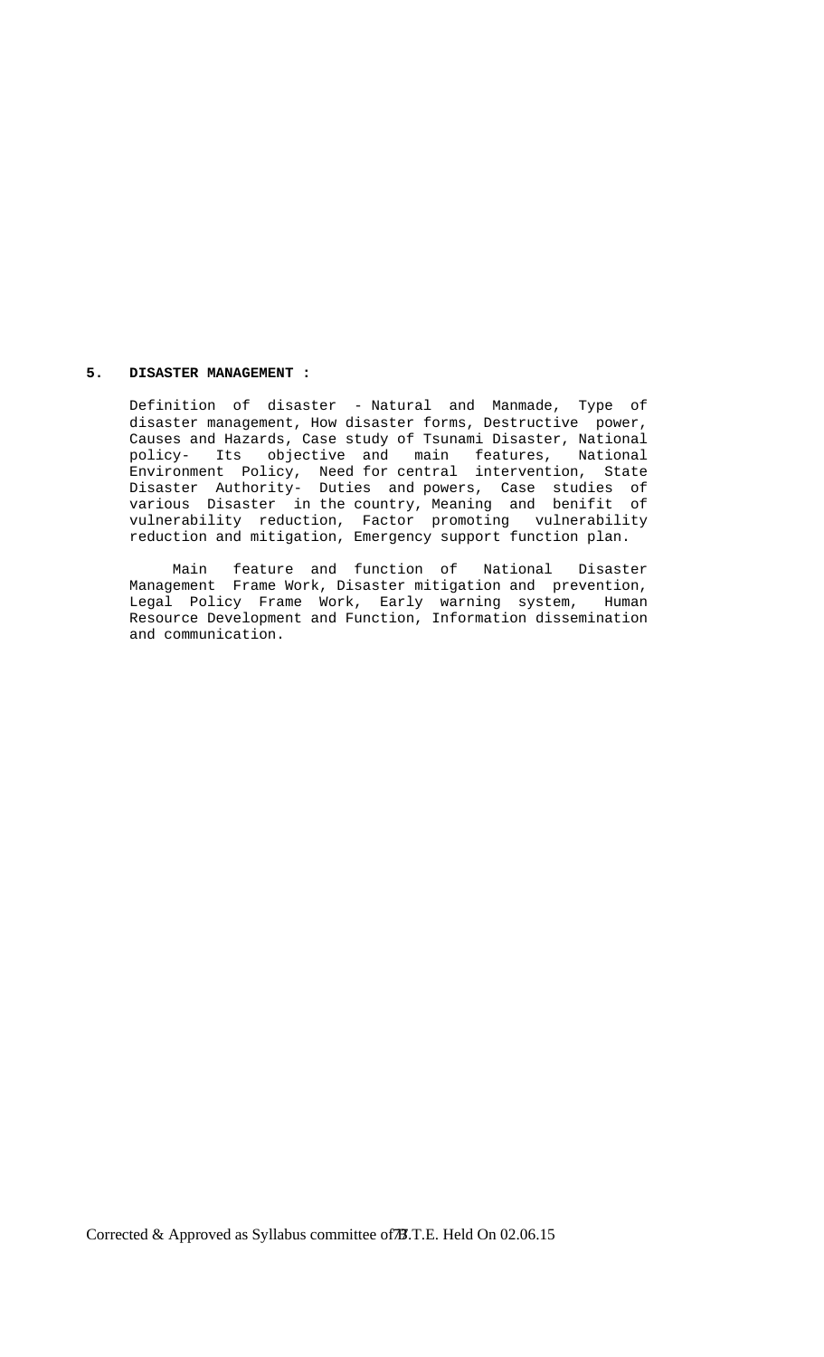**5. DISASTER MANAGEMENT :**

Definition of disaster - Natural and Manmade, Type of disaster management, How disaster forms, Destructive power, Causes and Hazards, Case study of Tsunami Disaster, National policy- Its objective and main features, National Environment Policy, Need for central intervention, State Disaster Authority- Duties and powers, Case studies of various Disaster in the country, Meaning and benifit of vulnerability reduction, Factor promoting vulnerability reduction and mitigation, Emergency support function plan.

Main feature and function of National Disaster Management Frame Work, Disaster mitigation and prevention, Legal Policy Frame Work, Early warning system, Human Resource Development and Function, Information dissemination and communication.

Corrected & Approved as Syllabus committee of B.T.E. Held On 02.06.15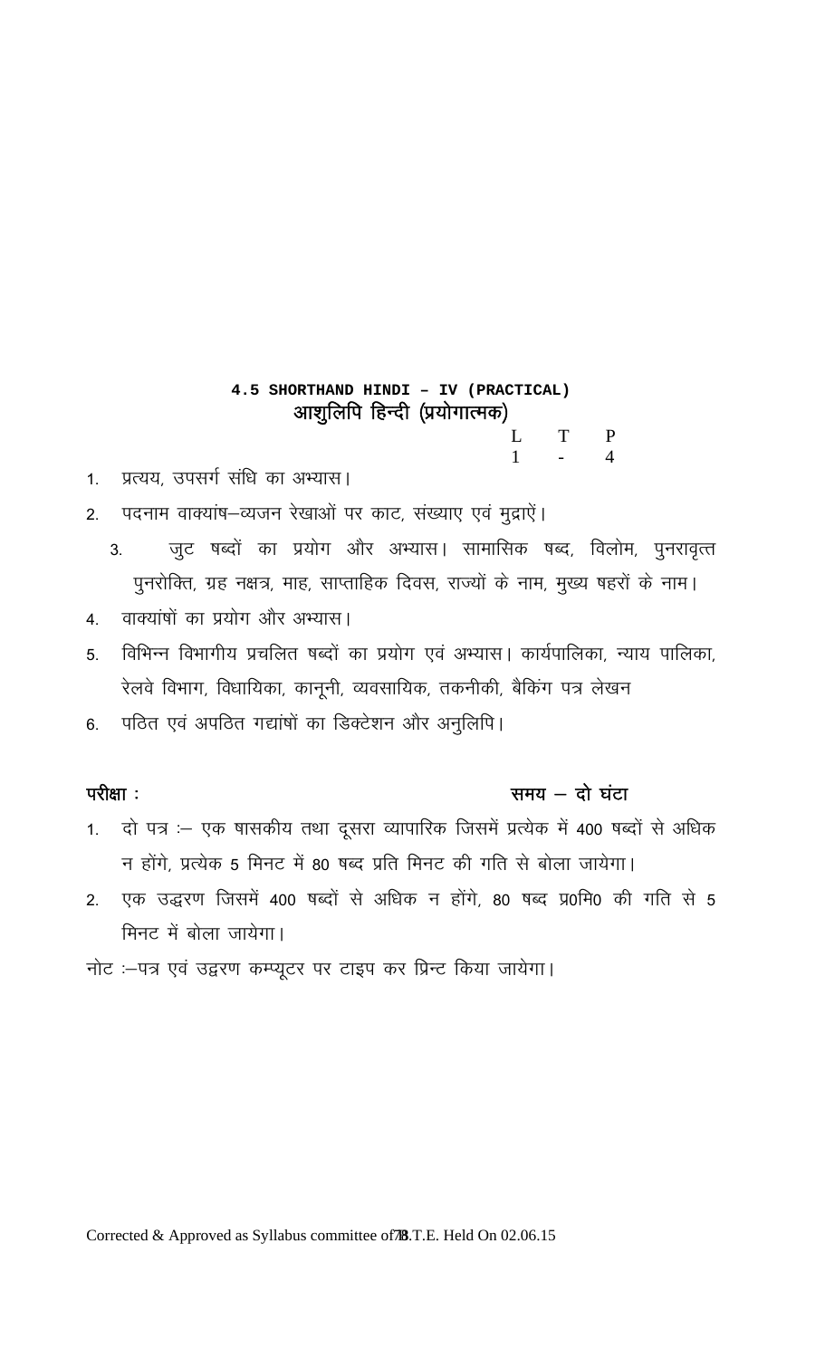## 4.5 SHORTHAND HINDI – IV (PRACTICAL)
## आशुलिपि हिन्दी (प्रयोगात्मक)

| L | T | P |
|---|---|---|
| 1 | - | 4 |

1. प्रत्यय, उपसर्ग संधि का अभ्यास।
2. पदनाम वाक्यांष–व्यजन रेखाओं पर काट, संख्याए एवं मुद्राऐं।
3. जुट षब्दों का प्रयोग और अभ्यास। सामासिक षब्द, विलोम, पुनरावृत्त पुनरोक्ति, ग्रह नक्षत्र, माह, साप्ताहिक दिवस, राज्यों के नाम, मुख्य षहरों के नाम।
4. वाक्यांषों का प्रयोग और अभ्यास।
5. विभिन्न विभागीय प्रचलित षब्दों का प्रयोग एवं अभ्यास। कार्यपालिका, न्याय पालिका, रेलवे विभाग, विधायिका, कानूनी, व्यवसायिक, तकनीकी, बैकिंग पत्र लेखन
6. पठित एवं अपठित गद्यांषों का डिक्टेशन और अनुलिपि।

**परीक्षा :** **समय – दो घंटा**

1. दो पत्र :– एक षासकीय तथा दूसरा व्यापारिक जिसमें प्रत्येक में 400 षब्दों से अधिक न होंगे, प्रत्येक 5 मिनट में 80 षब्द प्रति मिनट की गति से बोला जायेगा।
2. एक उद्धरण जिसमें 400 षब्दों से अधिक न होंगे, 80 षब्द प्र0मि0 की गति से 5 मिनट में बोला जायेगा।

नोट :–पत्र एवं उद्वरण कम्प्यूटर पर टाइप कर प्रिन्ट किया जायेगा।

Corrected & Approved as Syllabus committee of B.T.E. Held On 02.06.15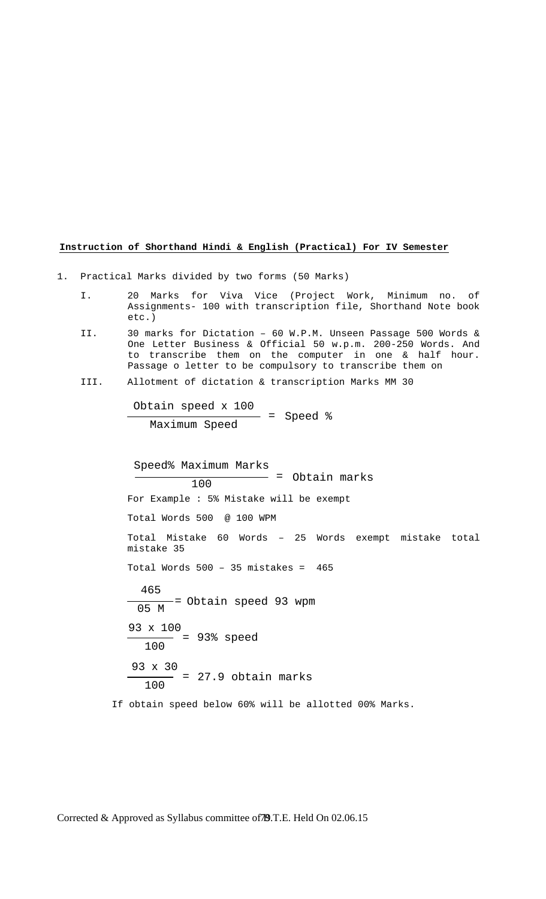**Instruction of Shorthand Hindi & English (Practical) For IV Semester**

1. Practical Marks divided by two forms (50 Marks)

   I. 20 Marks for Viva Vice (Project Work, Minimum no. of Assignments- 100 with transcription file, Shorthand Note book etc.)

   II. 30 marks for Dictation – 60 W.P.M. Unseen Passage 500 Words & One Letter Business & Official 50 w.p.m. 200-250 Words. And to transcribe them on the computer in one & half hour. Passage o letter to be compulsory to transcribe them on

   III. Allotment of dictation & transcription Marks MM 30

$$\frac{\text{Obtain speed x 100}}{\text{Maximum Speed}} = \text{Speed \%}$$

$$\frac{\text{Speed\% Maximum Marks}}{100} = \text{Obtain marks}$$

For Example : 5% Mistake will be exempt

Total Words 500 @ 100 WPM

Total Mistake 60 Words – 25 Words exempt mistake total mistake 35

Total Words 500 – 35 mistakes = 465

$$\frac{465}{\text{05 M}} = \text{Obtain speed 93 wpm}$$

$$\frac{93 \times 100}{100} = \text{93\% speed}$$

$$\frac{93 \times 30}{100} = \text{27.9 obtain marks}$$

If obtain speed below 60% will be allotted 00% Marks.

Corrected & Approved as Syllabus committee of B.T.E. Held On 02.06.15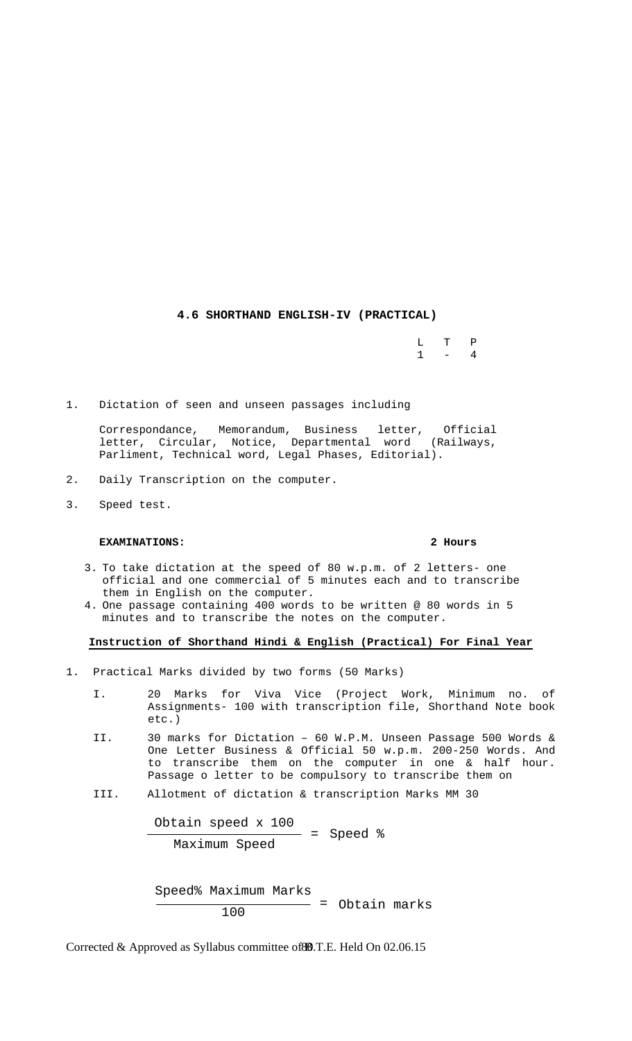### 4.6 SHORTHAND ENGLISH-IV (PRACTICAL)

| L | T | P |
|---|---|---|
| 1 | - | 4 |

1. Dictation of seen and unseen passages including

   Correspondance, Memorandum, Business letter, Official letter, Circular, Notice, Departmental word (Railways, Parliment, Technical word, Legal Phases, Editorial).

2. Daily Transcription on the computer.
3. Speed test.

**EXAMINATIONS:** **2 Hours**

3. To take dictation at the speed of 80 w.p.m. of 2 letters- one official and one commercial of 5 minutes each and to transcribe them in English on the computer.
4. One passage containing 400 words to be written @ 80 words in 5 minutes and to transcribe the notes on the computer.

**Instruction of Shorthand Hindi & English (Practical) For Final Year**

1. Practical Marks divided by two forms (50 Marks)

   I. 20 Marks for Viva Vice (Project Work, Minimum no. of Assignments- 100 with transcription file, Shorthand Note book etc.)

   II. 30 marks for Dictation – 60 W.P.M. Unseen Passage 500 Words & One Letter Business & Official 50 w.p.m. 200-250 Words. And to transcribe them on the computer in one & half hour. Passage o letter to be compulsory to transcribe them on

   III. Allotment of dictation & transcription Marks MM 30

$$\frac{\text{Obtain speed x 100}}{\text{Maximum Speed}} = \text{Speed \%}$$

$$\frac{\text{Speed\% Maximum Marks}}{100} = \text{Obtain marks}$$

Corrected & Approved as Syllabus committee of B.T.E. Held On 02.06.15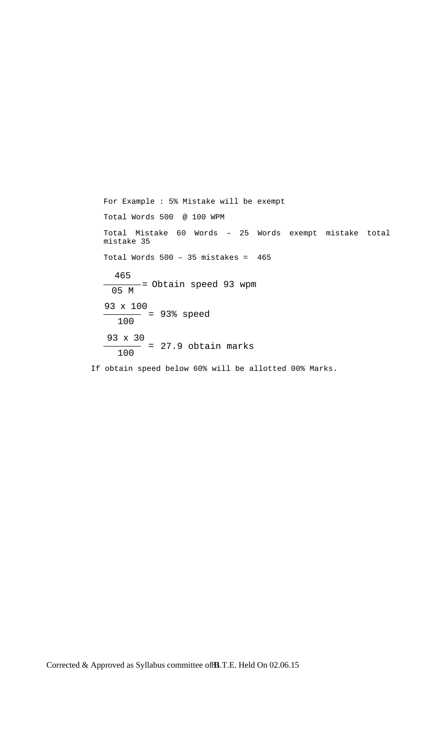For Example : 5% Mistake will be exempt

Total Words 500 @ 100 WPM

Total Mistake 60 Words – 25 Words exempt mistake total mistake 35

Total Words 500 – 35 mistakes = 465

$$\frac{465}{05\ M} = \text{Obtain speed 93 wpm}$$

$$\frac{93 \times 100}{100} = 93\%\ \text{speed}$$

$$\frac{93 \times 30}{100} = 27.9\ \text{obtain marks}$$

If obtain speed below 60% will be allotted 00% Marks.

Corrected & Approved as Syllabus committee of B.T.E. Held On 02.06.15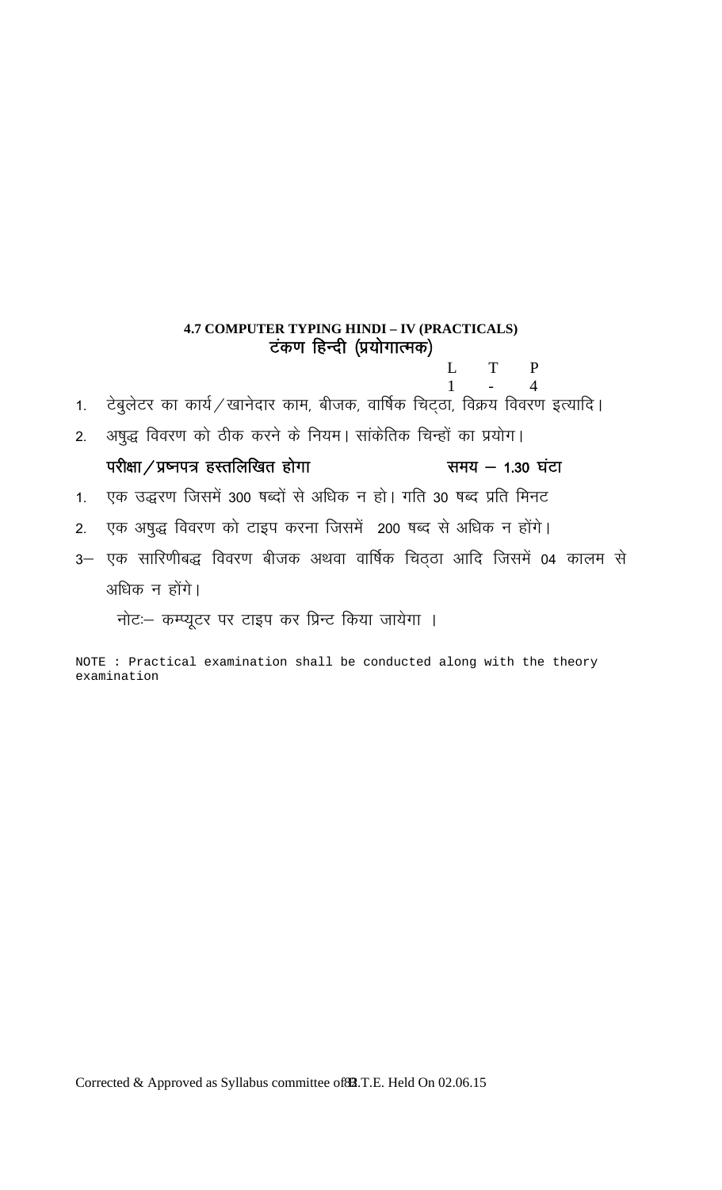## 4.7 COMPUTER TYPING HINDI – IV (PRACTICALS)
## टंकण हिन्दी (प्रयोगात्मक)

| L | T | P |
|---|---|---|
| 1 | - | 4 |

1. टेबुलेटर का कार्य/खानेदार काम, बीजक, वार्षिक चिट्ठा, विक्रय विवरण इत्यादि।
2. अषुद्ध विवरण को ठीक करने के नियम। सांकेतिक चिन्हों का प्रयोग।

**परीक्षा/प्रष्नपत्र हस्तलिखित होगा** **समय – 1.30 घंटा**

1. एक उद्धरण जिसमें 300 षब्दों से अधिक न हो। गति 30 षब्द प्रति मिनट
2. एक अषुद्ध विवरण को टाइप करना जिसमें 200 षब्द से अधिक न होंगे।

3– एक सारिणीबद्ध विवरण बीजक अथवा वार्षिक चिठ्ठा आदि जिसमें 04 कालम से अधिक न होंगे।

नोटः– कम्प्यूटर पर टाइप कर प्रिन्ट किया जायेगा ।

NOTE : Practical examination shall be conducted along with the theory examination

Corrected & Approved as Syllabus committee of B.T.E. Held On 02.06.15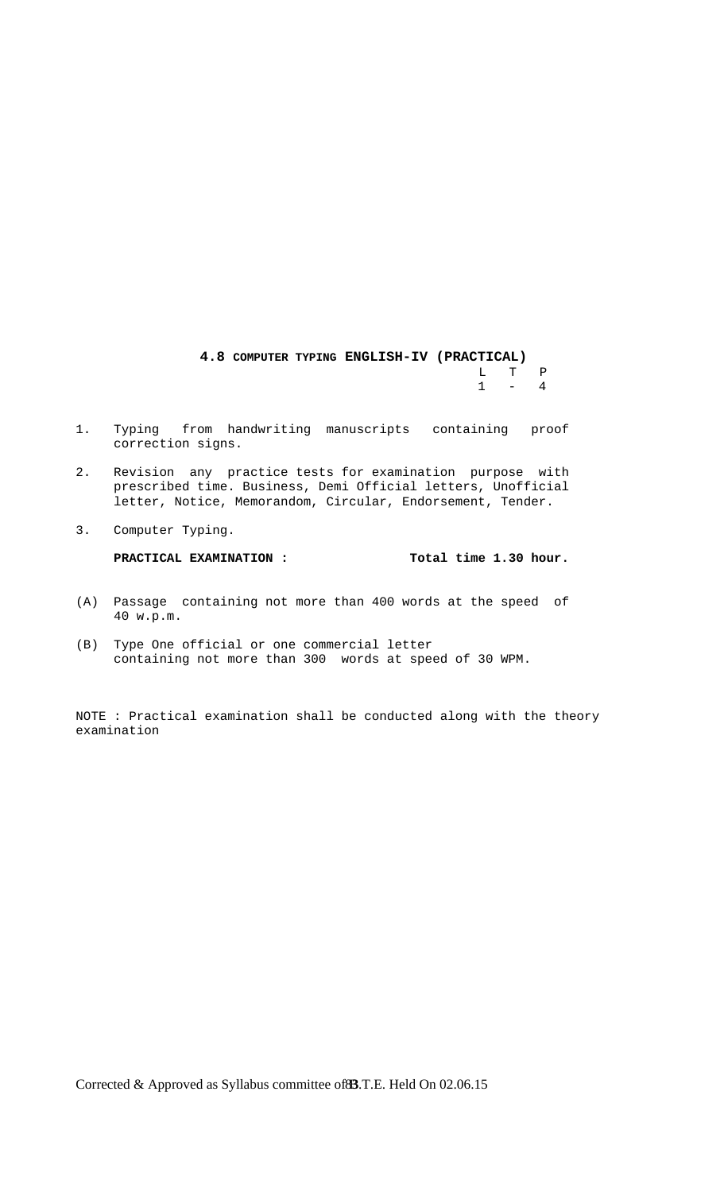## 4.8 COMPUTER TYPING ENGLISH-IV (PRACTICAL)

| L | T | P |
|---|---|---|
| 1 | - | 4 |

1. Typing from handwriting manuscripts containing proof correction signs.
2. Revision any practice tests for examination purpose with prescribed time. Business, Demi Official letters, Unofficial letter, Notice, Memorandom, Circular, Endorsement, Tender.
3. Computer Typing.

**PRACTICAL EXAMINATION :** **Total time 1.30 hour.**

(A) Passage containing not more than 400 words at the speed of 40 w.p.m.

(B) Type One official or one commercial letter containing not more than 300 words at speed of 30 WPM.

NOTE : Practical examination shall be conducted along with the theory examination

Corrected & Approved as Syllabus committee of B.T.E. Held On 02.06.15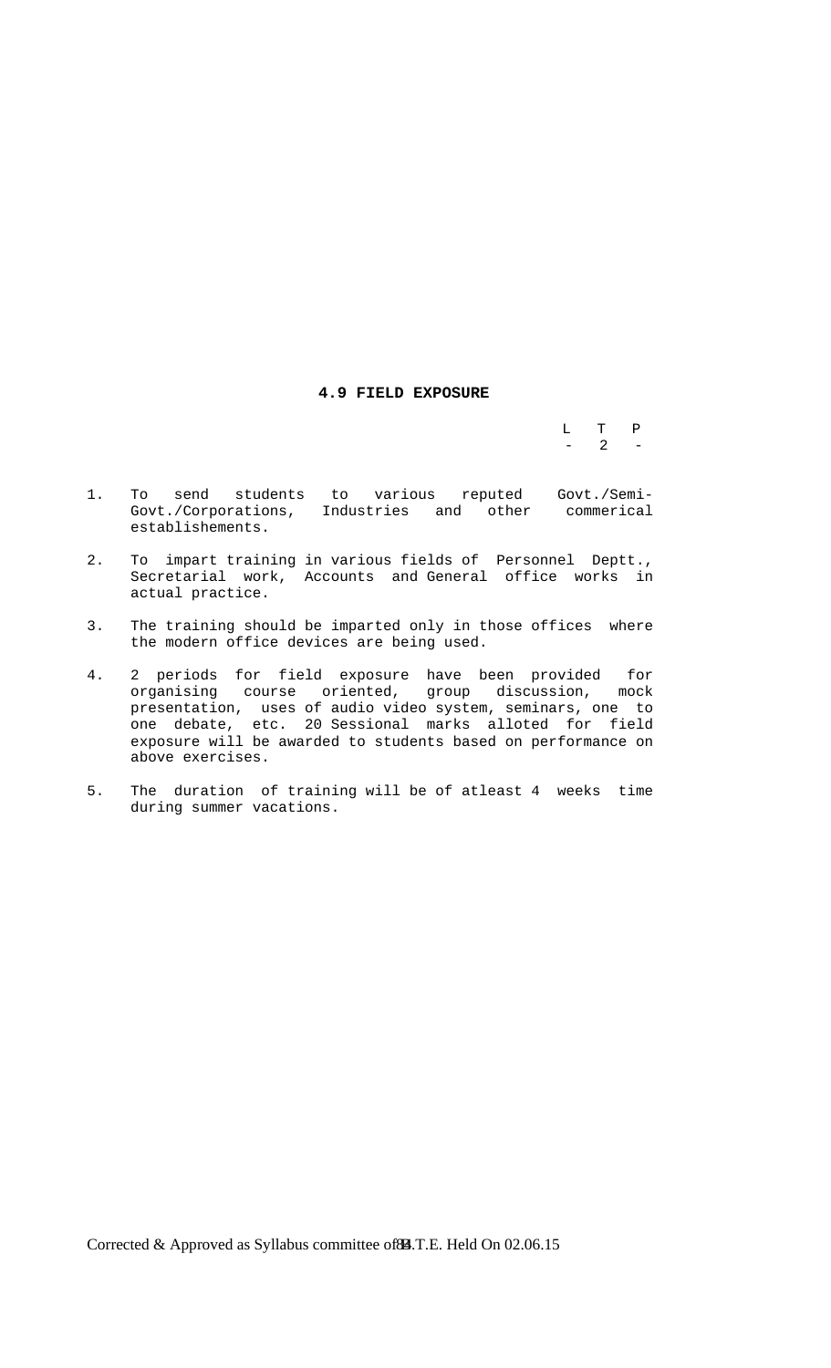# 4.9 FIELD EXPOSURE

| L | T | P |
|---|---|---|
| - | 2 | - |

1. To send students to various reputed Govt./Semi-Govt./Corporations, Industries and other commerical establishements.

2. To impart training in various fields of Personnel Deptt., Secretarial work, Accounts and General office works in actual practice.

3. The training should be imparted only in those offices where the modern office devices are being used.

4. 2 periods for field exposure have been provided for organising course oriented, group discussion, mock presentation, uses of audio video system, seminars, one to one debate, etc. 20 Sessional marks alloted for field exposure will be awarded to students based on performance on above exercises.

5. The duration of training will be of atleast 4 weeks time during summer vacations.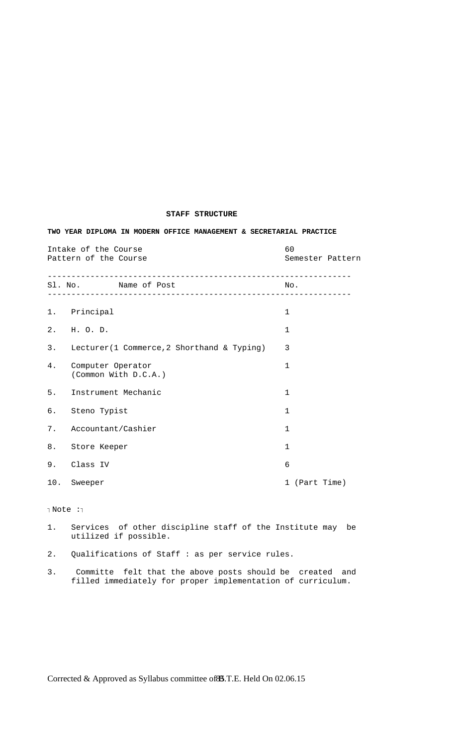## STAFF STRUCTURE

**TWO YEAR DIPLOMA IN MODERN OFFICE MANAGEMENT & SECRETARIAL PRACTICE**

Intake of the Course — 60
Pattern of the Course — Semester Pattern

| Sl. No. | Name of Post | No. |
|---|---|---|
| 1. | Principal | 1 |
| 2. | H. O. D. | 1 |
| 3. | Lecturer(1 Commerce,2 Shorthand & Typing) | 3 |
| 4. | Computer Operator (Common With D.C.A.) | 1 |
| 5. | Instrument Mechanic | 1 |
| 6. | Steno Typist | 1 |
| 7. | Accountant/Cashier | 1 |
| 8. | Store Keeper | 1 |
| 9. | Class IV | 6 |
| 10. | Sweeper | 1 (Part Time) |

Note :

1. Services of other discipline staff of the Institute may be utilized if possible.
2. Qualifications of Staff : as per service rules.
3. Committe felt that the above posts should be created and filled immediately for proper implementation of curriculum.

Corrected & Approved as Syllabus committee of B.T.E. Held On 02.06.15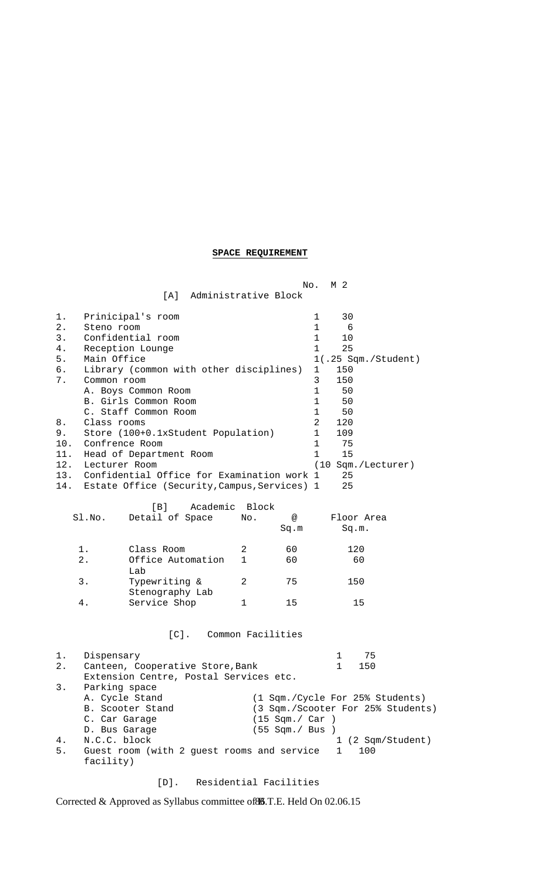**SPACE REQUIREMENT**

### [A] Administrative Block

| Sl. | Detail | No. | M 2 |
|---|---|---|---|
| 1. | Prinicipal's room | 1 | 30 |
| 2. | Steno room | 1 | 6 |
| 3. | Confidential room | 1 | 10 |
| 4. | Reception Lounge | 1 | 25 |
| 5. | Main Office | 1 | (.25 Sqm./Student) |
| 6. | Library (common with other disciplines) | 1 | 150 |
| 7. | Common room | 3 | 150 |
| | A. Boys Common Room | 1 | 50 |
| | B. Girls Common Room | 1 | 50 |
| | C. Staff Common Room | 1 | 50 |
| 8. | Class rooms | 2 | 120 |
| 9. | Store (100+0.1xStudent Population) | 1 | 109 |
| 10. | Confrence Room | 1 | 75 |
| 11. | Head of Department Room | 1 | 15 |
| 12. | Lecturer Room | | (10 Sqm./Lecturer) |
| 13. | Confidential Office for Examination work | 1 | 25 |
| 14. | Estate Office (Security,Campus,Services) | 1 | 25 |

### [B] Academic Block

| Sl.No. | Detail of Space | No. | @ Sq.m | Floor Area Sq.m. |
|---|---|---|---|---|
| 1. | Class Room | 2 | 60 | 120 |
| 2. | Office Automation Lab | 1 | 60 | 60 |
| 3. | Typewriting & Stenography Lab | 2 | 75 | 150 |
| 4. | Service Shop | 1 | 15 | 15 |

### [C]. Common Facilities

| Sl. | Detail | No. | Area |
|---|---|---|---|
| 1. | Dispensary | 1 | 75 |
| 2. | Canteen, Cooperative Store,Bank Extension Centre, Postal Services etc. | 1 | 150 |
| 3. | Parking space | | |
| | A. Cycle Stand | | (1 Sqm./Cycle For 25% Students) |
| | B. Scooter Stand | | (3 Sqm./Scooter For 25% Students) |
| | C. Car Garage | | (15 Sqm./ Car ) |
| | D. Bus Garage | | (55 Sqm./ Bus ) |
| 4. | N.C.C. block | 1 | (2 Sqm/Student) |
| 5. | Guest room (with 2 guest rooms and service facility) | 1 | 100 |

### [D]. Residential Facilities

Corrected & Approved as Syllabus committee of B.T.E. Held On 02.06.15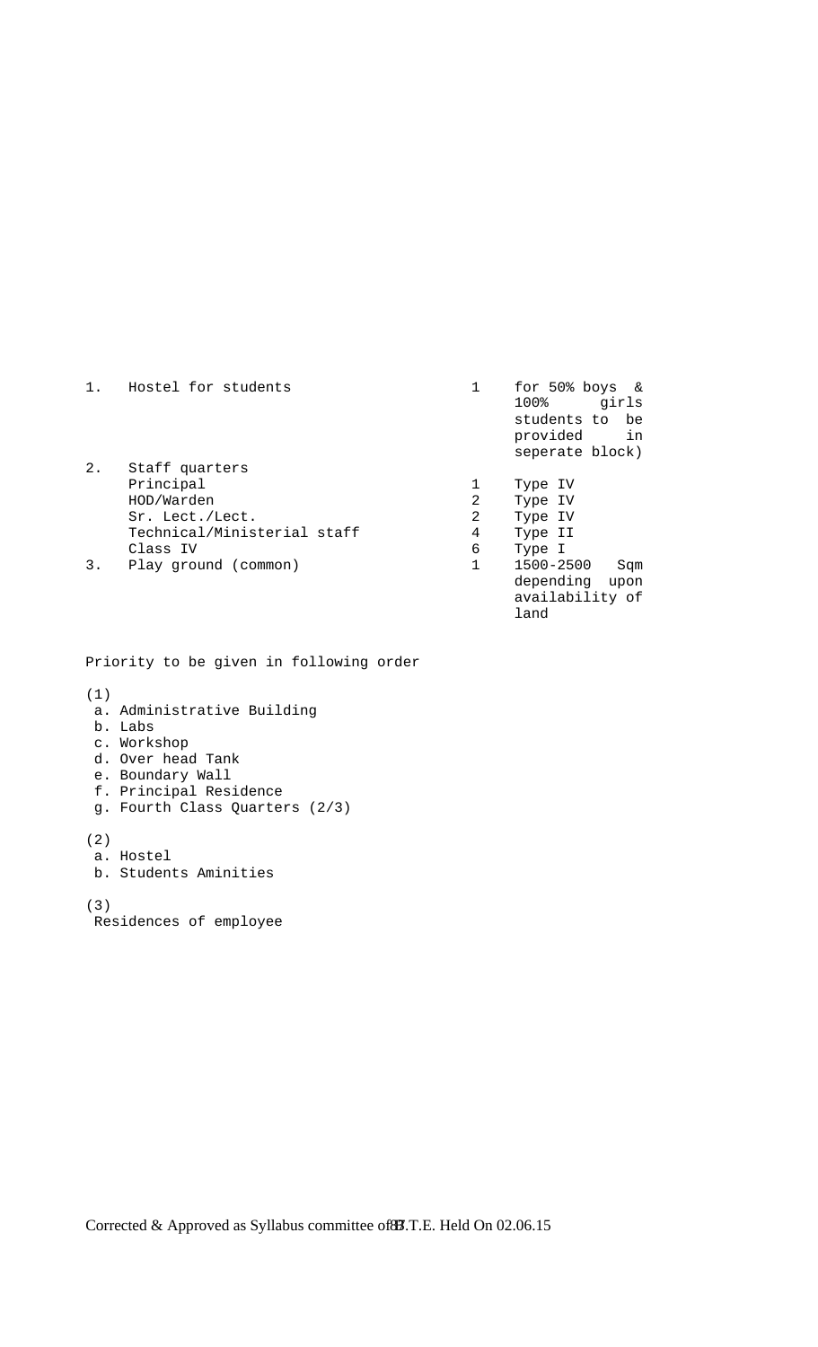| | | | |
|---|---|---|---|
| 1. | Hostel for students | 1 | for 50% boys & 100% girls students to be provided in seperate block) |
| 2. | Staff quarters | | |
| | Principal | 1 | Type IV |
| | HOD/Warden | 2 | Type IV |
| | Sr. Lect./Lect. | 2 | Type IV |
| | Technical/Ministerial staff | 4 | Type II |
| | Class IV | 6 | Type I |
| 3. | Play ground (common) | 1 | 1500-2500 Sqm depending upon availability of land |

Priority to be given in following order

(1)
- a. Administrative Building
- b. Labs
- c. Workshop
- d. Over head Tank
- e. Boundary Wall
- f. Principal Residence
- g. Fourth Class Quarters (2/3)

(2)
- a. Hostel
- b. Students Aminities

(3)
Residences of employee

Corrected & Approved as Syllabus committee of B.T.E. Held On 02.06.15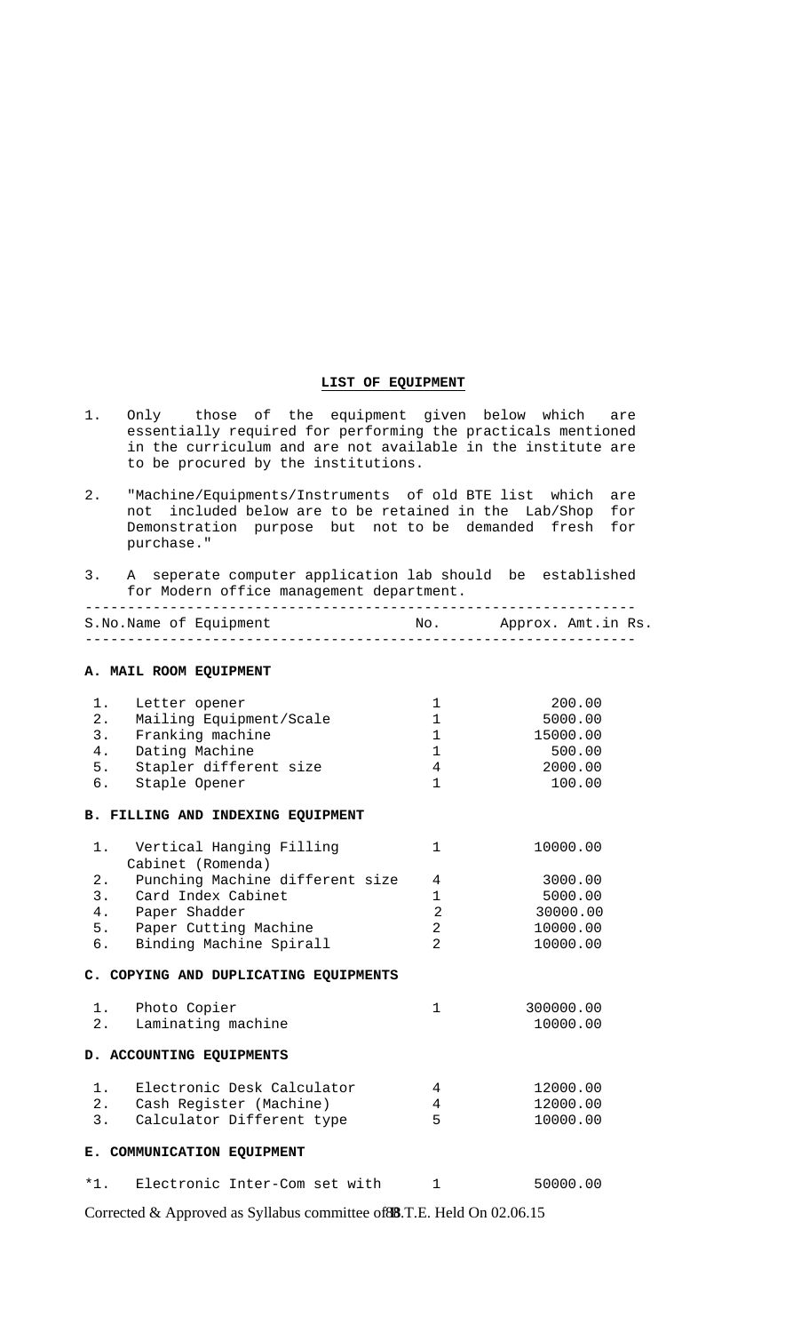## LIST OF EQUIPMENT

1. Only those of the equipment given below which are essentially required for performing the practicals mentioned in the curriculum and are not available in the institute are to be procured by the institutions.

2. "Machine/Equipments/Instruments of old BTE list which are not included below are to be retained in the Lab/Shop for Demonstration purpose but not to be demanded fresh for purchase."

3. A seperate computer application lab should be established for Modern office management department.

| S.No. | Name of Equipment | No. | Approx. Amt.in Rs. |
|---|---|---|---|
| | **A. MAIL ROOM EQUIPMENT** | | |
| 1. | Letter opener | 1 | 200.00 |
| 2. | Mailing Equipment/Scale | 1 | 5000.00 |
| 3. | Franking machine | 1 | 15000.00 |
| 4. | Dating Machine | 1 | 500.00 |
| 5. | Stapler different size | 4 | 2000.00 |
| 6. | Staple Opener | 1 | 100.00 |
| | **B. FILLING AND INDEXING EQUIPMENT** | | |
| 1. | Vertical Hanging Filling Cabinet (Romenda) | 1 | 10000.00 |
| 2. | Punching Machine different size | 4 | 3000.00 |
| 3. | Card Index Cabinet | 1 | 5000.00 |
| 4. | Paper Shadder | 2 | 30000.00 |
| 5. | Paper Cutting Machine | 2 | 10000.00 |
| 6. | Binding Machine Spirall | 2 | 10000.00 |
| | **C. COPYING AND DUPLICATING EQUIPMENTS** | | |
| 1. | Photo Copier | 1 | 300000.00 |
| 2. | Laminating machine | | 10000.00 |
| | **D. ACCOUNTING EQUIPMENTS** | | |
| 1. | Electronic Desk Calculator | 4 | 12000.00 |
| 2. | Cash Register (Machine) | 4 | 12000.00 |
| 3. | Calculator Different type | 5 | 10000.00 |
| | **E. COMMUNICATION EQUIPMENT** | | |
| *1. | Electronic Inter-Com set with | 1 | 50000.00 |

Corrected & Approved as Syllabus committee of B.T.E. Held On 02.06.15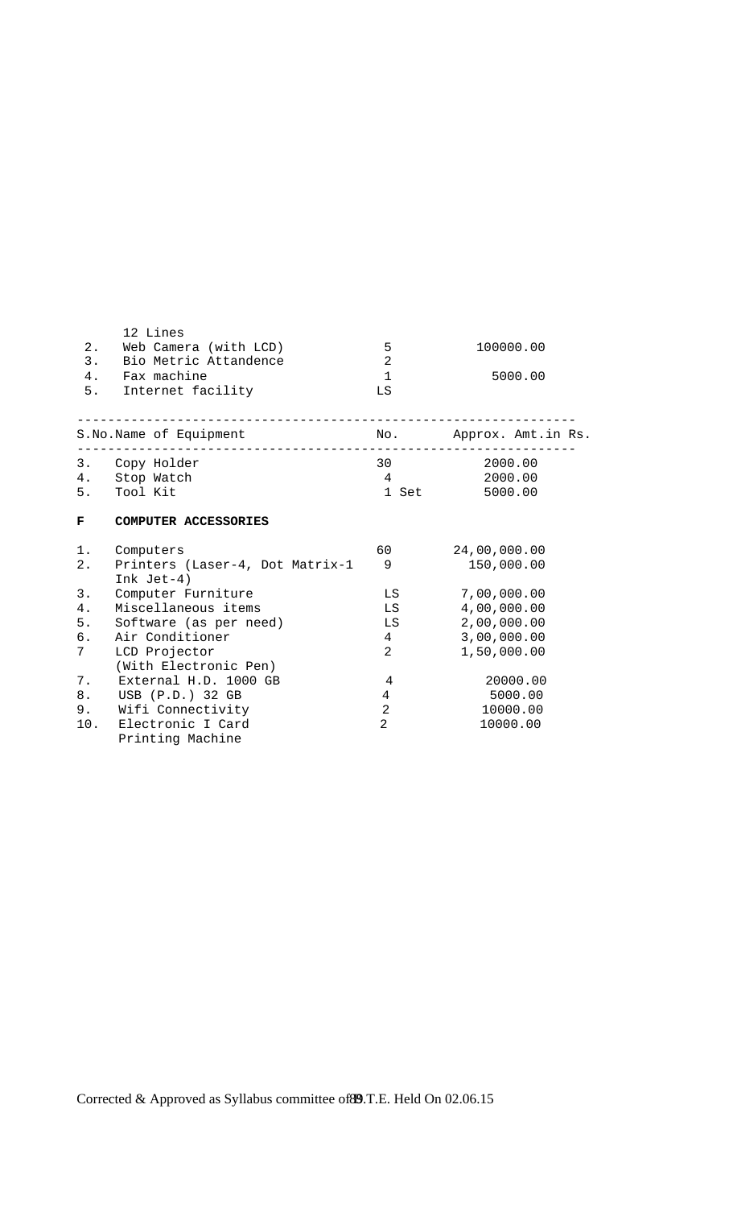| | | | |
|---|---|---|---|
| | 12 Lines | | |
| 2. | Web Camera (with LCD) | 5 | 100000.00 |
| 3. | Bio Metric Attandence | 2 | |
| 4. | Fax machine | 1 | 5000.00 |
| 5. | Internet facility | LS | |

| S.No. | Name of Equipment | No. | Approx. Amt.in Rs. |
|---|---|---|---|
| 3. | Copy Holder | 30 | 2000.00 |
| 4. | Stop Watch | 4 | 2000.00 |
| 5. | Tool Kit | 1 Set | 5000.00 |
| **F** | **COMPUTER ACCESSORIES** | | |
| 1. | Computers | 60 | 24,00,000.00 |
| 2. | Printers (Laser-4, Dot Matrix-1 Ink Jet-4) | 9 | 150,000.00 |
| 3. | Computer Furniture | LS | 7,00,000.00 |
| 4. | Miscellaneous items | LS | 4,00,000.00 |
| 5. | Software (as per need) | LS | 2,00,000.00 |
| 6. | Air Conditioner | 4 | 3,00,000.00 |
| 7 | LCD Projector (With Electronic Pen) | 2 | 1,50,000.00 |
| 7. | External H.D. 1000 GB | 4 | 20000.00 |
| 8. | USB (P.D.) 32 GB | 4 | 5000.00 |
| 9. | Wifi Connectivity | 2 | 10000.00 |
| 10. | Electronic I Card Printing Machine | 2 | 10000.00 |

Corrected & Approved as Syllabus committee of B.T.E. Held On 02.06.15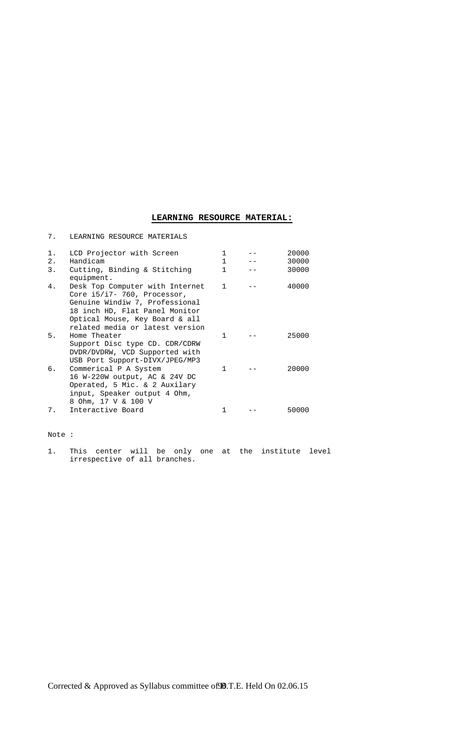## LEARNING RESOURCE MATERIAL:

7. LEARNING RESOURCE MATERIALS

| | | | | |
|---|---|---|---|---|
| 1. | LCD Projector with Screen | 1 | -- | 20000 |
| 2. | Handicam | 1 | -- | 30000 |
| 3. | Cutting, Binding & Stitching equipment. | 1 | -- | 30000 |
| 4. | Desk Top Computer with Internet Core i5/i7- 760, Processor, Genuine Windiw 7, Professional 18 inch HD, Flat Panel Monitor Optical Mouse, Key Board & all related media or latest version | 1 | -- | 40000 |
| 5. | Home Theater Support Disc type CD. CDR/CDRW DVDR/DVDRW, VCD Supported with USB Port Support-DIVX/JPEG/MP3 | 1 | -- | 25000 |
| 6. | Commerical P A System 16 W-220W output, AC & 24V DC Operated, 5 Mic. & 2 Auxilary input, Speaker output 4 Ohm, 8 Ohm, 17 V & 100 V | 1 | -- | 20000 |
| 7. | Interactive Board | 1 | -- | 50000 |

Note :

1. This center will be only one at the institute level irrespective of all branches.

Corrected & Approved as Syllabus committee of B.T.E. Held On 02.06.15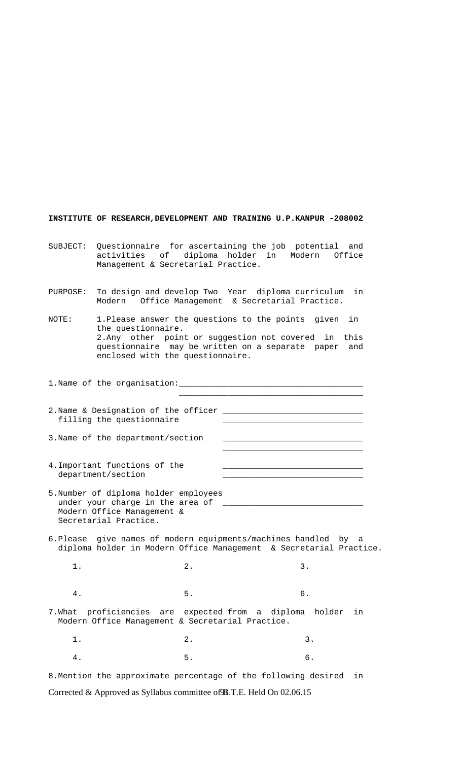**INSTITUTE OF RESEARCH,DEVELOPMENT AND TRAINING U.P.KANPUR -208002**

SUBJECT: Questionnaire for ascertaining the job potential and activities of diploma holder in Modern Office Management & Secretarial Practice.

PURPOSE: To design and develop Two Year diploma curriculum in Modern Office Management & Secretarial Practice.

NOTE: 1.Please answer the questions to the points given in the questionnaire.
2.Any other point or suggestion not covered in this questionnaire may be written on a separate paper and enclosed with the questionnaire.

1.Name of the organisation:______________________________________
______________________________________

2.Name & Designation of the officer filling the questionnaire ____________________________
____________________________

3.Name of the department/section ____________________________
____________________________

4.Important functions of the department/section ____________________________
____________________________

5.Number of diploma holder employees under your charge in the area of Modern Office Management & Secretarial Practice. ____________________________

6.Please give names of modern equipments/machines handled by a diploma holder in Modern Office Management & Secretarial Practice.

1. 2. 3.

4. 5. 6.

7.What proficiencies are expected from a diploma holder in Modern Office Management & Secretarial Practice.

1. 2. 3.

4. 5. 6.

8.Mention the approximate percentage of the following desired in

Corrected & Approved as Syllabus committee of B.T.E. Held On 02.06.15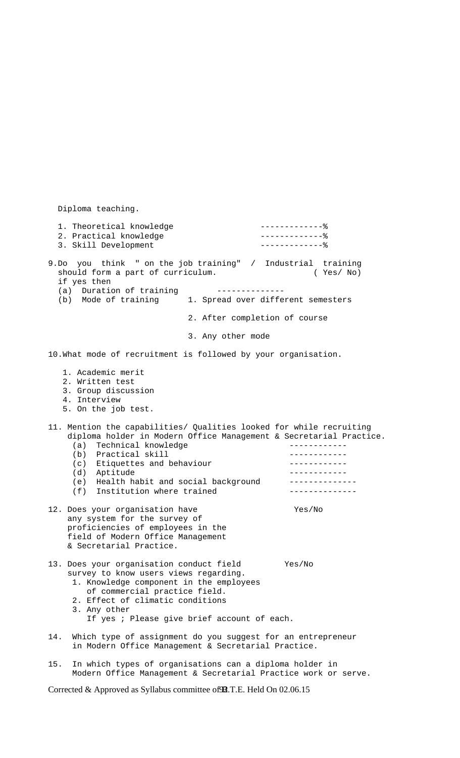Diploma teaching.

1. Theoretical knowledge -------------%
2. Practical knowledge -------------%
3. Skill Development -------------%

9. Do you think " on the job training" / Industrial training should form a part of curriculum. ( Yes/ No)
   if yes then
   (a) Duration of training --------------
   (b) Mode of training
       1. Spread over different semesters
       2. After completion of course
       3. Any other mode

10. What mode of recruitment is followed by your organisation.

    1. Academic merit
    2. Written test
    3. Group discussion
    4. Interview
    5. On the job test.

11. Mention the capabilities/ Qualities looked for while recruiting diploma holder in Modern Office Management & Secretarial Practice.
    (a) Technical knowledge ------------
    (b) Practical skill ------------
    (c) Etiquettes and behaviour ------------
    (d) Aptitude ------------
    (e) Health habit and social background --------------
    (f) Institution where trained --------------

12. Does your organisation have any system for the survey of proficiencies of employees in the field of Modern Office Management & Secretarial Practice. Yes/No

13. Does your organisation conduct field survey to know users views regarding. Yes/No
    1. Knowledge component in the employees of commercial practice field.
    2. Effect of climatic conditions
    3. Any other
       If yes ; Please give brief account of each.

14. Which type of assignment do you suggest for an entrepreneur in Modern Office Management & Secretarial Practice.

15. In which types of organisations can a diploma holder in Modern Office Management & Secretarial Practice work or serve.

Corrected & Approved as Syllabus committee of B.T.E. Held On 02.06.15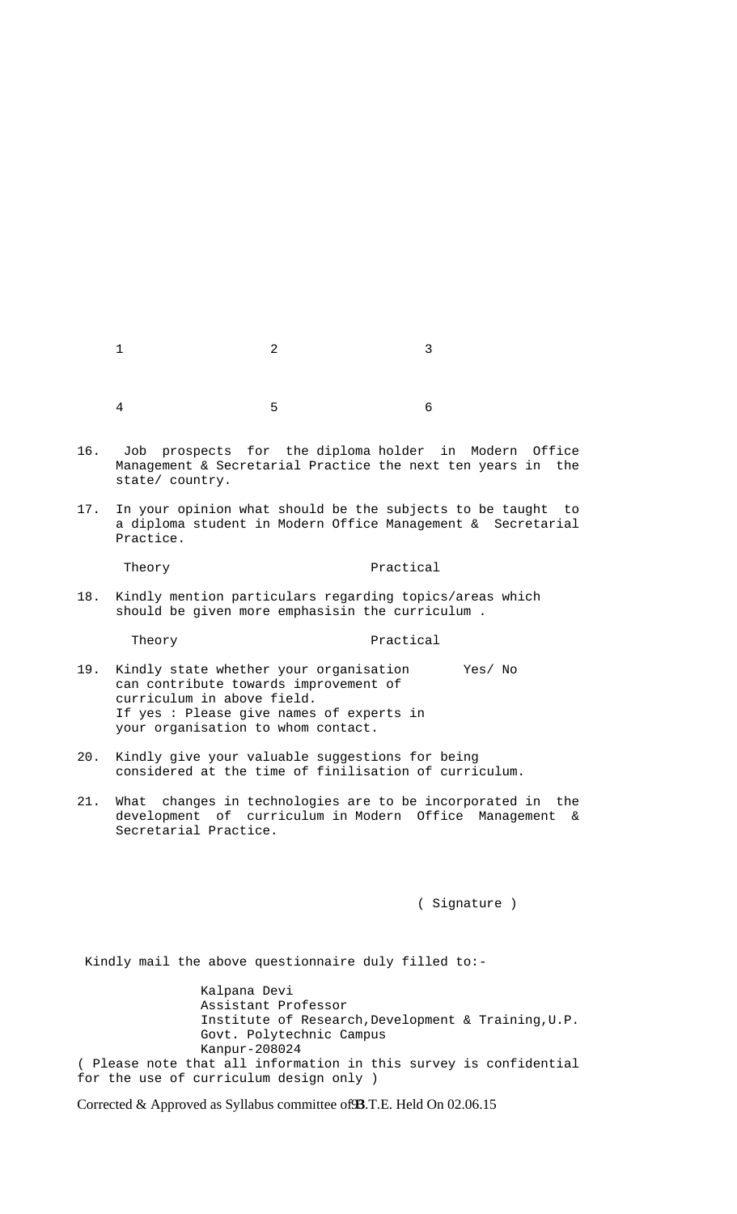1 2 3

4 5 6

16. Job prospects for the diploma holder in Modern Office Management & Secretarial Practice the next ten years in the state/ country.

17. In your opinion what should be the subjects to be taught to a diploma student in Modern Office Management & Secretarial Practice.

    Theory Practical

18. Kindly mention particulars regarding topics/areas which should be given more emphasisin the curriculum .

    Theory Practical

19. Kindly state whether your organisation can contribute towards improvement of curriculum in above field. Yes/ No
    If yes : Please give names of experts in your organisation to whom contact.

20. Kindly give your valuable suggestions for being considered at the time of finilisation of curriculum.

21. What changes in technologies are to be incorporated in the development of curriculum in Modern Office Management & Secretarial Practice.

( Signature )

Kindly mail the above questionnaire duly filled to:-

Kalpana Devi
Assistant Professor
Institute of Research,Development & Training,U.P.
Govt. Polytechnic Campus
Kanpur-208024

( Please note that all information in this survey is confidential for the use of curriculum design only )

Corrected & Approved as Syllabus committee of B.T.E. Held On 02.06.15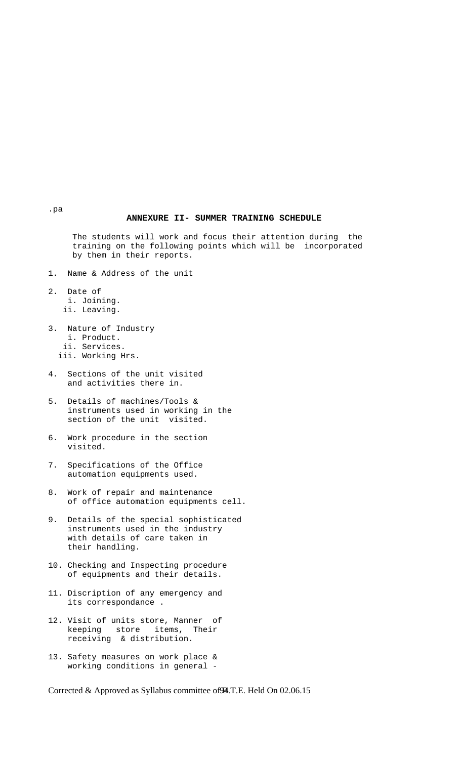.pa

## ANNEXURE II- SUMMER TRAINING SCHEDULE

The students will work and focus their attention during the training on the following points which will be incorporated by them in their reports.

1. Name & Address of the unit

2. Date of
   i. Joining.
   ii. Leaving.

3. Nature of Industry
   i. Product.
   ii. Services.
   iii. Working Hrs.

4. Sections of the unit visited and activities there in.

5. Details of machines/Tools & instruments used in working in the section of the unit visited.

6. Work procedure in the section visited.

7. Specifications of the Office automation equipments used.

8. Work of repair and maintenance of office automation equipments cell.

9. Details of the special sophisticated instruments used in the industry with details of care taken in their handling.

10. Checking and Inspecting procedure of equipments and their details.

11. Discription of any emergency and its correspondance .

12. Visit of units store, Manner of keeping store items, Their receiving & distribution.

13. Safety measures on work place & working conditions in general -

Corrected & Approved as Syllabus committee of B.T.E. Held On 02.06.15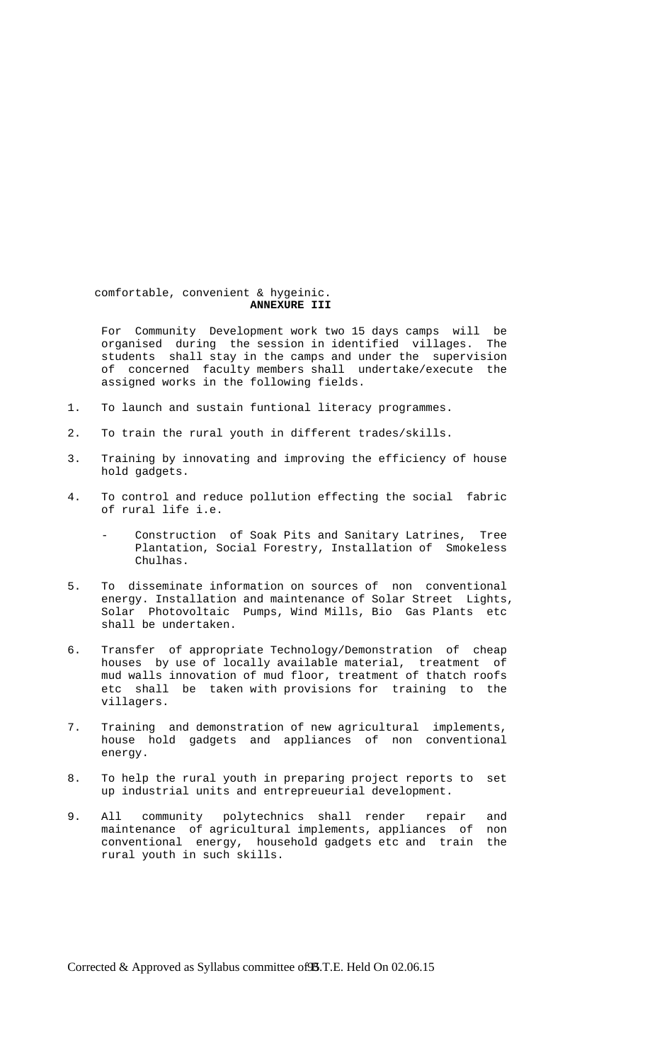comfortable, convenient & hygeinic.

## ANNEXURE III

For Community Development work two 15 days camps will be organised during the session in identified villages. The students shall stay in the camps and under the supervision of concerned faculty members shall undertake/execute the assigned works in the following fields.

1. To launch and sustain funtional literacy programmes.

2. To train the rural youth in different trades/skills.

3. Training by innovating and improving the efficiency of house hold gadgets.

4. To control and reduce pollution effecting the social fabric of rural life i.e.

   - Construction of Soak Pits and Sanitary Latrines, Tree Plantation, Social Forestry, Installation of Smokeless Chulhas.

5. To disseminate information on sources of non conventional energy. Installation and maintenance of Solar Street Lights, Solar Photovoltaic Pumps, Wind Mills, Bio Gas Plants etc shall be undertaken.

6. Transfer of appropriate Technology/Demonstration of cheap houses by use of locally available material, treatment of mud walls innovation of mud floor, treatment of thatch roofs etc shall be taken with provisions for training to the villagers.

7. Training and demonstration of new agricultural implements, house hold gadgets and appliances of non conventional energy.

8. To help the rural youth in preparing project reports to set up industrial units and entrepreueurial development.

9. All community polytechnics shall render repair and maintenance of agricultural implements, appliances of non conventional energy, household gadgets etc and train the rural youth in such skills.

Corrected & Approved as Syllabus committee of B.T.E. Held On 02.06.15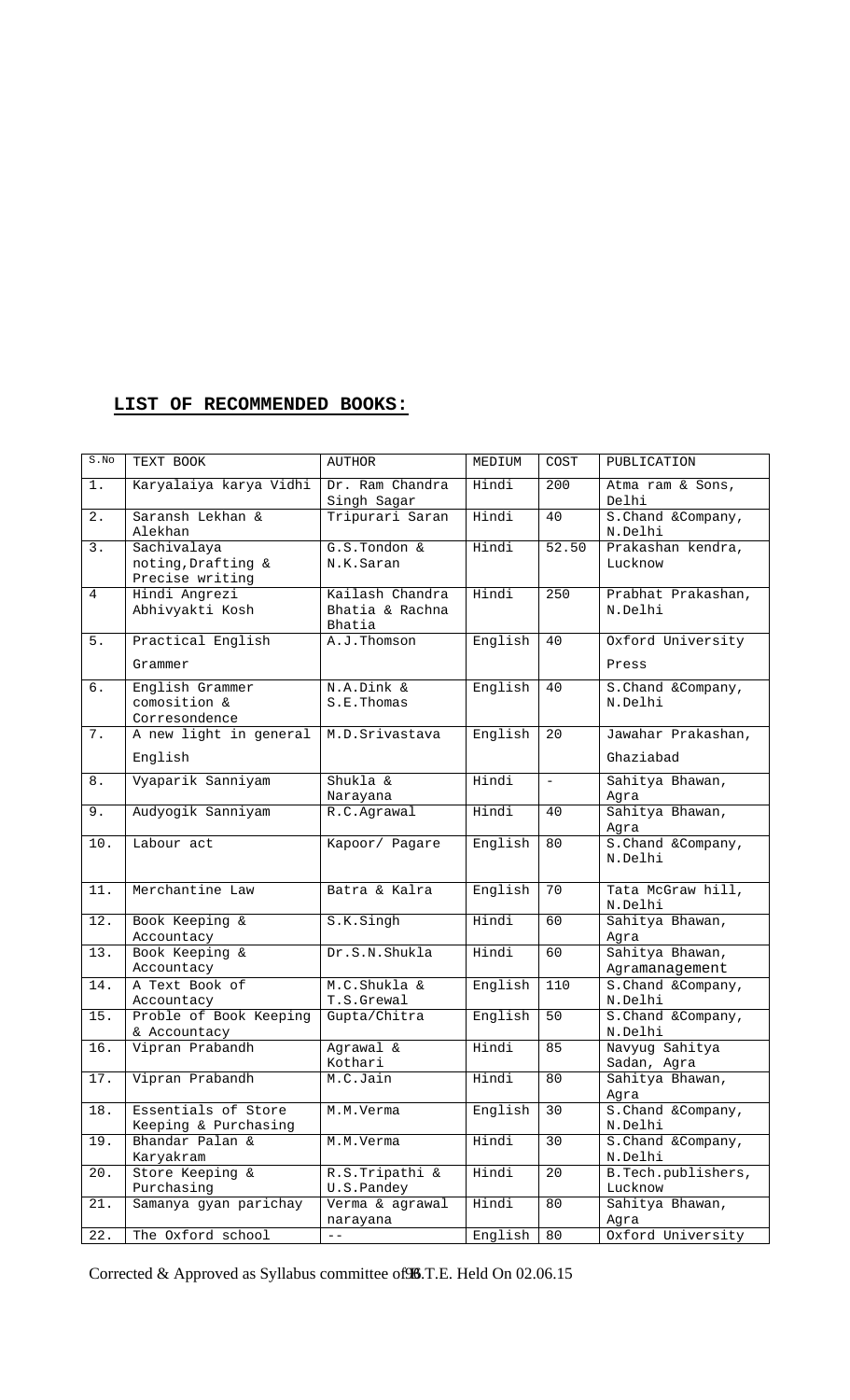## LIST OF RECOMMENDED BOOKS:

| S.No | TEXT BOOK | AUTHOR | MEDIUM | COST | PUBLICATION |
|---|---|---|---|---|---|
| 1. | Karyalaiya karya Vidhi | Dr. Ram Chandra Singh Sagar | Hindi | 200 | Atma ram & Sons, Delhi |
| 2. | Saransh Lekhan & Alekhan | Tripurari Saran | Hindi | 40 | S.Chand &Company, N.Delhi |
| 3. | Sachivalaya noting,Drafting & Precise writing | G.S.Tondon & N.K.Saran | Hindi | 52.50 | Prakashan kendra, Lucknow |
| 4 | Hindi Angrezi Abhivyakti Kosh | Kailash Chandra Bhatia & Rachna Bhatia | Hindi | 250 | Prabhat Prakashan, N.Delhi |
| 5. | Practical English Grammer | A.J.Thomson | English | 40 | Oxford University Press |
| 6. | English Grammer comosition & Corresondence | N.A.Dink & S.E.Thomas | English | 40 | S.Chand &Company, N.Delhi |
| 7. | A new light in general English | M.D.Srivastava | English | 20 | Jawahar Prakashan, Ghaziabad |
| 8. | Vyaparik Sanniyam | Shukla & Narayana | Hindi | - | Sahitya Bhawan, Agra |
| 9. | Audyogik Sanniyam | R.C.Agrawal | Hindi | 40 | Sahitya Bhawan, Agra |
| 10. | Labour act | Kapoor/ Pagare | English | 80 | S.Chand &Company, N.Delhi |
| 11. | Merchantine Law | Batra & Kalra | English | 70 | Tata McGraw hill, N.Delhi |
| 12. | Book Keeping & Accountacy | S.K.Singh | Hindi | 60 | Sahitya Bhawan, Agra |
| 13. | Book Keeping & Accountacy | Dr.S.N.Shukla | Hindi | 60 | Sahitya Bhawan, Agramanagement |
| 14. | A Text Book of Accountacy | M.C.Shukla & T.S.Grewal | English | 110 | S.Chand &Company, N.Delhi |
| 15. | Proble of Book Keeping & Accountacy | Gupta/Chitra | English | 50 | S.Chand &Company, N.Delhi |
| 16. | Vipran Prabandh | Agrawal & Kothari | Hindi | 85 | Navyug Sahitya Sadan, Agra |
| 17. | Vipran Prabandh | M.C.Jain | Hindi | 80 | Sahitya Bhawan, Agra |
| 18. | Essentials of Store Keeping & Purchasing | M.M.Verma | English | 30 | S.Chand &Company, N.Delhi |
| 19. | Bhandar Palan & Karyakram | M.M.Verma | Hindi | 30 | S.Chand &Company, N.Delhi |
| 20. | Store Keeping & Purchasing | R.S.Tripathi & U.S.Pandey | Hindi | 20 | B.Tech.publishers, Lucknow |
| 21. | Samanya gyan parichay | Verma & agrawal narayana | Hindi | 80 | Sahitya Bhawan, Agra |
| 22. | The Oxford school | -- | English | 80 | Oxford University |

Corrected & Approved as Syllabus committee of B.T.E. Held On 02.06.15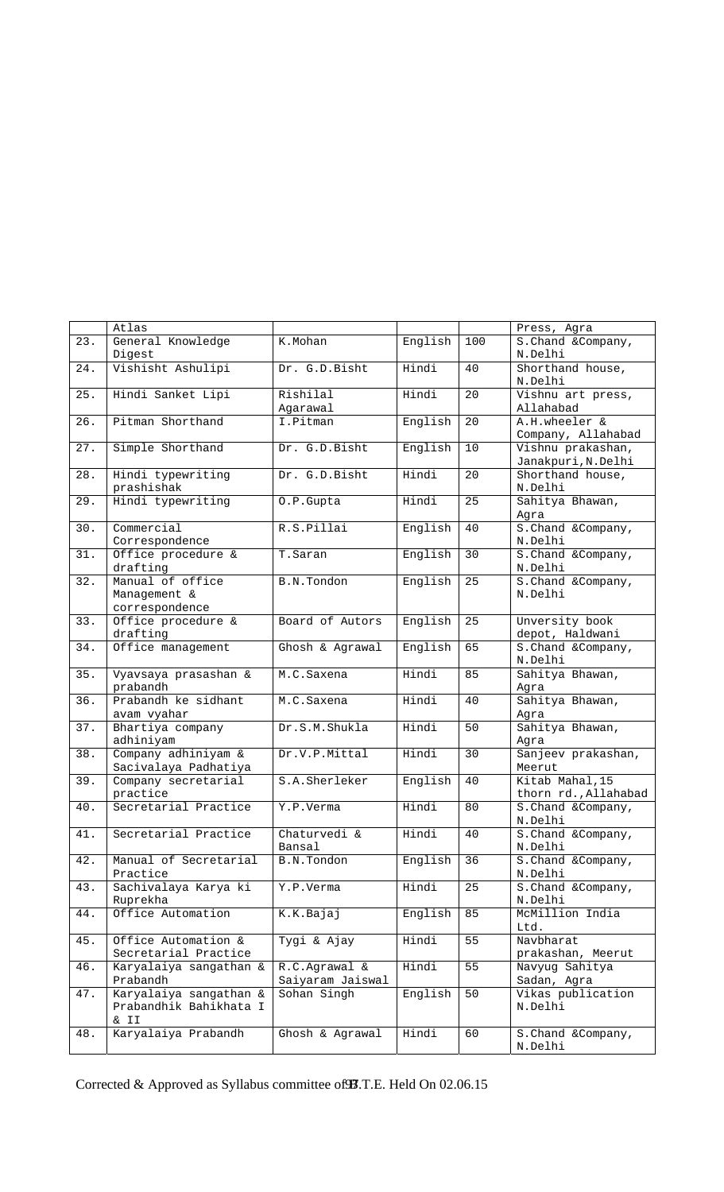|  | Atlas |  |  |  | Press, Agra |
|---|---|---|---|---|---|
| 23. | General Knowledge Digest | K.Mohan | English | 100 | S.Chand &Company, N.Delhi |
| 24. | Vishisht Ashulipi | Dr. G.D.Bisht | Hindi | 40 | Shorthand house, N.Delhi |
| 25. | Hindi Sanket Lipi | Rishilal Agarawal | Hindi | 20 | Vishnu art press, Allahabad |
| 26. | Pitman Shorthand | I.Pitman | English | 20 | A.H.wheeler & Company, Allahabad |
| 27. | Simple Shorthand | Dr. G.D.Bisht | English | 10 | Vishnu prakashan, Janakpuri,N.Delhi |
| 28. | Hindi typewriting prashishak | Dr. G.D.Bisht | Hindi | 20 | Shorthand house, N.Delhi |
| 29. | Hindi typewriting | O.P.Gupta | Hindi | 25 | Sahitya Bhawan, Agra |
| 30. | Commercial Correspondence | R.S.Pillai | English | 40 | S.Chand &Company, N.Delhi |
| 31. | Office procedure & drafting | T.Saran | English | 30 | S.Chand &Company, N.Delhi |
| 32. | Manual of office Management & correspondence | B.N.Tondon | English | 25 | S.Chand &Company, N.Delhi |
| 33. | Office procedure & drafting | Board of Autors | English | 25 | Unversity book depot, Haldwani |
| 34. | Office management | Ghosh & Agrawal | English | 65 | S.Chand &Company, N.Delhi |
| 35. | Vyavsaya prasashan & prabandh | M.C.Saxena | Hindi | 85 | Sahitya Bhawan, Agra |
| 36. | Prabandh ke sidhant avam vyahar | M.C.Saxena | Hindi | 40 | Sahitya Bhawan, Agra |
| 37. | Bhartiya company adhiniyam | Dr.S.M.Shukla | Hindi | 50 | Sahitya Bhawan, Agra |
| 38. | Company adhiniyam & Sacivalaya Padhatiya | Dr.V.P.Mittal | Hindi | 30 | Sanjeev prakashan, Meerut |
| 39. | Company secretarial practice | S.A.Sherleker | English | 40 | Kitab Mahal,15 thorn rd.,Allahabad |
| 40. | Secretarial Practice | Y.P.Verma | Hindi | 80 | S.Chand &Company, N.Delhi |
| 41. | Secretarial Practice | Chaturvedi & Bansal | Hindi | 40 | S.Chand &Company, N.Delhi |
| 42. | Manual of Secretarial Practice | B.N.Tondon | English | 36 | S.Chand &Company, N.Delhi |
| 43. | Sachivalaya Karya ki Ruprekha | Y.P.Verma | Hindi | 25 | S.Chand &Company, N.Delhi |
| 44. | Office Automation | K.K.Bajaj | English | 85 | McMillion India Ltd. |
| 45. | Office Automation & Secretarial Practice | Tygi & Ajay | Hindi | 55 | Navbharat prakashan, Meerut |
| 46. | Karyalaiya sangathan & Prabandh | R.C.Agrawal & Saiyaram Jaiswal | Hindi | 55 | Navyug Sahitya Sadan, Agra |
| 47. | Karyalaiya sangathan & Prabandhik Bahikhata I & II | Sohan Singh | English | 50 | Vikas publication N.Delhi |
| 48. | Karyalaiya Prabandh | Ghosh & Agrawal | Hindi | 60 | S.Chand &Company, N.Delhi |

Corrected & Approved as Syllabus committee of B.T.E. Held On 02.06.15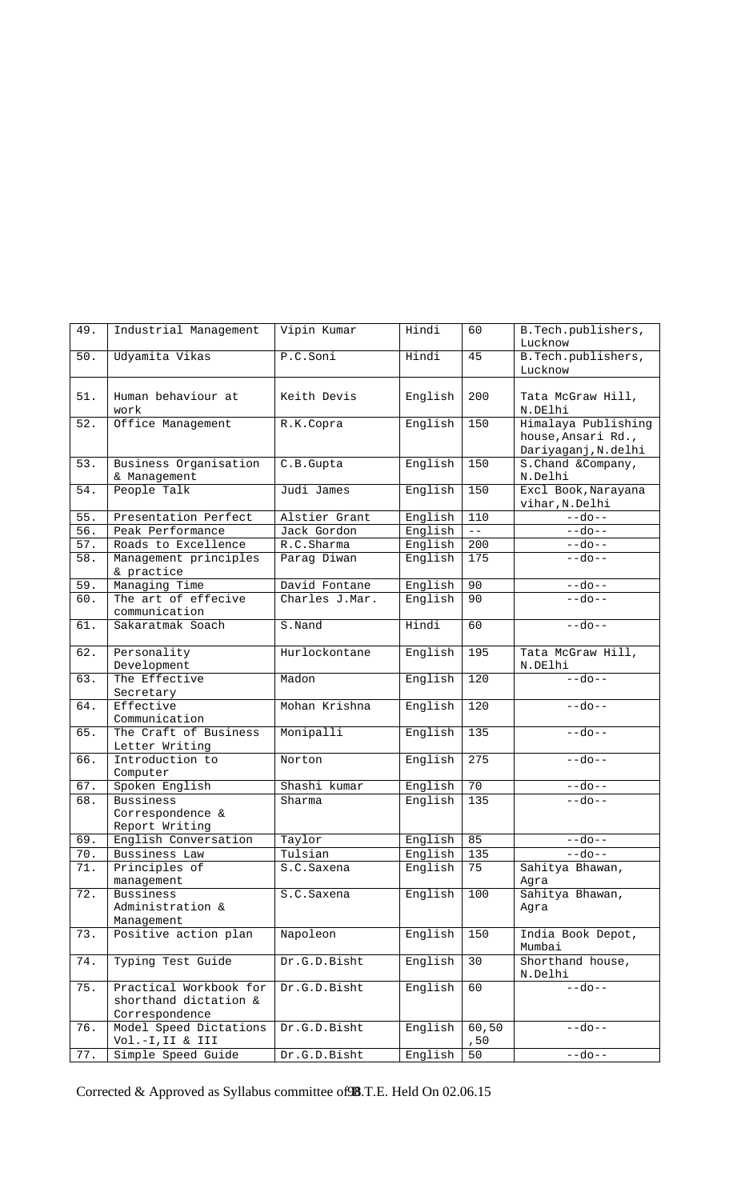| 49. | Industrial Management | Vipin Kumar | Hindi | 60 | B.Tech.publishers, Lucknow |
|---|---|---|---|---|---|
| 50. | Udyamita Vikas | P.C.Soni | Hindi | 45 | B.Tech.publishers, Lucknow |
| 51. | Human behaviour at work | Keith Devis | English | 200 | Tata McGraw Hill, N.DElhi |
| 52. | Office Management | R.K.Copra | English | 150 | Himalaya Publishing house,Ansari Rd., Dariyaganj,N.delhi |
| 53. | Business Organisation & Management | C.B.Gupta | English | 150 | S.Chand &Company, N.Delhi |
| 54. | People Talk | Judi James | English | 150 | Excl Book,Narayana vihar,N.Delhi |
| 55. | Presentation Perfect | Alstier Grant | English | 110 | --do-- |
| 56. | Peak Performance | Jack Gordon | English | -- | --do-- |
| 57. | Roads to Excellence | R.C.Sharma | English | 200 | --do-- |
| 58. | Management principles & practice | Parag Diwan | English | 175 | --do-- |
| 59. | Managing Time | David Fontane | English | 90 | --do-- |
| 60. | The art of effecive communication | Charles J.Mar. | English | 90 | --do-- |
| 61. | Sakaratmak Soach | S.Nand | Hindi | 60 | --do-- |
| 62. | Personality Development | Hurlockontane | English | 195 | Tata McGraw Hill, N.DElhi |
| 63. | The Effective Secretary | Madon | English | 120 | --do-- |
| 64. | Effective Communication | Mohan Krishna | English | 120 | --do-- |
| 65. | The Craft of Business Letter Writing | Monipalli | English | 135 | --do-- |
| 66. | Introduction to Computer | Norton | English | 275 | --do-- |
| 67. | Spoken English | Shashi kumar | English | 70 | --do-- |
| 68. | Bussiness Correspondence & Report Writing | Sharma | English | 135 | --do-- |
| 69. | English Conversation | Taylor | English | 85 | --do-- |
| 70. | Bussiness Law | Tulsian | English | 135 | --do-- |
| 71. | Principles of management | S.C.Saxena | English | 75 | Sahitya Bhawan, Agra |
| 72. | Bussiness Administration & Management | S.C.Saxena | English | 100 | Sahitya Bhawan, Agra |
| 73. | Positive action plan | Napoleon | English | 150 | India Book Depot, Mumbai |
| 74. | Typing Test Guide | Dr.G.D.Bisht | English | 30 | Shorthand house, N.Delhi |
| 75. | Practical Workbook for shorthand dictation & Correspondence | Dr.G.D.Bisht | English | 60 | --do-- |
| 76. | Model Speed Dictations Vol.-I,II & III | Dr.G.D.Bisht | English | 60,50,50 | --do-- |
| 77. | Simple Speed Guide | Dr.G.D.Bisht | English | 50 | --do-- |

Corrected & Approved as Syllabus committee of B.T.E. Held On 02.06.15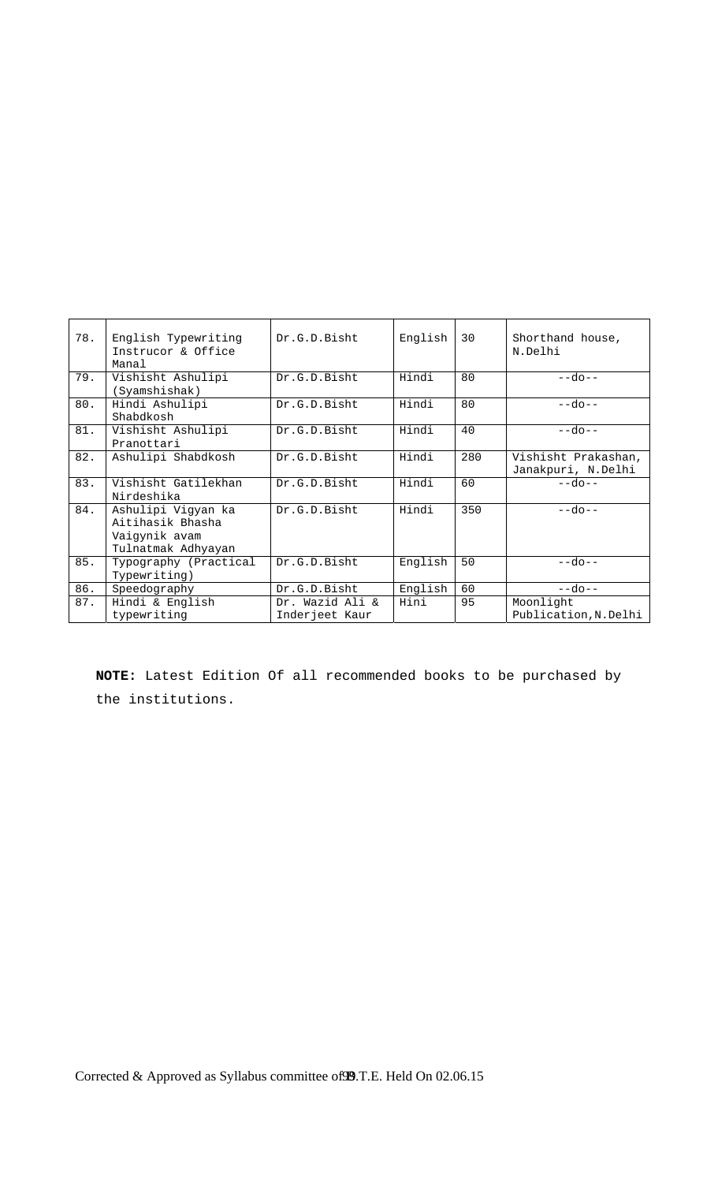| | | | | | |
|---|---|---|---|---|---|
| 78. | English Typewriting Instrucor & Office Manal | Dr.G.D.Bisht | English | 30 | Shorthand house, N.Delhi |
| 79. | Vishisht Ashulipi (Syamshishak) | Dr.G.D.Bisht | Hindi | 80 | --do-- |
| 80. | Hindi Ashulipi Shabdkosh | Dr.G.D.Bisht | Hindi | 80 | --do-- |
| 81. | Vishisht Ashulipi Pranottari | Dr.G.D.Bisht | Hindi | 40 | --do-- |
| 82. | Ashulipi Shabdkosh | Dr.G.D.Bisht | Hindi | 280 | Vishisht Prakashan, Janakpuri, N.Delhi |
| 83. | Vishisht Gatilekhan Nirdeshika | Dr.G.D.Bisht | Hindi | 60 | --do-- |
| 84. | Ashulipi Vigyan ka Aitihasik Bhasha Vaigynik avam Tulnatmak Adhyayan | Dr.G.D.Bisht | Hindi | 350 | --do-- |
| 85. | Typography (Practical Typewriting) | Dr.G.D.Bisht | English | 50 | --do-- |
| 86. | Speedography | Dr.G.D.Bisht | English | 60 | --do-- |
| 87. | Hindi & English typewriting | Dr. Wazid Ali & Inderjeet Kaur | Hini | 95 | Moonlight Publication,N.Delhi |

**NOTE:** Latest Edition Of all recommended books to be purchased by the institutions.

Corrected & Approved as Syllabus committee of B.T.E. Held On 02.06.15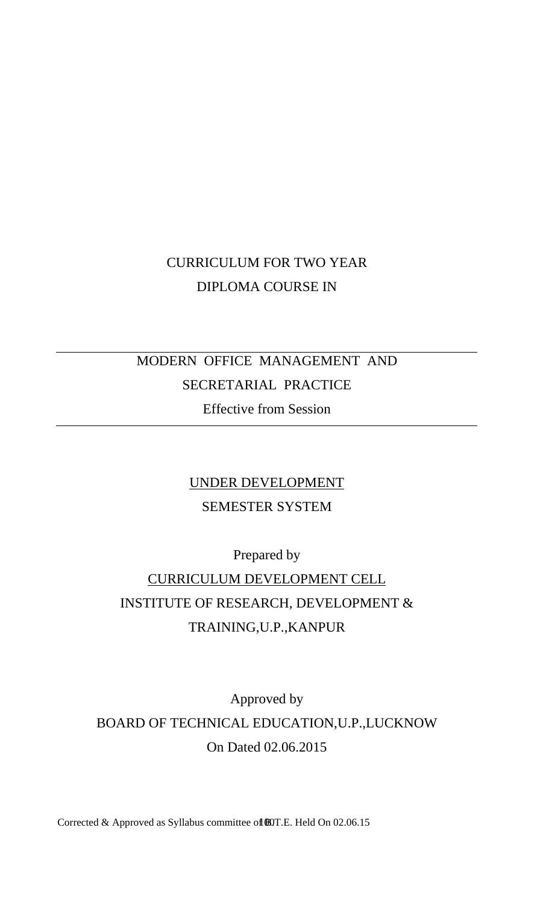CURRICULUM FOR TWO YEAR

DIPLOMA COURSE IN

---

MODERN OFFICE MANAGEMENT AND

SECRETARIAL PRACTICE

Effective from Session

---

UNDER DEVELOPMENT

SEMESTER SYSTEM

Prepared by

CURRICULUM DEVELOPMENT CELL

INSTITUTE OF RESEARCH, DEVELOPMENT &

TRAINING,U.P.,KANPUR

Approved by

BOARD OF TECHNICAL EDUCATION,U.P.,LUCKNOW

On Dated 02.06.2015

Corrected & Approved as Syllabus committee of B.T.E. Held On 02.06.15